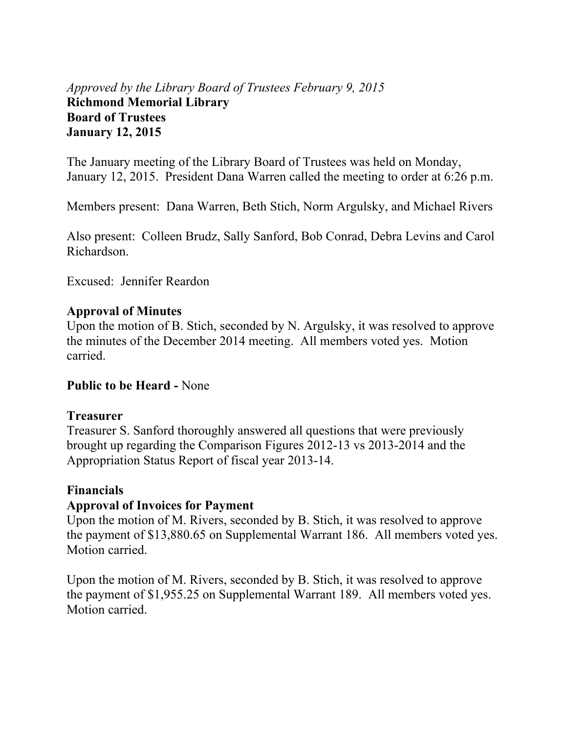*Approved by the Library Board of Trustees February 9, 2015*

**Richmond Memorial Library**
**Board of Trustees**
**January 12, 2015**

The January meeting of the Library Board of Trustees was held on Monday, January 12, 2015. President Dana Warren called the meeting to order at 6:26 p.m.

Members present: Dana Warren, Beth Stich, Norm Argulsky, and Michael Rivers

Also present: Colleen Brudz, Sally Sanford, Bob Conrad, Debra Levins and Carol Richardson.

Excused: Jennifer Reardon

**Approval of Minutes**

Upon the motion of B. Stich, seconded by N. Argulsky, it was resolved to approve the minutes of the December 2014 meeting. All members voted yes. Motion carried.

**Public to be Heard -** None

**Treasurer**

Treasurer S. Sanford thoroughly answered all questions that were previously brought up regarding the Comparison Figures 2012-13 vs 2013-2014 and the Appropriation Status Report of fiscal year 2013-14.

**Financials**

**Approval of Invoices for Payment**

Upon the motion of M. Rivers, seconded by B. Stich, it was resolved to approve the payment of $13,880.65 on Supplemental Warrant 186. All members voted yes. Motion carried.

Upon the motion of M. Rivers, seconded by B. Stich, it was resolved to approve the payment of $1,955.25 on Supplemental Warrant 189. All members voted yes. Motion carried.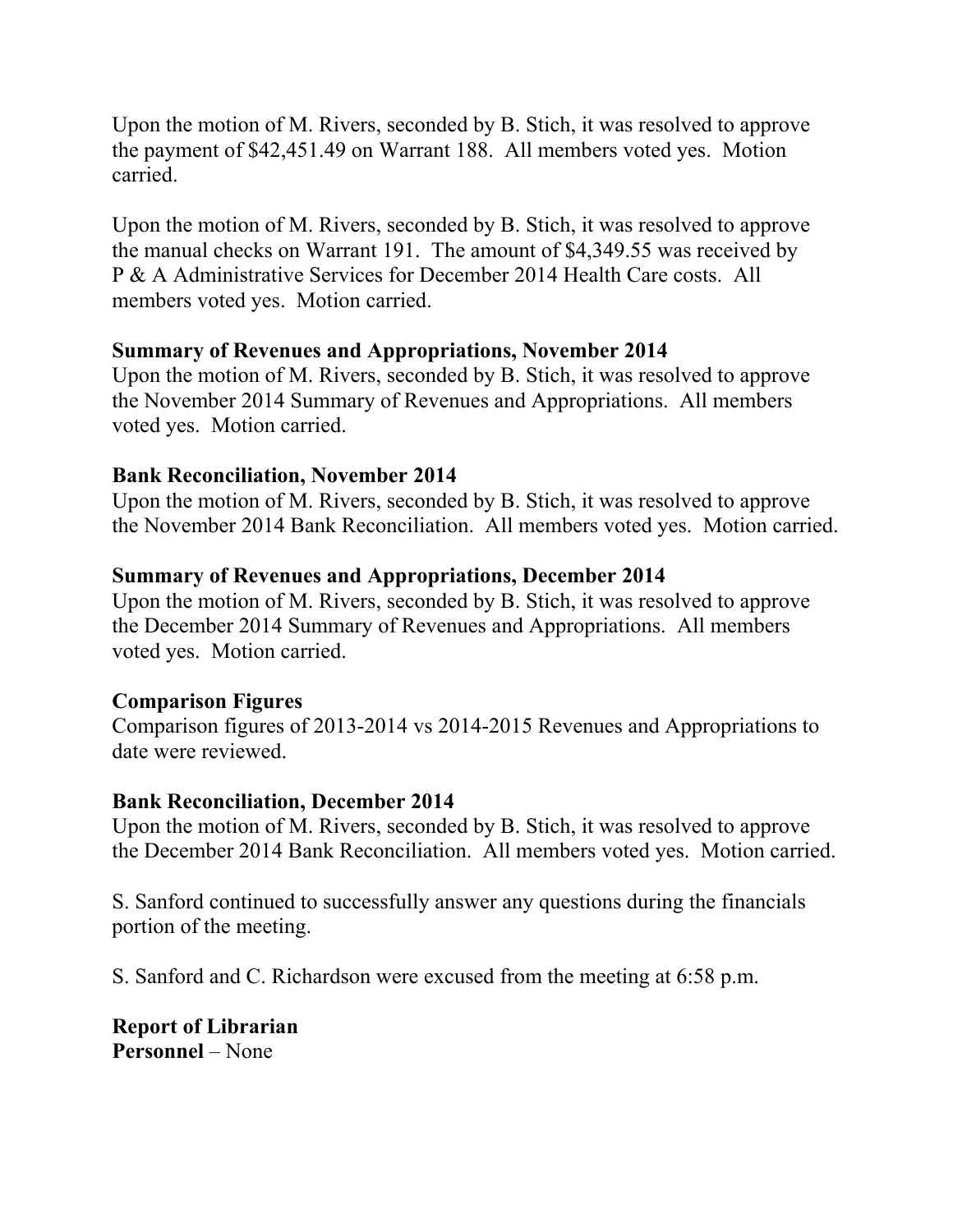Upon the motion of M. Rivers, seconded by B. Stich, it was resolved to approve the payment of $42,451.49 on Warrant 188. All members voted yes. Motion carried.

Upon the motion of M. Rivers, seconded by B. Stich, it was resolved to approve the manual checks on Warrant 191. The amount of $4,349.55 was received by P & A Administrative Services for December 2014 Health Care costs. All members voted yes. Motion carried.

**Summary of Revenues and Appropriations, November 2014**
Upon the motion of M. Rivers, seconded by B. Stich, it was resolved to approve the November 2014 Summary of Revenues and Appropriations. All members voted yes. Motion carried.

**Bank Reconciliation, November 2014**
Upon the motion of M. Rivers, seconded by B. Stich, it was resolved to approve the November 2014 Bank Reconciliation. All members voted yes. Motion carried.

**Summary of Revenues and Appropriations, December 2014**
Upon the motion of M. Rivers, seconded by B. Stich, it was resolved to approve the December 2014 Summary of Revenues and Appropriations. All members voted yes. Motion carried.

**Comparison Figures**
Comparison figures of 2013-2014 vs 2014-2015 Revenues and Appropriations to date were reviewed.

**Bank Reconciliation, December 2014**
Upon the motion of M. Rivers, seconded by B. Stich, it was resolved to approve the December 2014 Bank Reconciliation. All members voted yes. Motion carried.

S. Sanford continued to successfully answer any questions during the financials portion of the meeting.

S. Sanford and C. Richardson were excused from the meeting at 6:58 p.m.

**Report of Librarian**
**Personnel** – None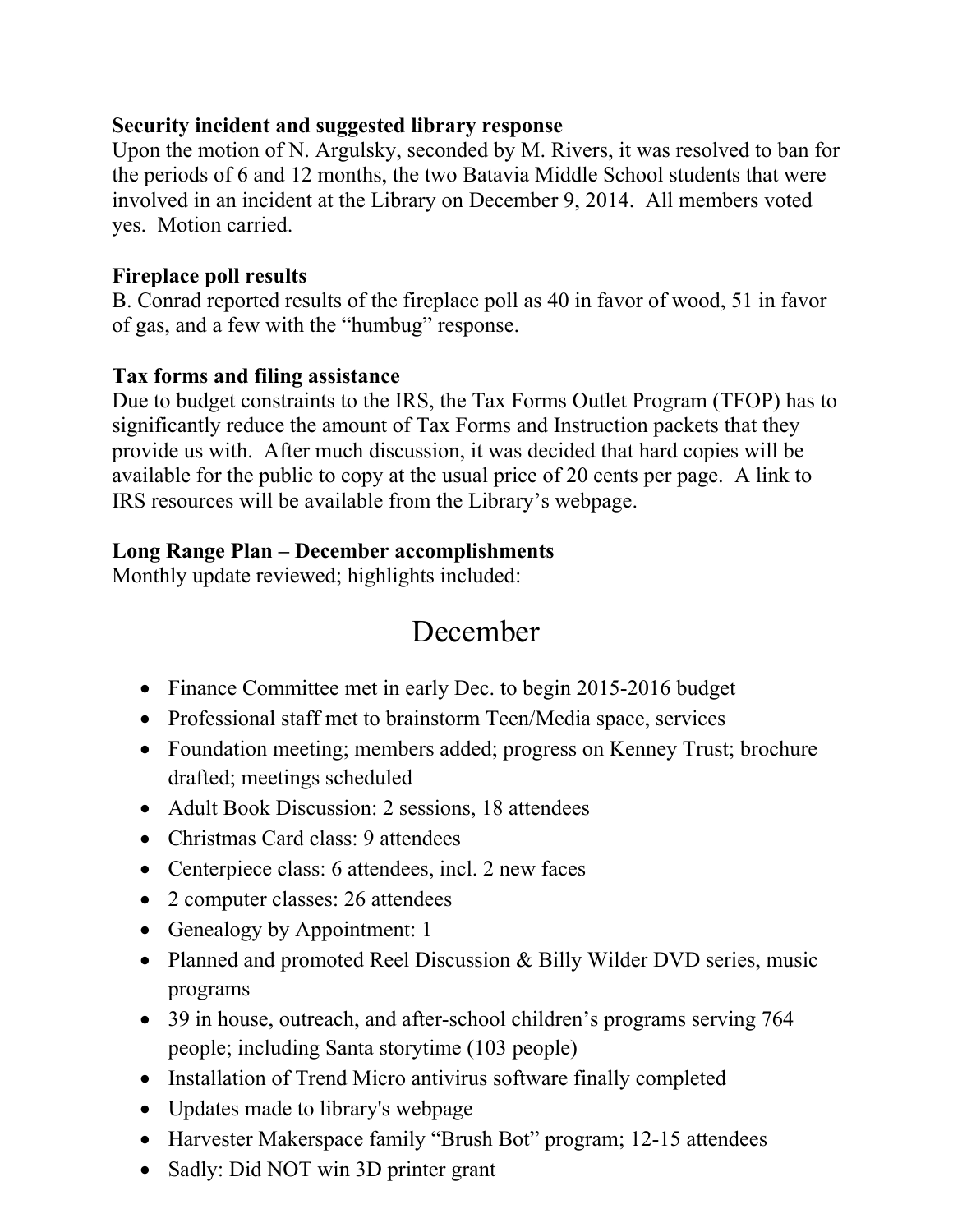**Security incident and suggested library response**
Upon the motion of N. Argulsky, seconded by M. Rivers, it was resolved to ban for the periods of 6 and 12 months, the two Batavia Middle School students that were involved in an incident at the Library on December 9, 2014. All members voted yes. Motion carried.

**Fireplace poll results**
B. Conrad reported results of the fireplace poll as 40 in favor of wood, 51 in favor of gas, and a few with the "humbug" response.

**Tax forms and filing assistance**
Due to budget constraints to the IRS, the Tax Forms Outlet Program (TFOP) has to significantly reduce the amount of Tax Forms and Instruction packets that they provide us with. After much discussion, it was decided that hard copies will be available for the public to copy at the usual price of 20 cents per page. A link to IRS resources will be available from the Library's webpage.

**Long Range Plan – December accomplishments**
Monthly update reviewed; highlights included:

# December

- Finance Committee met in early Dec. to begin 2015-2016 budget
- Professional staff met to brainstorm Teen/Media space, services
- Foundation meeting; members added; progress on Kenney Trust; brochure drafted; meetings scheduled
- Adult Book Discussion: 2 sessions, 18 attendees
- Christmas Card class: 9 attendees
- Centerpiece class: 6 attendees, incl. 2 new faces
- 2 computer classes: 26 attendees
- Genealogy by Appointment: 1
- Planned and promoted Reel Discussion & Billy Wilder DVD series, music programs
- 39 in house, outreach, and after-school children's programs serving 764 people; including Santa storytime (103 people)
- Installation of Trend Micro antivirus software finally completed
- Updates made to library's webpage
- Harvester Makerspace family "Brush Bot" program; 12-15 attendees
- Sadly: Did NOT win 3D printer grant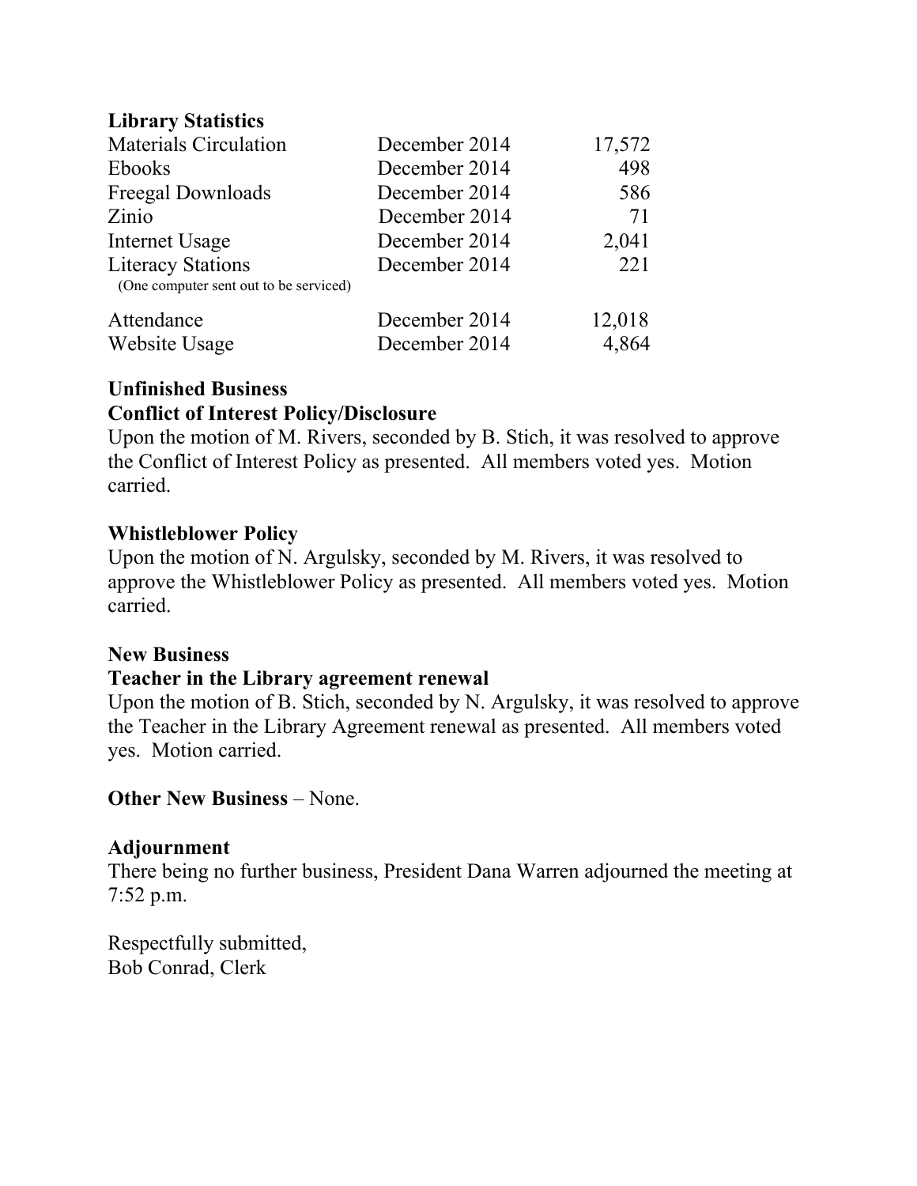**Library Statistics**

| | | |
|---|---|---|
| Materials Circulation | December 2014 | 17,572 |
| Ebooks | December 2014 | 498 |
| Freegal Downloads | December 2014 | 586 |
| Zinio | December 2014 | 71 |
| Internet Usage | December 2014 | 2,041 |
| Literacy Stations (One computer sent out to be serviced) | December 2014 | 221 |
| Attendance | December 2014 | 12,018 |
| Website Usage | December 2014 | 4,864 |

**Unfinished Business**

**Conflict of Interest Policy/Disclosure**

Upon the motion of M. Rivers, seconded by B. Stich, it was resolved to approve the Conflict of Interest Policy as presented. All members voted yes. Motion carried.

**Whistleblower Policy**

Upon the motion of N. Argulsky, seconded by M. Rivers, it was resolved to approve the Whistleblower Policy as presented. All members voted yes. Motion carried.

**New Business**

**Teacher in the Library agreement renewal**

Upon the motion of B. Stich, seconded by N. Argulsky, it was resolved to approve the Teacher in the Library Agreement renewal as presented. All members voted yes. Motion carried.

**Other New Business** – None.

**Adjournment**

There being no further business, President Dana Warren adjourned the meeting at 7:52 p.m.

Respectfully submitted,
Bob Conrad, Clerk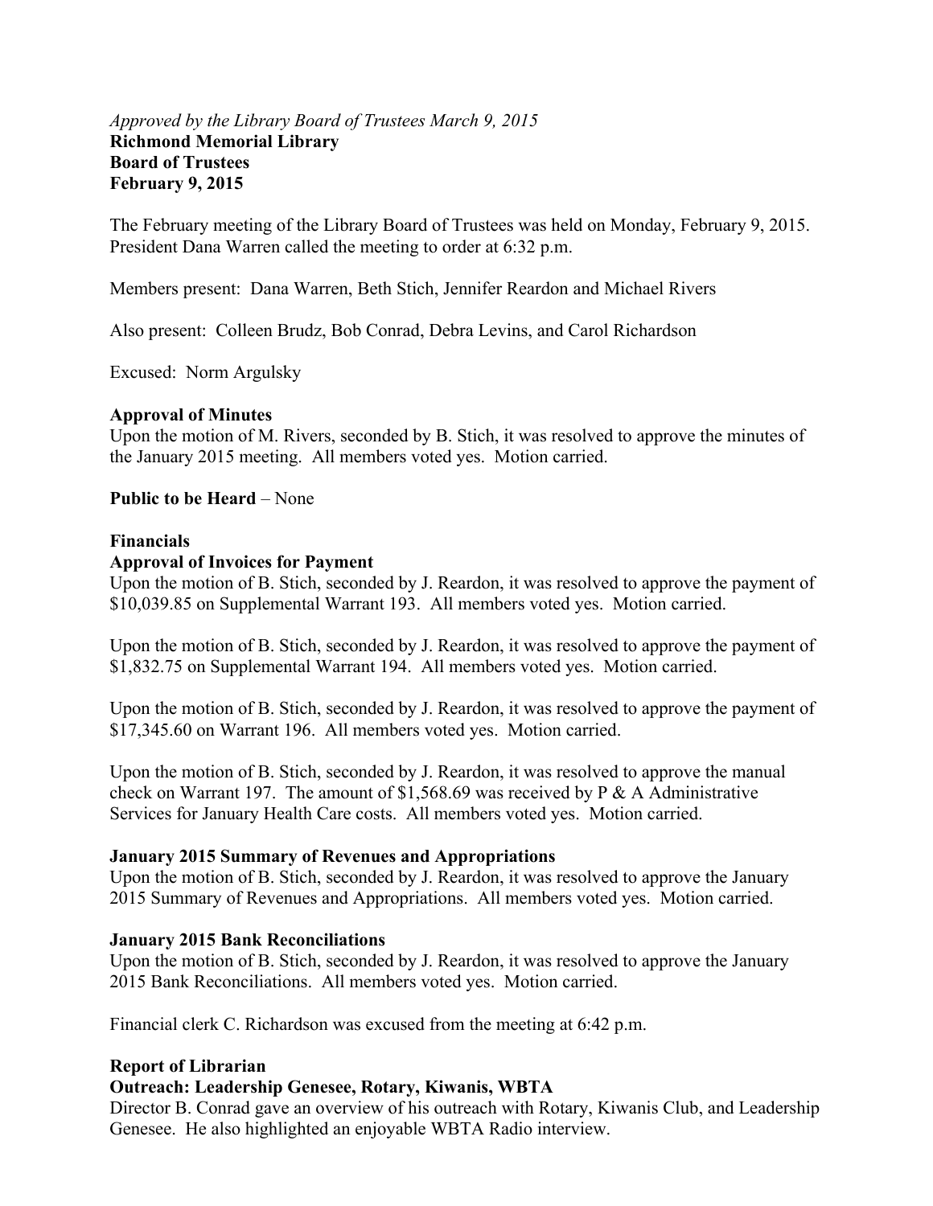*Approved by the Library Board of Trustees March 9, 2015*
**Richmond Memorial Library**
**Board of Trustees**
**February 9, 2015**

The February meeting of the Library Board of Trustees was held on Monday, February 9, 2015. President Dana Warren called the meeting to order at 6:32 p.m.

Members present: Dana Warren, Beth Stich, Jennifer Reardon and Michael Rivers

Also present: Colleen Brudz, Bob Conrad, Debra Levins, and Carol Richardson

Excused: Norm Argulsky

**Approval of Minutes**
Upon the motion of M. Rivers, seconded by B. Stich, it was resolved to approve the minutes of the January 2015 meeting. All members voted yes. Motion carried.

**Public to be Heard** – None

**Financials**
**Approval of Invoices for Payment**
Upon the motion of B. Stich, seconded by J. Reardon, it was resolved to approve the payment of $10,039.85 on Supplemental Warrant 193. All members voted yes. Motion carried.

Upon the motion of B. Stich, seconded by J. Reardon, it was resolved to approve the payment of $1,832.75 on Supplemental Warrant 194. All members voted yes. Motion carried.

Upon the motion of B. Stich, seconded by J. Reardon, it was resolved to approve the payment of $17,345.60 on Warrant 196. All members voted yes. Motion carried.

Upon the motion of B. Stich, seconded by J. Reardon, it was resolved to approve the manual check on Warrant 197. The amount of $1,568.69 was received by P & A Administrative Services for January Health Care costs. All members voted yes. Motion carried.

**January 2015 Summary of Revenues and Appropriations**
Upon the motion of B. Stich, seconded by J. Reardon, it was resolved to approve the January 2015 Summary of Revenues and Appropriations. All members voted yes. Motion carried.

**January 2015 Bank Reconciliations**
Upon the motion of B. Stich, seconded by J. Reardon, it was resolved to approve the January 2015 Bank Reconciliations. All members voted yes. Motion carried.

Financial clerk C. Richardson was excused from the meeting at 6:42 p.m.

**Report of Librarian**
**Outreach: Leadership Genesee, Rotary, Kiwanis, WBTA**
Director B. Conrad gave an overview of his outreach with Rotary, Kiwanis Club, and Leadership Genesee. He also highlighted an enjoyable WBTA Radio interview.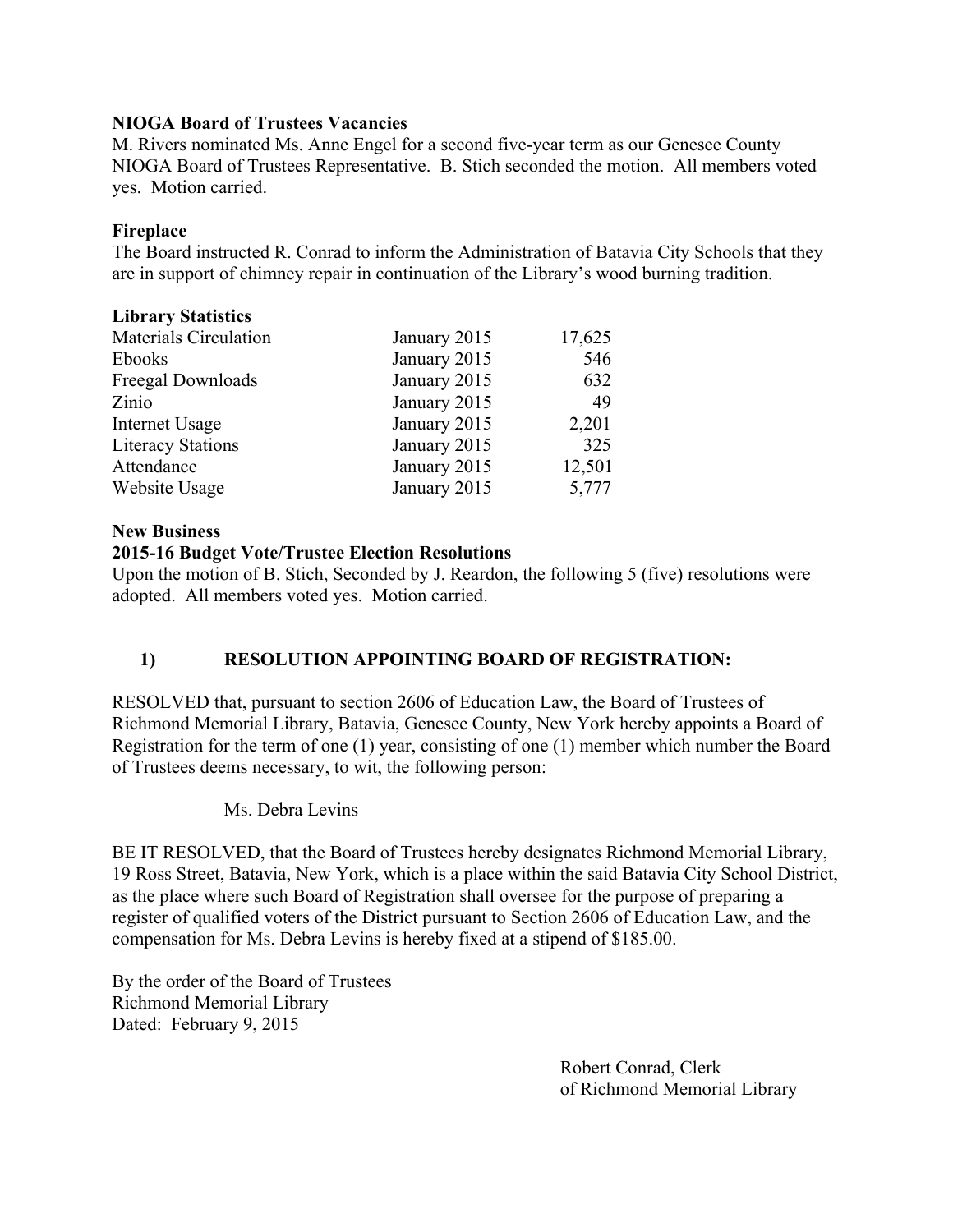**NIOGA Board of Trustees Vacancies**

M. Rivers nominated Ms. Anne Engel for a second five-year term as our Genesee County NIOGA Board of Trustees Representative. B. Stich seconded the motion. All members voted yes. Motion carried.

**Fireplace**

The Board instructed R. Conrad to inform the Administration of Batavia City Schools that they are in support of chimney repair in continuation of the Library's wood burning tradition.

**Library Statistics**

| | | |
|---|---|---|
| Materials Circulation | January 2015 | 17,625 |
| Ebooks | January 2015 | 546 |
| Freegal Downloads | January 2015 | 632 |
| Zinio | January 2015 | 49 |
| Internet Usage | January 2015 | 2,201 |
| Literacy Stations | January 2015 | 325 |
| Attendance | January 2015 | 12,501 |
| Website Usage | January 2015 | 5,777 |

**New Business**

**2015-16 Budget Vote/Trustee Election Resolutions**

Upon the motion of B. Stich, Seconded by J. Reardon, the following 5 (five) resolutions were adopted. All members voted yes. Motion carried.

**1) RESOLUTION APPOINTING BOARD OF REGISTRATION:**

RESOLVED that, pursuant to section 2606 of Education Law, the Board of Trustees of Richmond Memorial Library, Batavia, Genesee County, New York hereby appoints a Board of Registration for the term of one (1) year, consisting of one (1) member which number the Board of Trustees deems necessary, to wit, the following person:

Ms. Debra Levins

BE IT RESOLVED, that the Board of Trustees hereby designates Richmond Memorial Library, 19 Ross Street, Batavia, New York, which is a place within the said Batavia City School District, as the place where such Board of Registration shall oversee for the purpose of preparing a register of qualified voters of the District pursuant to Section 2606 of Education Law, and the compensation for Ms. Debra Levins is hereby fixed at a stipend of $185.00.

By the order of the Board of Trustees
Richmond Memorial Library
Dated: February 9, 2015

Robert Conrad, Clerk
of Richmond Memorial Library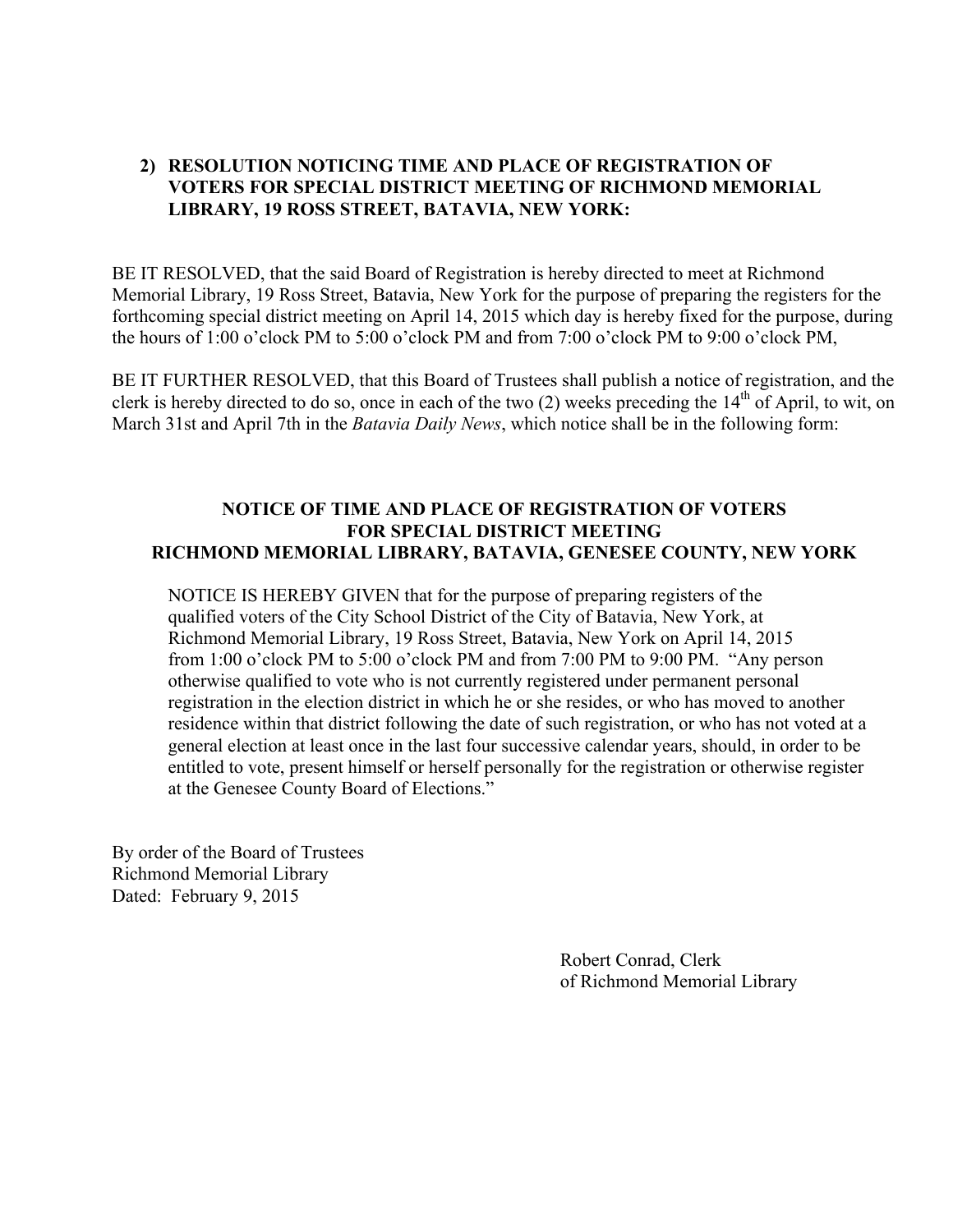**2) RESOLUTION NOTICING TIME AND PLACE OF REGISTRATION OF VOTERS FOR SPECIAL DISTRICT MEETING OF RICHMOND MEMORIAL LIBRARY, 19 ROSS STREET, BATAVIA, NEW YORK:**

BE IT RESOLVED, that the said Board of Registration is hereby directed to meet at Richmond Memorial Library, 19 Ross Street, Batavia, New York for the purpose of preparing the registers for the forthcoming special district meeting on April 14, 2015 which day is hereby fixed for the purpose, during the hours of 1:00 o'clock PM to 5:00 o'clock PM and from 7:00 o'clock PM to 9:00 o'clock PM,

BE IT FURTHER RESOLVED, that this Board of Trustees shall publish a notice of registration, and the clerk is hereby directed to do so, once in each of the two (2) weeks preceding the 14th of April, to wit, on March 31st and April 7th in the *Batavia Daily News*, which notice shall be in the following form:

**NOTICE OF TIME AND PLACE OF REGISTRATION OF VOTERS FOR SPECIAL DISTRICT MEETING RICHMOND MEMORIAL LIBRARY, BATAVIA, GENESEE COUNTY, NEW YORK**

NOTICE IS HEREBY GIVEN that for the purpose of preparing registers of the qualified voters of the City School District of the City of Batavia, New York, at Richmond Memorial Library, 19 Ross Street, Batavia, New York on April 14, 2015 from 1:00 o'clock PM to 5:00 o'clock PM and from 7:00 PM to 9:00 PM. "Any person otherwise qualified to vote who is not currently registered under permanent personal registration in the election district in which he or she resides, or who has moved to another residence within that district following the date of such registration, or who has not voted at a general election at least once in the last four successive calendar years, should, in order to be entitled to vote, present himself or herself personally for the registration or otherwise register at the Genesee County Board of Elections."

By order of the Board of Trustees
Richmond Memorial Library
Dated: February 9, 2015

Robert Conrad, Clerk
of Richmond Memorial Library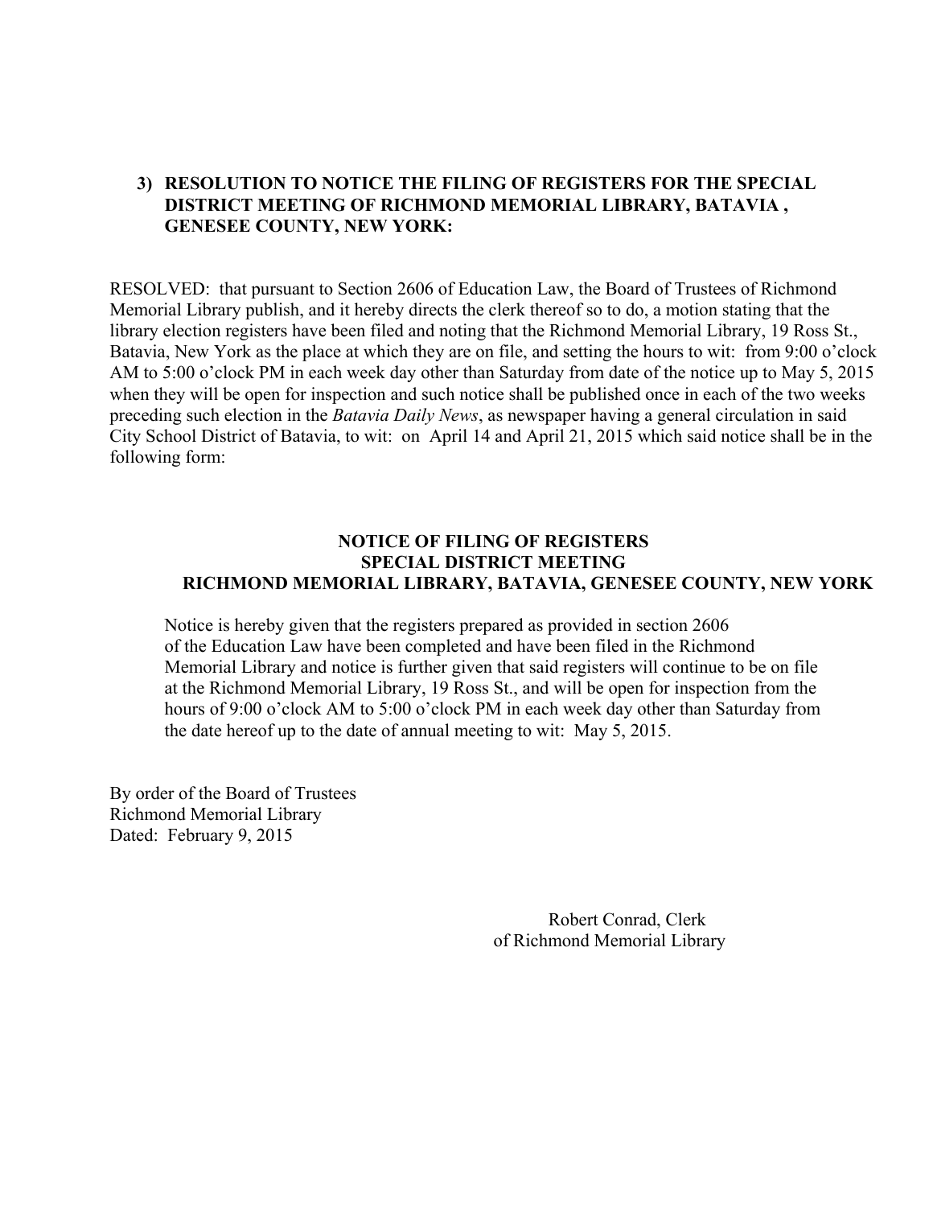### 3) RESOLUTION TO NOTICE THE FILING OF REGISTERS FOR THE SPECIAL DISTRICT MEETING OF RICHMOND MEMORIAL LIBRARY, BATAVIA , GENESEE COUNTY, NEW YORK:

RESOLVED: that pursuant to Section 2606 of Education Law, the Board of Trustees of Richmond Memorial Library publish, and it hereby directs the clerk thereof so to do, a motion stating that the library election registers have been filed and noting that the Richmond Memorial Library, 19 Ross St., Batavia, New York as the place at which they are on file, and setting the hours to wit: from 9:00 o'clock AM to 5:00 o'clock PM in each week day other than Saturday from date of the notice up to May 5, 2015 when they will be open for inspection and such notice shall be published once in each of the two weeks preceding such election in the *Batavia Daily News*, as newspaper having a general circulation in said City School District of Batavia, to wit: on April 14 and April 21, 2015 which said notice shall be in the following form:

**NOTICE OF FILING OF REGISTERS**
**SPECIAL DISTRICT MEETING**
**RICHMOND MEMORIAL LIBRARY, BATAVIA, GENESEE COUNTY, NEW YORK**

Notice is hereby given that the registers prepared as provided in section 2606 of the Education Law have been completed and have been filed in the Richmond Memorial Library and notice is further given that said registers will continue to be on file at the Richmond Memorial Library, 19 Ross St., and will be open for inspection from the hours of 9:00 o'clock AM to 5:00 o'clock PM in each week day other than Saturday from the date hereof up to the date of annual meeting to wit: May 5, 2015.

By order of the Board of Trustees
Richmond Memorial Library
Dated: February 9, 2015

Robert Conrad, Clerk
of Richmond Memorial Library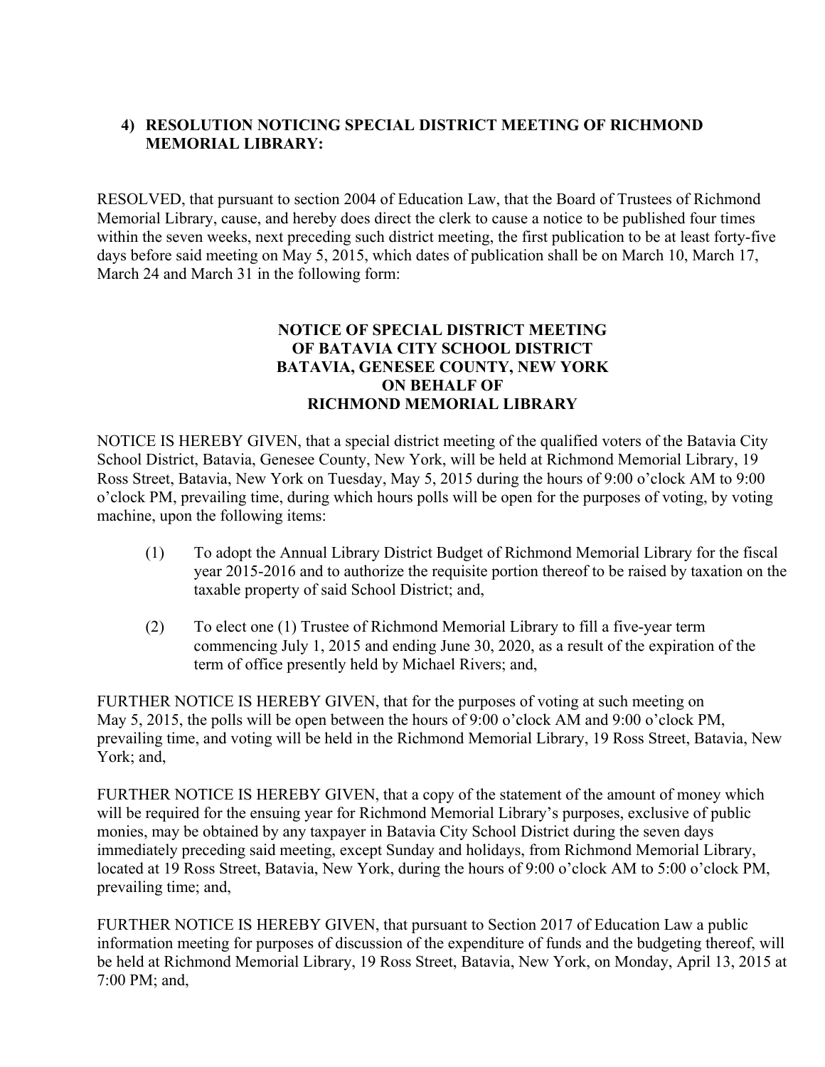**4) RESOLUTION NOTICING SPECIAL DISTRICT MEETING OF RICHMOND MEMORIAL LIBRARY:**

RESOLVED, that pursuant to section 2004 of Education Law, that the Board of Trustees of Richmond Memorial Library, cause, and hereby does direct the clerk to cause a notice to be published four times within the seven weeks, next preceding such district meeting, the first publication to be at least forty-five days before said meeting on May 5, 2015, which dates of publication shall be on March 10, March 17, March 24 and March 31 in the following form:

**NOTICE OF SPECIAL DISTRICT MEETING**
**OF BATAVIA CITY SCHOOL DISTRICT**
**BATAVIA, GENESEE COUNTY, NEW YORK**
**ON BEHALF OF**
**RICHMOND MEMORIAL LIBRARY**

NOTICE IS HEREBY GIVEN, that a special district meeting of the qualified voters of the Batavia City School District, Batavia, Genesee County, New York, will be held at Richmond Memorial Library, 19 Ross Street, Batavia, New York on Tuesday, May 5, 2015 during the hours of 9:00 o'clock AM to 9:00 o'clock PM, prevailing time, during which hours polls will be open for the purposes of voting, by voting machine, upon the following items:

(1) To adopt the Annual Library District Budget of Richmond Memorial Library for the fiscal year 2015-2016 and to authorize the requisite portion thereof to be raised by taxation on the taxable property of said School District; and,

(2) To elect one (1) Trustee of Richmond Memorial Library to fill a five-year term commencing July 1, 2015 and ending June 30, 2020, as a result of the expiration of the term of office presently held by Michael Rivers; and,

FURTHER NOTICE IS HEREBY GIVEN, that for the purposes of voting at such meeting on May 5, 2015, the polls will be open between the hours of 9:00 o'clock AM and 9:00 o'clock PM, prevailing time, and voting will be held in the Richmond Memorial Library, 19 Ross Street, Batavia, New York; and,

FURTHER NOTICE IS HEREBY GIVEN, that a copy of the statement of the amount of money which will be required for the ensuing year for Richmond Memorial Library's purposes, exclusive of public monies, may be obtained by any taxpayer in Batavia City School District during the seven days immediately preceding said meeting, except Sunday and holidays, from Richmond Memorial Library, located at 19 Ross Street, Batavia, New York, during the hours of 9:00 o'clock AM to 5:00 o'clock PM, prevailing time; and,

FURTHER NOTICE IS HEREBY GIVEN, that pursuant to Section 2017 of Education Law a public information meeting for purposes of discussion of the expenditure of funds and the budgeting thereof, will be held at Richmond Memorial Library, 19 Ross Street, Batavia, New York, on Monday, April 13, 2015 at 7:00 PM; and,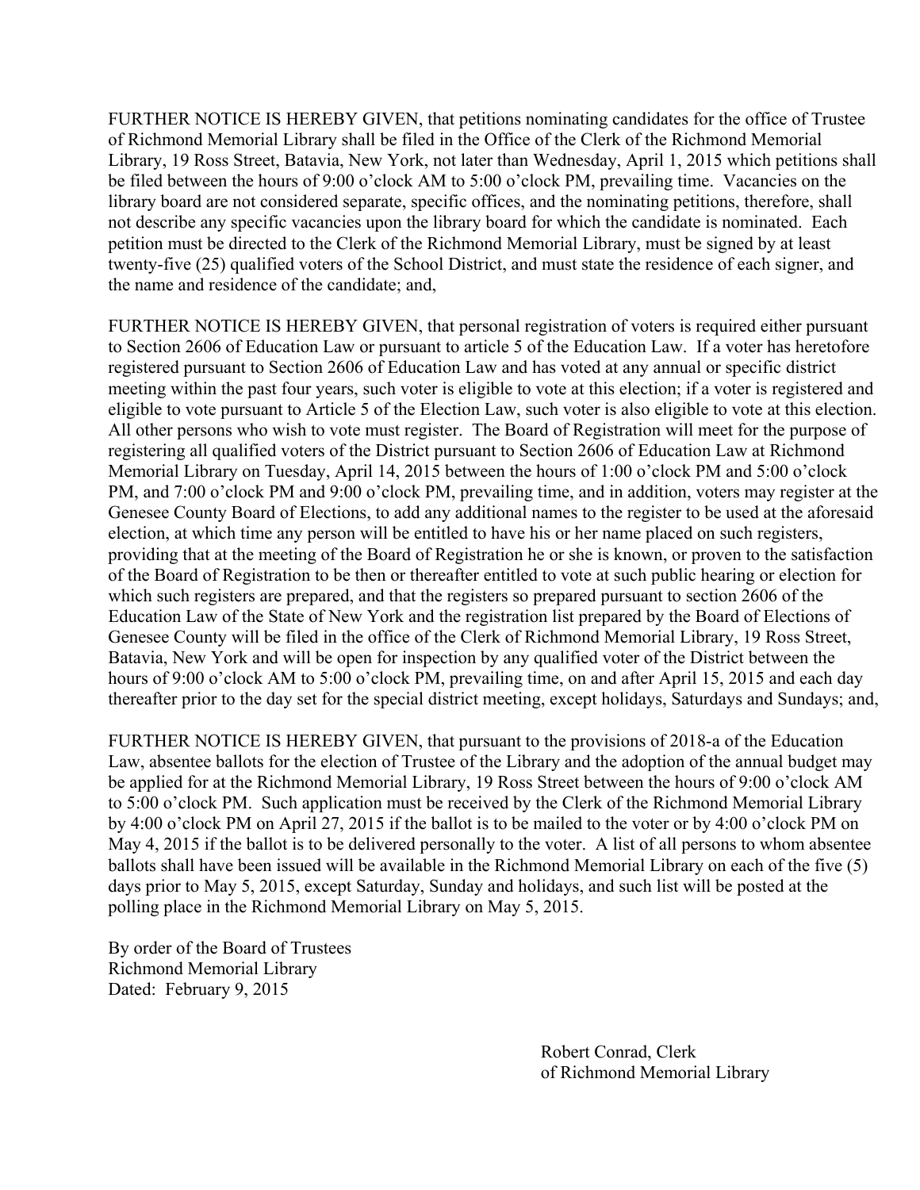FURTHER NOTICE IS HEREBY GIVEN, that petitions nominating candidates for the office of Trustee of Richmond Memorial Library shall be filed in the Office of the Clerk of the Richmond Memorial Library, 19 Ross Street, Batavia, New York, not later than Wednesday, April 1, 2015 which petitions shall be filed between the hours of 9:00 o'clock AM to 5:00 o'clock PM, prevailing time. Vacancies on the library board are not considered separate, specific offices, and the nominating petitions, therefore, shall not describe any specific vacancies upon the library board for which the candidate is nominated. Each petition must be directed to the Clerk of the Richmond Memorial Library, must be signed by at least twenty-five (25) qualified voters of the School District, and must state the residence of each signer, and the name and residence of the candidate; and,

FURTHER NOTICE IS HEREBY GIVEN, that personal registration of voters is required either pursuant to Section 2606 of Education Law or pursuant to article 5 of the Education Law. If a voter has heretofore registered pursuant to Section 2606 of Education Law and has voted at any annual or specific district meeting within the past four years, such voter is eligible to vote at this election; if a voter is registered and eligible to vote pursuant to Article 5 of the Election Law, such voter is also eligible to vote at this election. All other persons who wish to vote must register. The Board of Registration will meet for the purpose of registering all qualified voters of the District pursuant to Section 2606 of Education Law at Richmond Memorial Library on Tuesday, April 14, 2015 between the hours of 1:00 o'clock PM and 5:00 o'clock PM, and 7:00 o'clock PM and 9:00 o'clock PM, prevailing time, and in addition, voters may register at the Genesee County Board of Elections, to add any additional names to the register to be used at the aforesaid election, at which time any person will be entitled to have his or her name placed on such registers, providing that at the meeting of the Board of Registration he or she is known, or proven to the satisfaction of the Board of Registration to be then or thereafter entitled to vote at such public hearing or election for which such registers are prepared, and that the registers so prepared pursuant to section 2606 of the Education Law of the State of New York and the registration list prepared by the Board of Elections of Genesee County will be filed in the office of the Clerk of Richmond Memorial Library, 19 Ross Street, Batavia, New York and will be open for inspection by any qualified voter of the District between the hours of 9:00 o'clock AM to 5:00 o'clock PM, prevailing time, on and after April 15, 2015 and each day thereafter prior to the day set for the special district meeting, except holidays, Saturdays and Sundays; and,

FURTHER NOTICE IS HEREBY GIVEN, that pursuant to the provisions of 2018-a of the Education Law, absentee ballots for the election of Trustee of the Library and the adoption of the annual budget may be applied for at the Richmond Memorial Library, 19 Ross Street between the hours of 9:00 o'clock AM to 5:00 o'clock PM. Such application must be received by the Clerk of the Richmond Memorial Library by 4:00 o'clock PM on April 27, 2015 if the ballot is to be mailed to the voter or by 4:00 o'clock PM on May 4, 2015 if the ballot is to be delivered personally to the voter. A list of all persons to whom absentee ballots shall have been issued will be available in the Richmond Memorial Library on each of the five (5) days prior to May 5, 2015, except Saturday, Sunday and holidays, and such list will be posted at the polling place in the Richmond Memorial Library on May 5, 2015.

By order of the Board of Trustees
Richmond Memorial Library
Dated: February 9, 2015

Robert Conrad, Clerk
of Richmond Memorial Library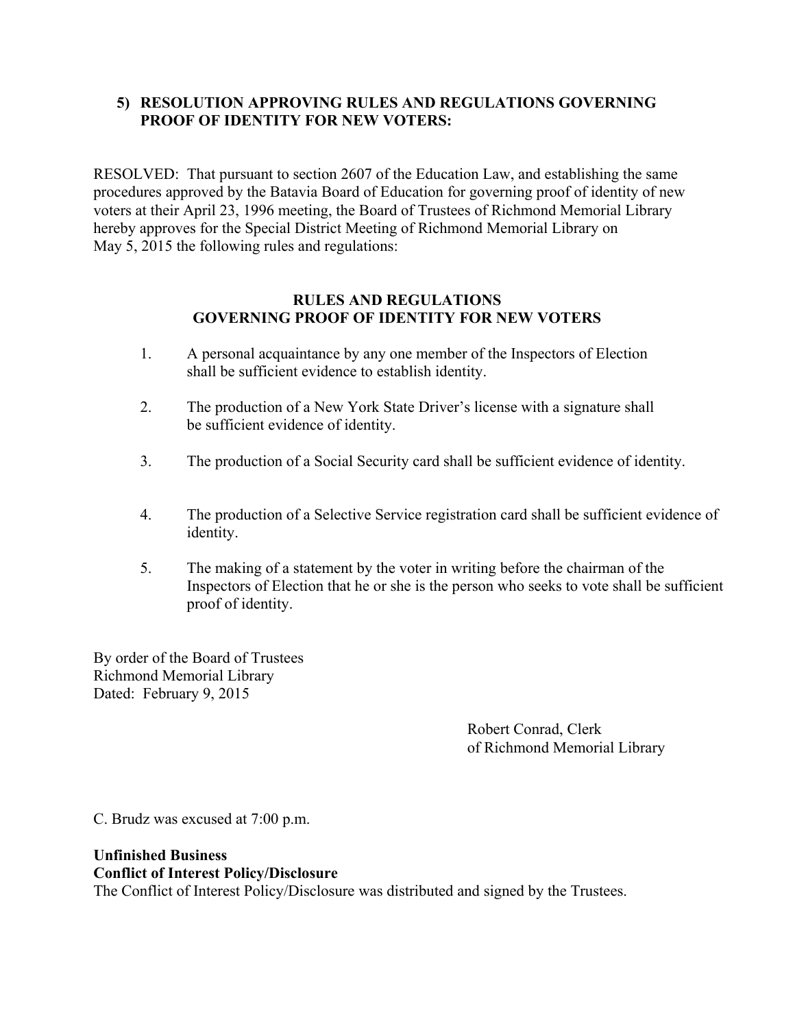**5) RESOLUTION APPROVING RULES AND REGULATIONS GOVERNING PROOF OF IDENTITY FOR NEW VOTERS:**

RESOLVED: That pursuant to section 2607 of the Education Law, and establishing the same procedures approved by the Batavia Board of Education for governing proof of identity of new voters at their April 23, 1996 meeting, the Board of Trustees of Richmond Memorial Library hereby approves for the Special District Meeting of Richmond Memorial Library on May 5, 2015 the following rules and regulations:

**RULES AND REGULATIONS**
**GOVERNING PROOF OF IDENTITY FOR NEW VOTERS**

1. A personal acquaintance by any one member of the Inspectors of Election shall be sufficient evidence to establish identity.

2. The production of a New York State Driver's license with a signature shall be sufficient evidence of identity.

3. The production of a Social Security card shall be sufficient evidence of identity.

4. The production of a Selective Service registration card shall be sufficient evidence of identity.

5. The making of a statement by the voter in writing before the chairman of the Inspectors of Election that he or she is the person who seeks to vote shall be sufficient proof of identity.

By order of the Board of Trustees
Richmond Memorial Library
Dated: February 9, 2015

Robert Conrad, Clerk
of Richmond Memorial Library

C. Brudz was excused at 7:00 p.m.

**Unfinished Business**

**Conflict of Interest Policy/Disclosure**

The Conflict of Interest Policy/Disclosure was distributed and signed by the Trustees.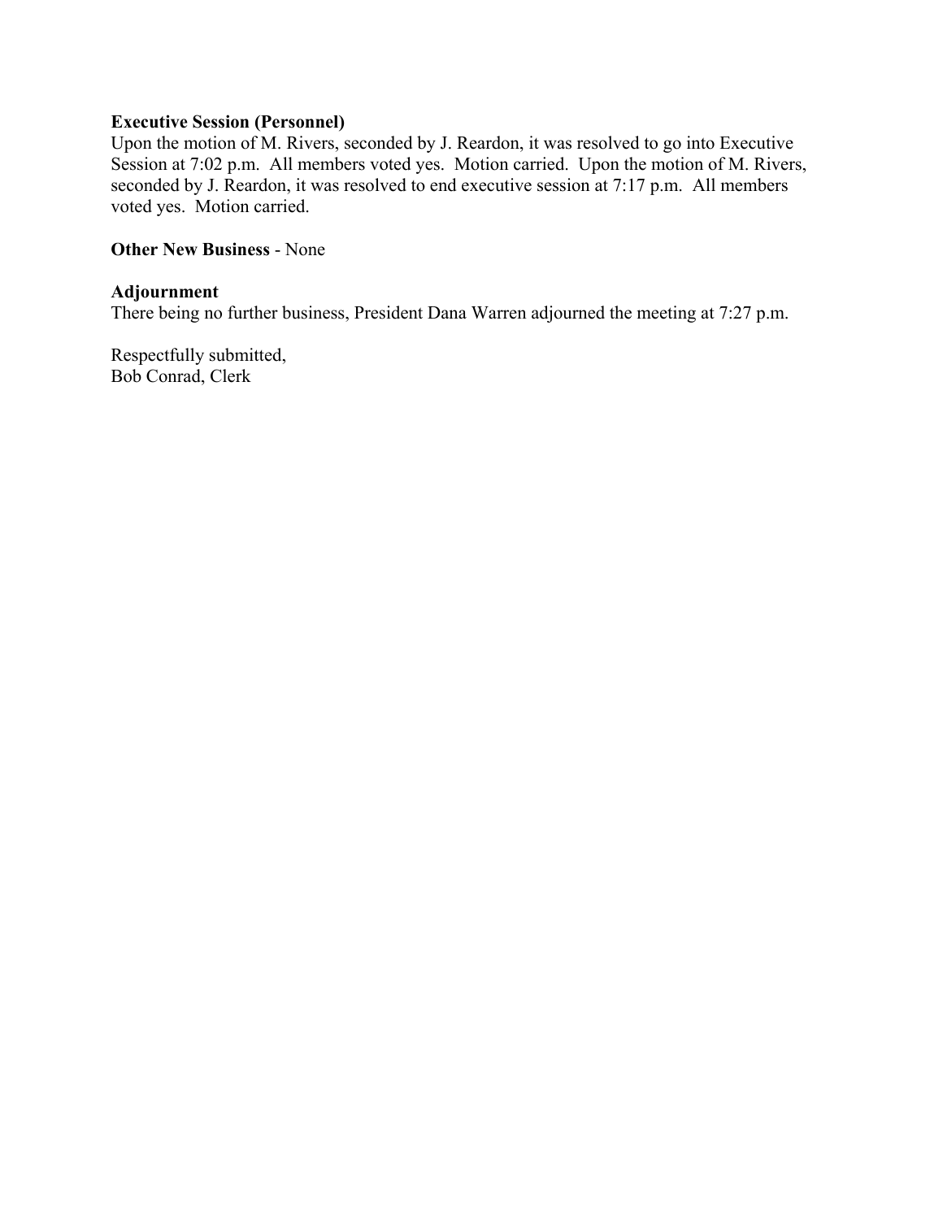**Executive Session (Personnel)**
Upon the motion of M. Rivers, seconded by J. Reardon, it was resolved to go into Executive Session at 7:02 p.m. All members voted yes. Motion carried. Upon the motion of M. Rivers, seconded by J. Reardon, it was resolved to end executive session at 7:17 p.m. All members voted yes. Motion carried.

**Other New Business** - None

**Adjournment**
There being no further business, President Dana Warren adjourned the meeting at 7:27 p.m.

Respectfully submitted,
Bob Conrad, Clerk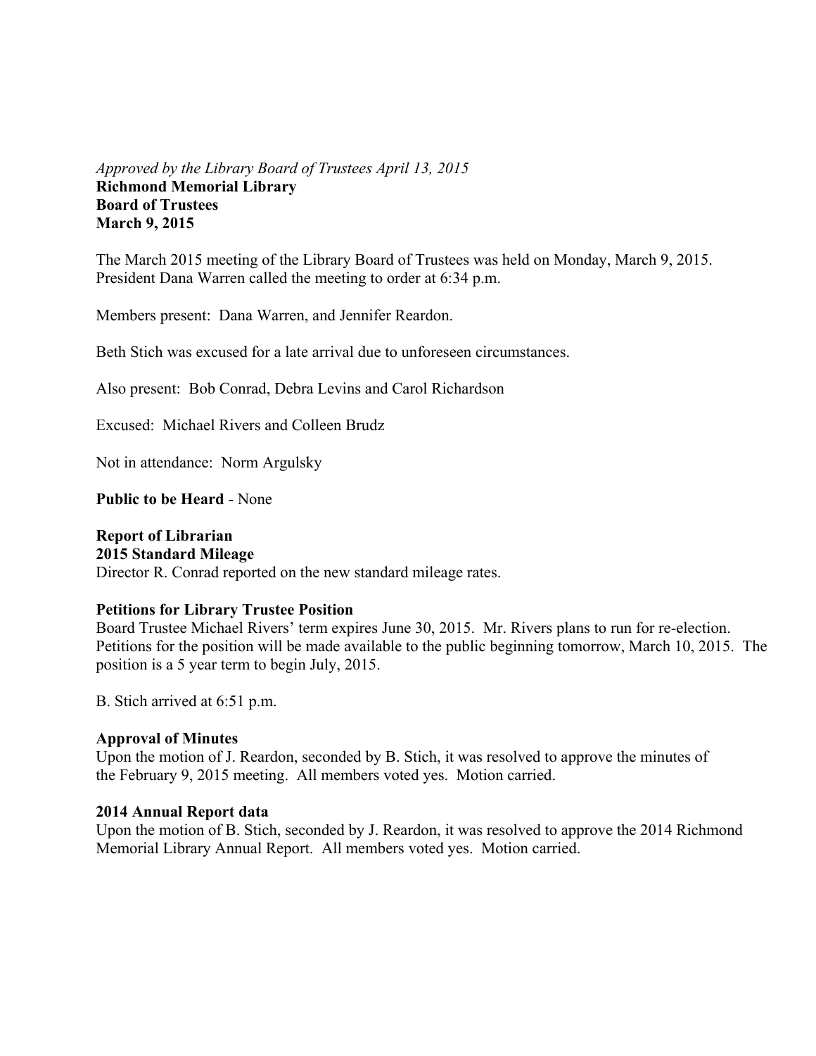*Approved by the Library Board of Trustees April 13, 2015*

**Richmond Memorial Library**
**Board of Trustees**
**March 9, 2015**

The March 2015 meeting of the Library Board of Trustees was held on Monday, March 9, 2015. President Dana Warren called the meeting to order at 6:34 p.m.

Members present: Dana Warren, and Jennifer Reardon.

Beth Stich was excused for a late arrival due to unforeseen circumstances.

Also present: Bob Conrad, Debra Levins and Carol Richardson

Excused: Michael Rivers and Colleen Brudz

Not in attendance: Norm Argulsky

**Public to be Heard** - None

**Report of Librarian**
**2015 Standard Mileage**
Director R. Conrad reported on the new standard mileage rates.

**Petitions for Library Trustee Position**
Board Trustee Michael Rivers' term expires June 30, 2015. Mr. Rivers plans to run for re-election. Petitions for the position will be made available to the public beginning tomorrow, March 10, 2015. The position is a 5 year term to begin July, 2015.

B. Stich arrived at 6:51 p.m.

**Approval of Minutes**
Upon the motion of J. Reardon, seconded by B. Stich, it was resolved to approve the minutes of the February 9, 2015 meeting. All members voted yes. Motion carried.

**2014 Annual Report data**
Upon the motion of B. Stich, seconded by J. Reardon, it was resolved to approve the 2014 Richmond Memorial Library Annual Report. All members voted yes. Motion carried.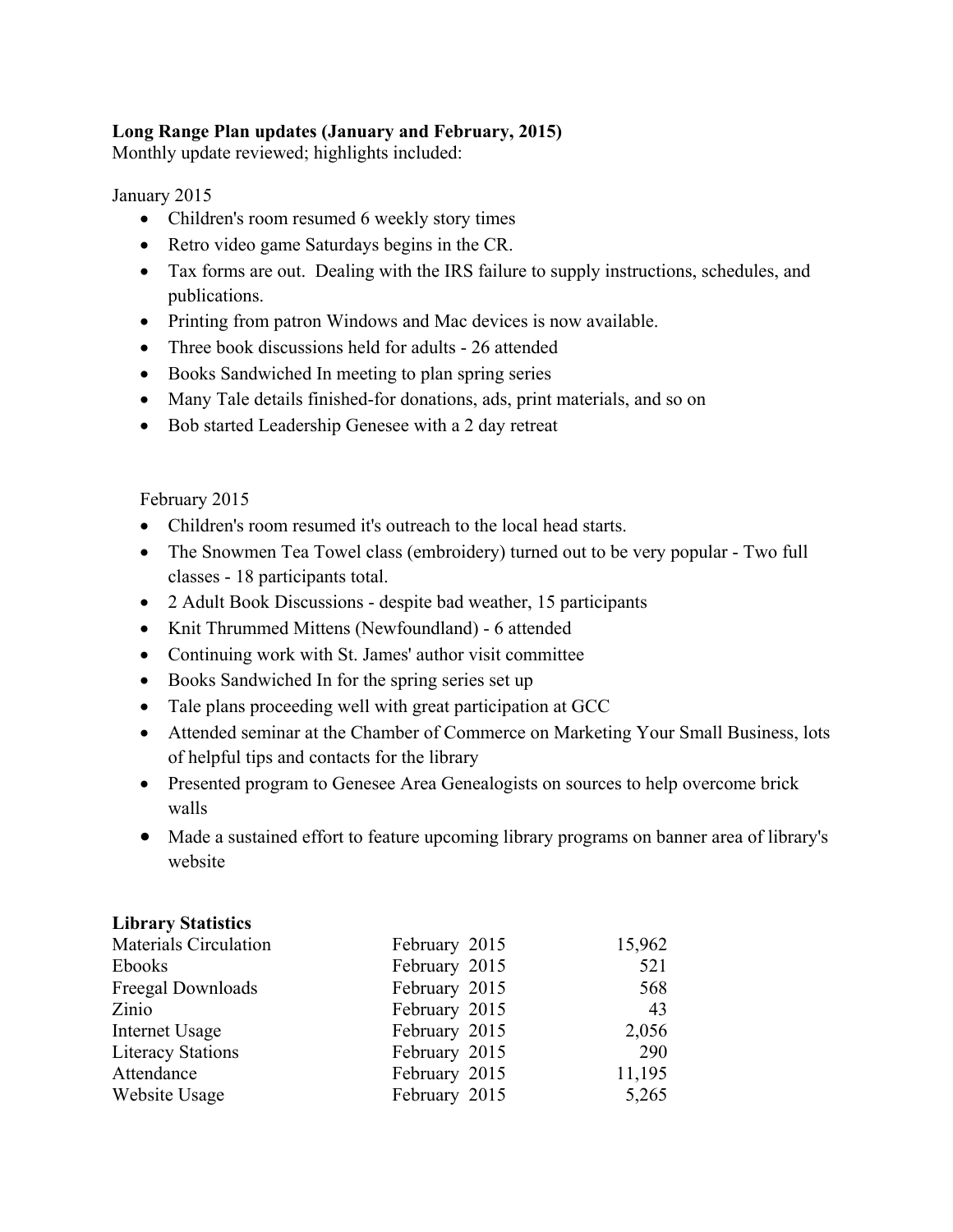**Long Range Plan updates (January and February, 2015)**
Monthly update reviewed; highlights included:

January 2015

- Children's room resumed 6 weekly story times
- Retro video game Saturdays begins in the CR.
- Tax forms are out. Dealing with the IRS failure to supply instructions, schedules, and publications.
- Printing from patron Windows and Mac devices is now available.
- Three book discussions held for adults - 26 attended
- Books Sandwiched In meeting to plan spring series
- Many Tale details finished-for donations, ads, print materials, and so on
- Bob started Leadership Genesee with a 2 day retreat

February 2015

- Children's room resumed it's outreach to the local head starts.
- The Snowmen Tea Towel class (embroidery) turned out to be very popular - Two full classes - 18 participants total.
- 2 Adult Book Discussions - despite bad weather, 15 participants
- Knit Thrummed Mittens (Newfoundland) - 6 attended
- Continuing work with St. James' author visit committee
- Books Sandwiched In for the spring series set up
- Tale plans proceeding well with great participation at GCC
- Attended seminar at the Chamber of Commerce on Marketing Your Small Business, lots of helpful tips and contacts for the library
- Presented program to Genesee Area Genealogists on sources to help overcome brick walls
- Made a sustained effort to feature upcoming library programs on banner area of library's website

**Library Statistics**

| | | |
|---|---|---|
| Materials Circulation | February 2015 | 15,962 |
| Ebooks | February 2015 | 521 |
| Freegal Downloads | February 2015 | 568 |
| Zinio | February 2015 | 43 |
| Internet Usage | February 2015 | 2,056 |
| Literacy Stations | February 2015 | 290 |
| Attendance | February 2015 | 11,195 |
| Website Usage | February 2015 | 5,265 |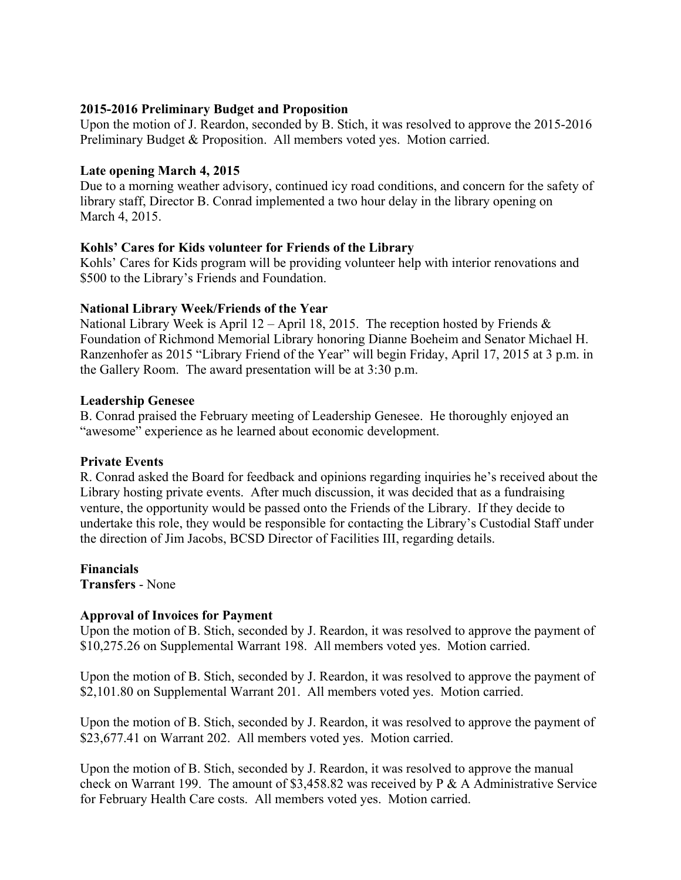**2015-2016 Preliminary Budget and Proposition**
Upon the motion of J. Reardon, seconded by B. Stich, it was resolved to approve the 2015-2016 Preliminary Budget & Proposition. All members voted yes. Motion carried.

**Late opening March 4, 2015**
Due to a morning weather advisory, continued icy road conditions, and concern for the safety of library staff, Director B. Conrad implemented a two hour delay in the library opening on March 4, 2015.

**Kohls' Cares for Kids volunteer for Friends of the Library**
Kohls' Cares for Kids program will be providing volunteer help with interior renovations and $500 to the Library's Friends and Foundation.

**National Library Week/Friends of the Year**
National Library Week is April 12 – April 18, 2015. The reception hosted by Friends & Foundation of Richmond Memorial Library honoring Dianne Boeheim and Senator Michael H. Ranzenhofer as 2015 "Library Friend of the Year" will begin Friday, April 17, 2015 at 3 p.m. in the Gallery Room. The award presentation will be at 3:30 p.m.

**Leadership Genesee**
B. Conrad praised the February meeting of Leadership Genesee. He thoroughly enjoyed an "awesome" experience as he learned about economic development.

**Private Events**
R. Conrad asked the Board for feedback and opinions regarding inquiries he's received about the Library hosting private events. After much discussion, it was decided that as a fundraising venture, the opportunity would be passed onto the Friends of the Library. If they decide to undertake this role, they would be responsible for contacting the Library's Custodial Staff under the direction of Jim Jacobs, BCSD Director of Facilities III, regarding details.

**Financials**
**Transfers** - None

**Approval of Invoices for Payment**
Upon the motion of B. Stich, seconded by J. Reardon, it was resolved to approve the payment of $10,275.26 on Supplemental Warrant 198. All members voted yes. Motion carried.

Upon the motion of B. Stich, seconded by J. Reardon, it was resolved to approve the payment of $2,101.80 on Supplemental Warrant 201. All members voted yes. Motion carried.

Upon the motion of B. Stich, seconded by J. Reardon, it was resolved to approve the payment of $23,677.41 on Warrant 202. All members voted yes. Motion carried.

Upon the motion of B. Stich, seconded by J. Reardon, it was resolved to approve the manual check on Warrant 199. The amount of $3,458.82 was received by P & A Administrative Service for February Health Care costs. All members voted yes. Motion carried.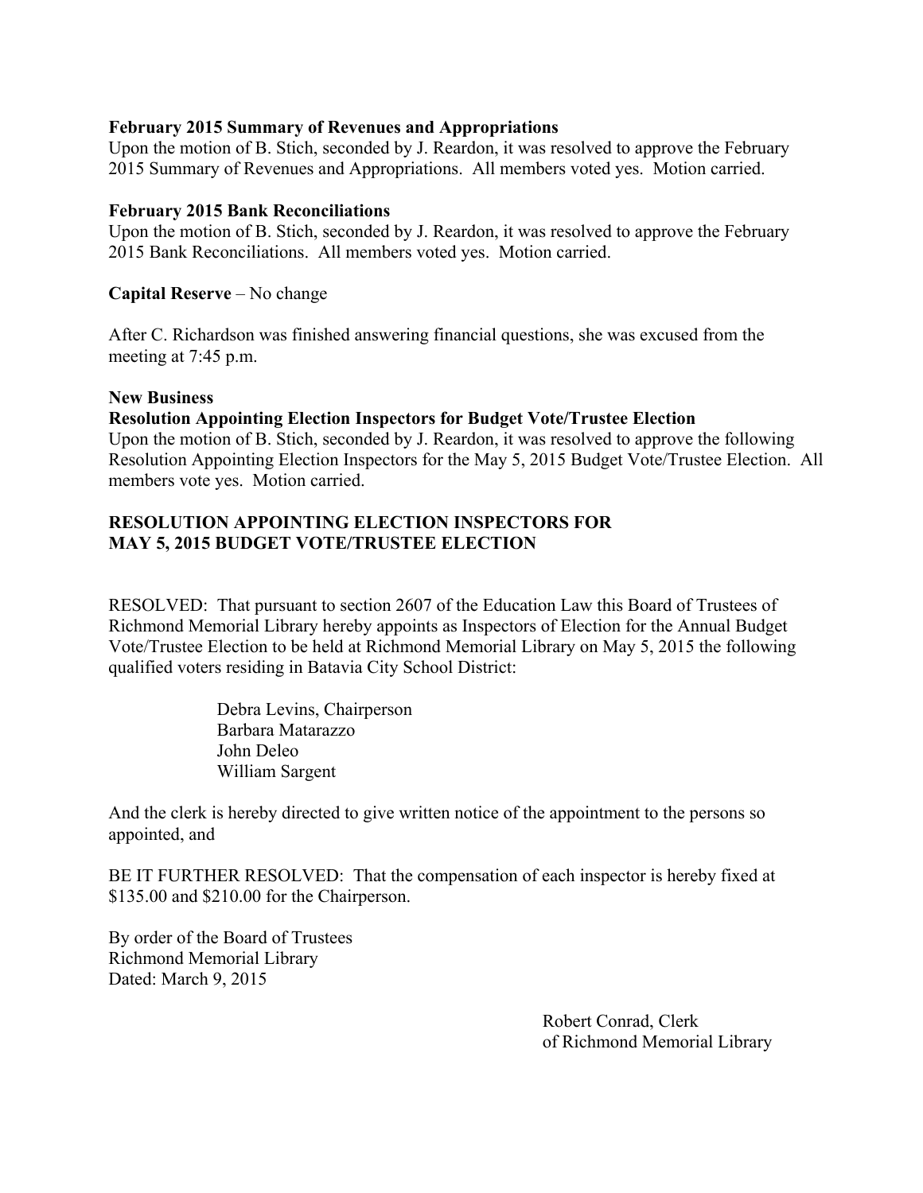**February 2015 Summary of Revenues and Appropriations**
Upon the motion of B. Stich, seconded by J. Reardon, it was resolved to approve the February 2015 Summary of Revenues and Appropriations. All members voted yes. Motion carried.

**February 2015 Bank Reconciliations**
Upon the motion of B. Stich, seconded by J. Reardon, it was resolved to approve the February 2015 Bank Reconciliations. All members voted yes. Motion carried.

**Capital Reserve** – No change

After C. Richardson was finished answering financial questions, she was excused from the meeting at 7:45 p.m.

**New Business**

**Resolution Appointing Election Inspectors for Budget Vote/Trustee Election**
Upon the motion of B. Stich, seconded by J. Reardon, it was resolved to approve the following Resolution Appointing Election Inspectors for the May 5, 2015 Budget Vote/Trustee Election. All members vote yes. Motion carried.

**RESOLUTION APPOINTING ELECTION INSPECTORS FOR MAY 5, 2015 BUDGET VOTE/TRUSTEE ELECTION**

RESOLVED: That pursuant to section 2607 of the Education Law this Board of Trustees of Richmond Memorial Library hereby appoints as Inspectors of Election for the Annual Budget Vote/Trustee Election to be held at Richmond Memorial Library on May 5, 2015 the following qualified voters residing in Batavia City School District:

Debra Levins, Chairperson
Barbara Matarazzo
John Deleo
William Sargent

And the clerk is hereby directed to give written notice of the appointment to the persons so appointed, and

BE IT FURTHER RESOLVED: That the compensation of each inspector is hereby fixed at $135.00 and $210.00 for the Chairperson.

By order of the Board of Trustees
Richmond Memorial Library
Dated: March 9, 2015

Robert Conrad, Clerk
of Richmond Memorial Library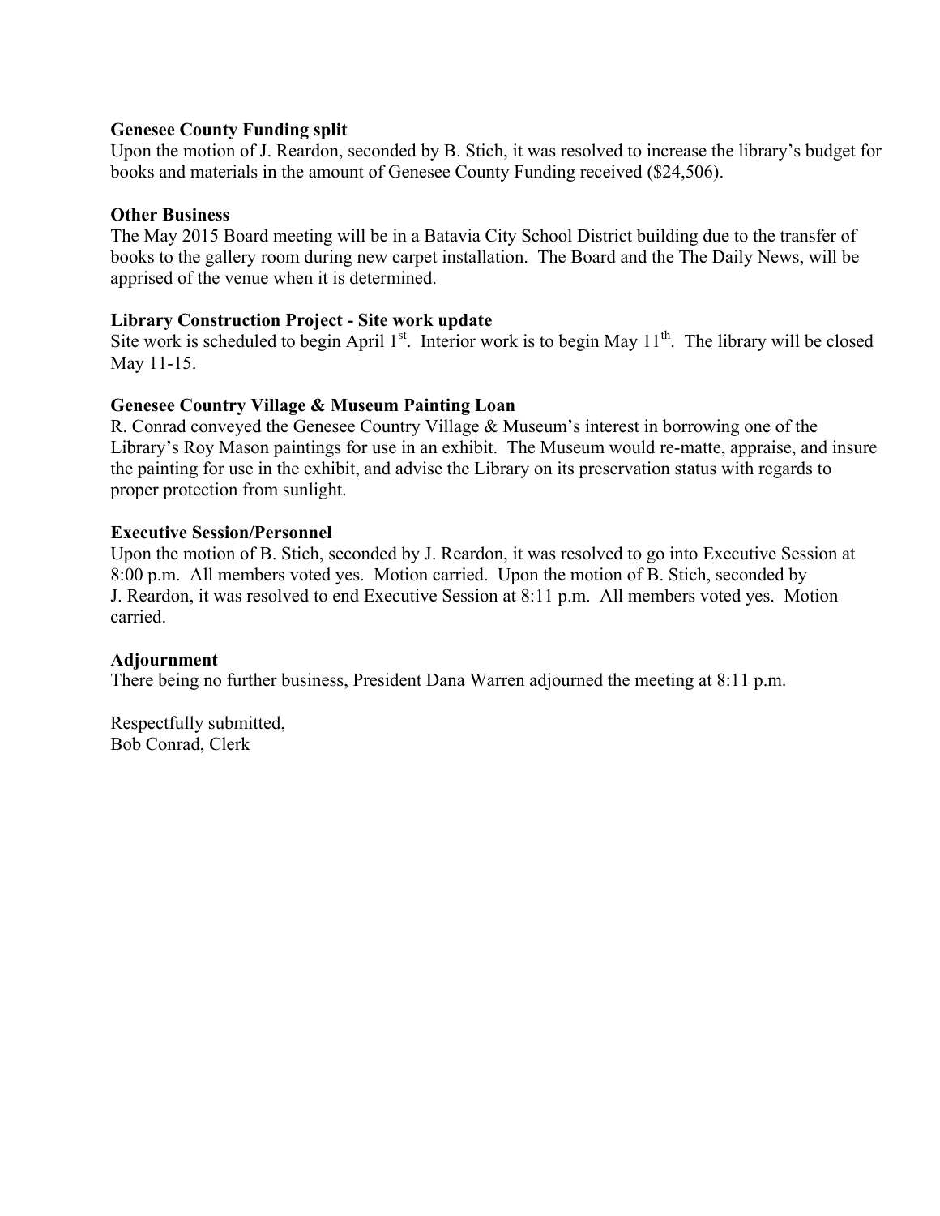**Genesee County Funding split**

Upon the motion of J. Reardon, seconded by B. Stich, it was resolved to increase the library's budget for books and materials in the amount of Genesee County Funding received ($24,506).

**Other Business**

The May 2015 Board meeting will be in a Batavia City School District building due to the transfer of books to the gallery room during new carpet installation. The Board and the The Daily News, will be apprised of the venue when it is determined.

**Library Construction Project - Site work update**

Site work is scheduled to begin April 1st. Interior work is to begin May 11th. The library will be closed May 11-15.

**Genesee Country Village & Museum Painting Loan**

R. Conrad conveyed the Genesee Country Village & Museum's interest in borrowing one of the Library's Roy Mason paintings for use in an exhibit. The Museum would re-matte, appraise, and insure the painting for use in the exhibit, and advise the Library on its preservation status with regards to proper protection from sunlight.

**Executive Session/Personnel**

Upon the motion of B. Stich, seconded by J. Reardon, it was resolved to go into Executive Session at 8:00 p.m. All members voted yes. Motion carried. Upon the motion of B. Stich, seconded by J. Reardon, it was resolved to end Executive Session at 8:11 p.m. All members voted yes. Motion carried.

**Adjournment**

There being no further business, President Dana Warren adjourned the meeting at 8:11 p.m.

Respectfully submitted,
Bob Conrad, Clerk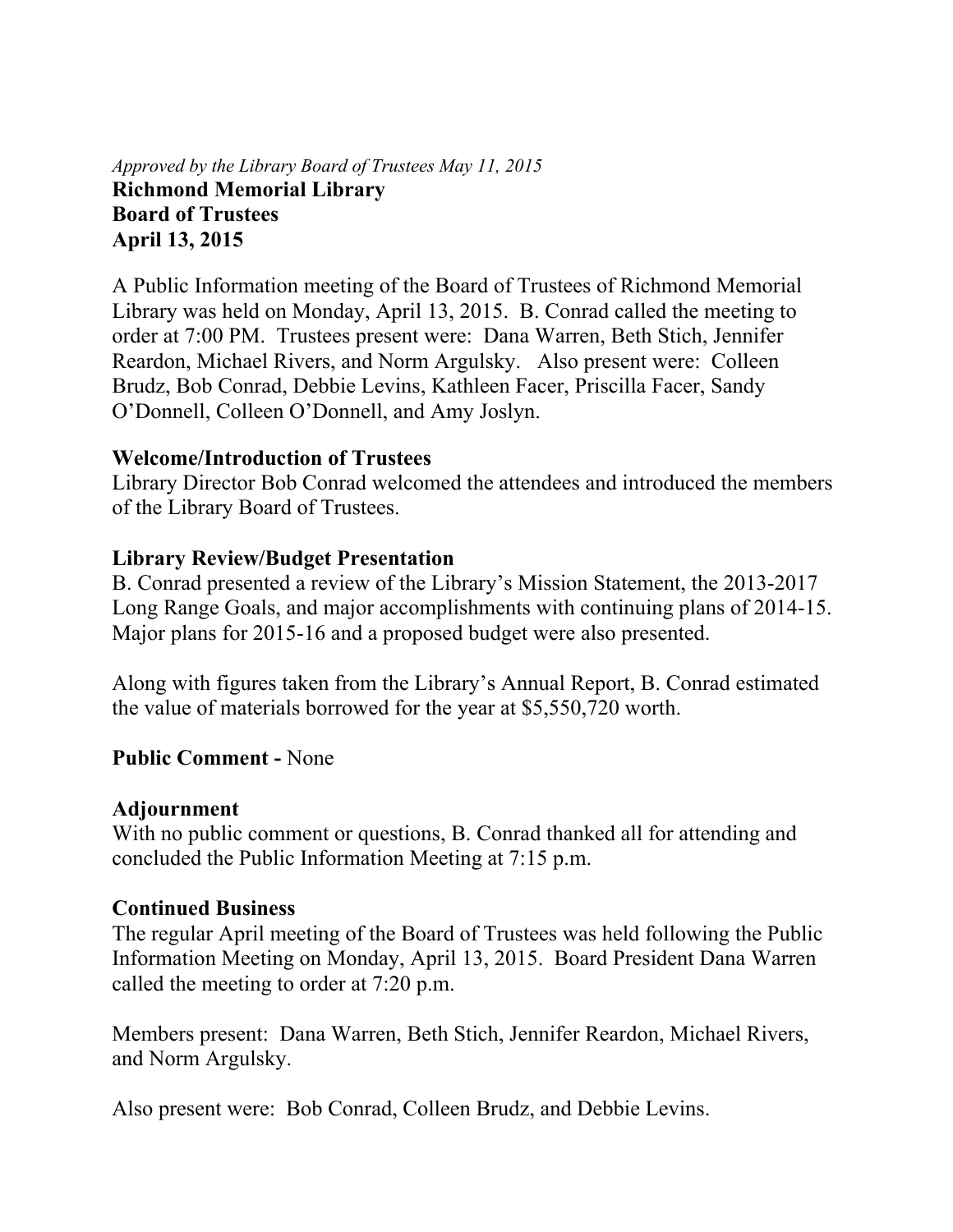*Approved by the Library Board of Trustees May 11, 2015*

**Richmond Memorial Library**
**Board of Trustees**
**April 13, 2015**

A Public Information meeting of the Board of Trustees of Richmond Memorial Library was held on Monday, April 13, 2015. B. Conrad called the meeting to order at 7:00 PM. Trustees present were: Dana Warren, Beth Stich, Jennifer Reardon, Michael Rivers, and Norm Argulsky. Also present were: Colleen Brudz, Bob Conrad, Debbie Levins, Kathleen Facer, Priscilla Facer, Sandy O'Donnell, Colleen O'Donnell, and Amy Joslyn.

**Welcome/Introduction of Trustees**

Library Director Bob Conrad welcomed the attendees and introduced the members of the Library Board of Trustees.

**Library Review/Budget Presentation**

B. Conrad presented a review of the Library's Mission Statement, the 2013-2017 Long Range Goals, and major accomplishments with continuing plans of 2014-15. Major plans for 2015-16 and a proposed budget were also presented.

Along with figures taken from the Library's Annual Report, B. Conrad estimated the value of materials borrowed for the year at $5,550,720 worth.

**Public Comment -** None

**Adjournment**

With no public comment or questions, B. Conrad thanked all for attending and concluded the Public Information Meeting at 7:15 p.m.

**Continued Business**

The regular April meeting of the Board of Trustees was held following the Public Information Meeting on Monday, April 13, 2015. Board President Dana Warren called the meeting to order at 7:20 p.m.

Members present: Dana Warren, Beth Stich, Jennifer Reardon, Michael Rivers, and Norm Argulsky.

Also present were: Bob Conrad, Colleen Brudz, and Debbie Levins.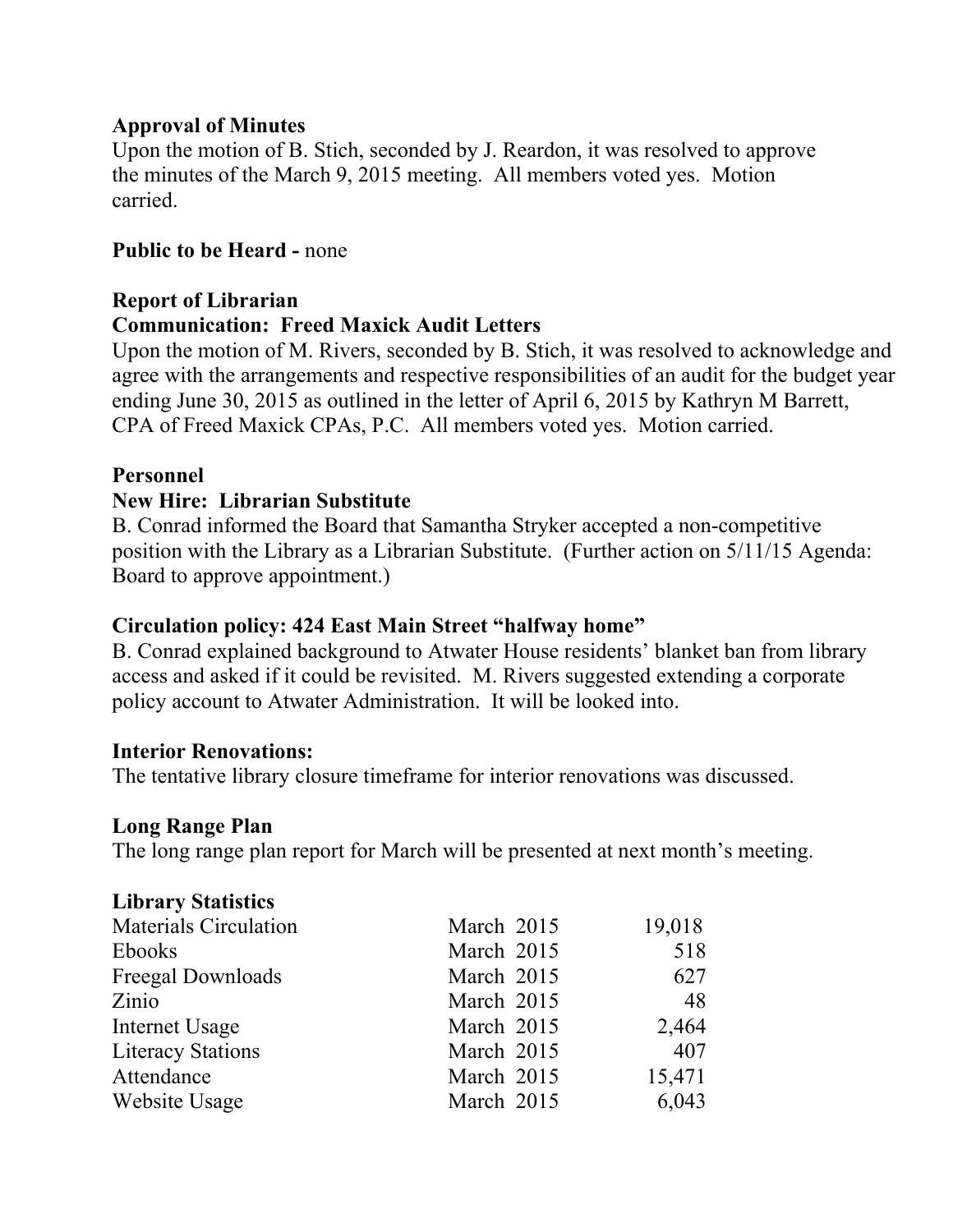**Approval of Minutes**
Upon the motion of B. Stich, seconded by J. Reardon, it was resolved to approve the minutes of the March 9, 2015 meeting. All members voted yes. Motion carried.

**Public to be Heard -** none

**Report of Librarian**
**Communication: Freed Maxick Audit Letters**
Upon the motion of M. Rivers, seconded by B. Stich, it was resolved to acknowledge and agree with the arrangements and respective responsibilities of an audit for the budget year ending June 30, 2015 as outlined in the letter of April 6, 2015 by Kathryn M Barrett, CPA of Freed Maxick CPAs, P.C. All members voted yes. Motion carried.

**Personnel**
**New Hire: Librarian Substitute**
B. Conrad informed the Board that Samantha Stryker accepted a non-competitive position with the Library as a Librarian Substitute. (Further action on 5/11/15 Agenda: Board to approve appointment.)

**Circulation policy: 424 East Main Street "halfway home"**
B. Conrad explained background to Atwater House residents' blanket ban from library access and asked if it could be revisited. M. Rivers suggested extending a corporate policy account to Atwater Administration. It will be looked into.

**Interior Renovations:**
The tentative library closure timeframe for interior renovations was discussed.

**Long Range Plan**
The long range plan report for March will be presented at next month's meeting.

**Library Statistics**

| | | |
|---|---|---|
| Materials Circulation | March 2015 | 19,018 |
| Ebooks | March 2015 | 518 |
| Freegal Downloads | March 2015 | 627 |
| Zinio | March 2015 | 48 |
| Internet Usage | March 2015 | 2,464 |
| Literacy Stations | March 2015 | 407 |
| Attendance | March 2015 | 15,471 |
| Website Usage | March 2015 | 6,043 |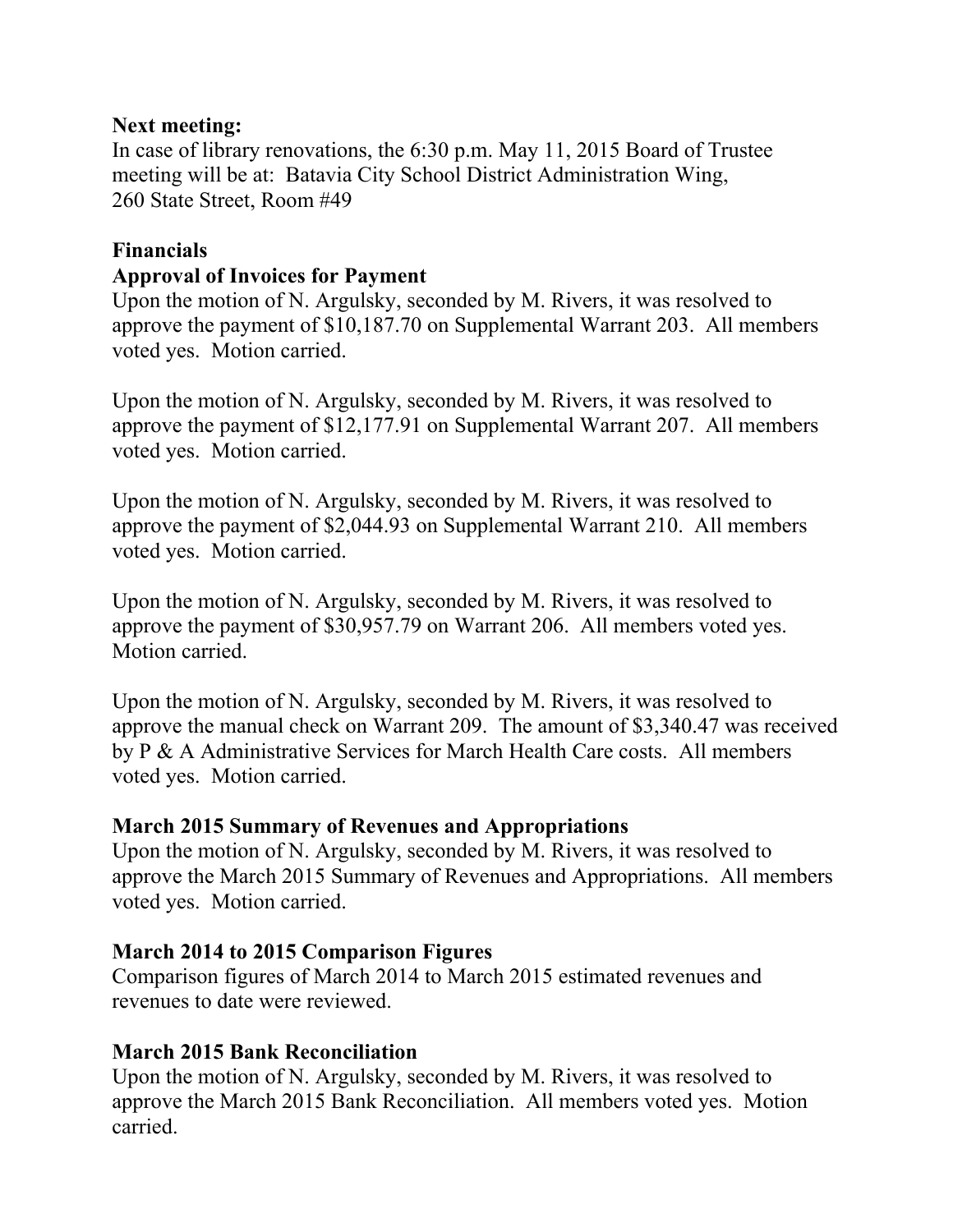**Next meeting:**
In case of library renovations, the 6:30 p.m. May 11, 2015 Board of Trustee meeting will be at: Batavia City School District Administration Wing, 260 State Street, Room #49

**Financials**

**Approval of Invoices for Payment**
Upon the motion of N. Argulsky, seconded by M. Rivers, it was resolved to approve the payment of $10,187.70 on Supplemental Warrant 203. All members voted yes. Motion carried.

Upon the motion of N. Argulsky, seconded by M. Rivers, it was resolved to approve the payment of $12,177.91 on Supplemental Warrant 207. All members voted yes. Motion carried.

Upon the motion of N. Argulsky, seconded by M. Rivers, it was resolved to approve the payment of $2,044.93 on Supplemental Warrant 210. All members voted yes. Motion carried.

Upon the motion of N. Argulsky, seconded by M. Rivers, it was resolved to approve the payment of $30,957.79 on Warrant 206. All members voted yes. Motion carried.

Upon the motion of N. Argulsky, seconded by M. Rivers, it was resolved to approve the manual check on Warrant 209. The amount of $3,340.47 was received by P & A Administrative Services for March Health Care costs. All members voted yes. Motion carried.

**March 2015 Summary of Revenues and Appropriations**
Upon the motion of N. Argulsky, seconded by M. Rivers, it was resolved to approve the March 2015 Summary of Revenues and Appropriations. All members voted yes. Motion carried.

**March 2014 to 2015 Comparison Figures**
Comparison figures of March 2014 to March 2015 estimated revenues and revenues to date were reviewed.

**March 2015 Bank Reconciliation**
Upon the motion of N. Argulsky, seconded by M. Rivers, it was resolved to approve the March 2015 Bank Reconciliation. All members voted yes. Motion carried.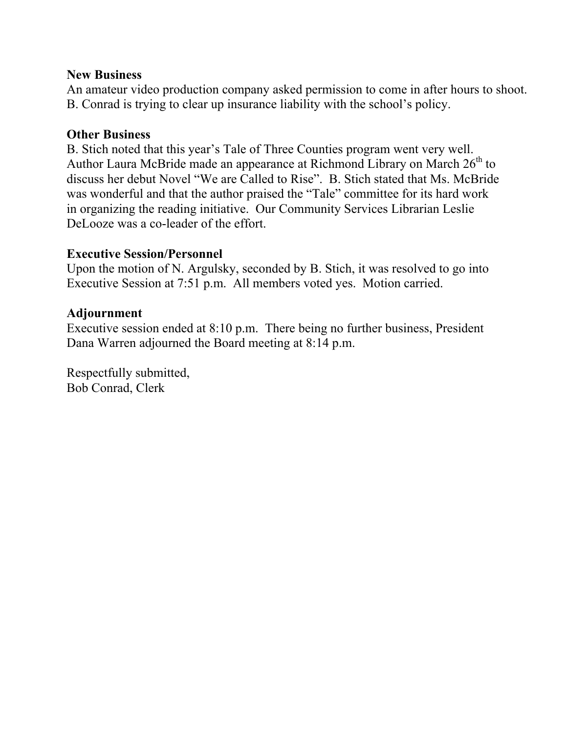**New Business**

An amateur video production company asked permission to come in after hours to shoot. B. Conrad is trying to clear up insurance liability with the school's policy.

**Other Business**

B. Stich noted that this year's Tale of Three Counties program went very well. Author Laura McBride made an appearance at Richmond Library on March 26th to discuss her debut Novel "We are Called to Rise". B. Stich stated that Ms. McBride was wonderful and that the author praised the "Tale" committee for its hard work in organizing the reading initiative. Our Community Services Librarian Leslie DeLooze was a co-leader of the effort.

**Executive Session/Personnel**

Upon the motion of N. Argulsky, seconded by B. Stich, it was resolved to go into Executive Session at 7:51 p.m. All members voted yes. Motion carried.

**Adjournment**

Executive session ended at 8:10 p.m. There being no further business, President Dana Warren adjourned the Board meeting at 8:14 p.m.

Respectfully submitted,
Bob Conrad, Clerk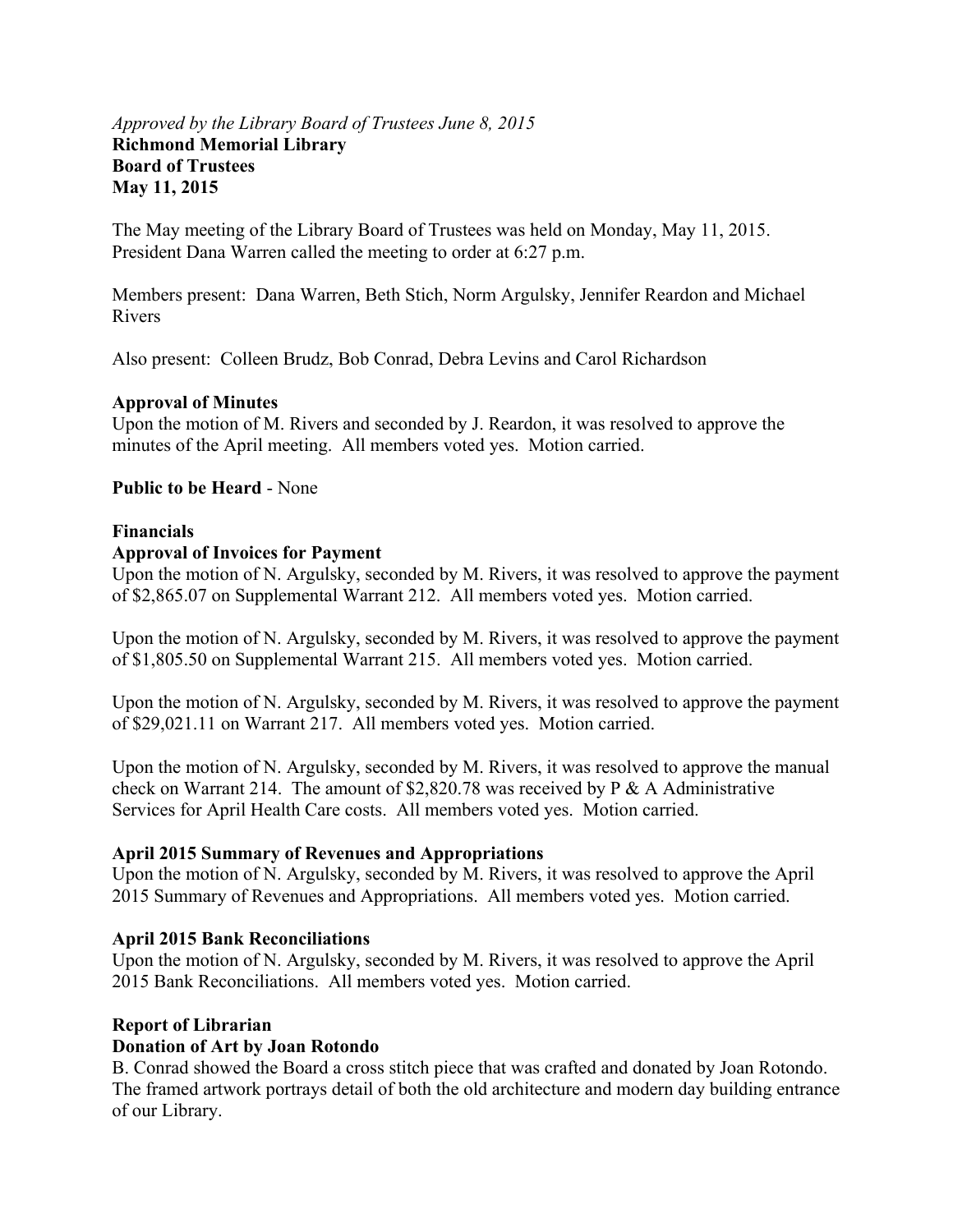*Approved by the Library Board of Trustees June 8, 2015*
**Richmond Memorial Library**
**Board of Trustees**
**May 11, 2015**

The May meeting of the Library Board of Trustees was held on Monday, May 11, 2015. President Dana Warren called the meeting to order at 6:27 p.m.

Members present: Dana Warren, Beth Stich, Norm Argulsky, Jennifer Reardon and Michael Rivers

Also present: Colleen Brudz, Bob Conrad, Debra Levins and Carol Richardson

**Approval of Minutes**
Upon the motion of M. Rivers and seconded by J. Reardon, it was resolved to approve the minutes of the April meeting. All members voted yes. Motion carried.

**Public to be Heard** - None

**Financials**
**Approval of Invoices for Payment**
Upon the motion of N. Argulsky, seconded by M. Rivers, it was resolved to approve the payment of $2,865.07 on Supplemental Warrant 212. All members voted yes. Motion carried.

Upon the motion of N. Argulsky, seconded by M. Rivers, it was resolved to approve the payment of $1,805.50 on Supplemental Warrant 215. All members voted yes. Motion carried.

Upon the motion of N. Argulsky, seconded by M. Rivers, it was resolved to approve the payment of $29,021.11 on Warrant 217. All members voted yes. Motion carried.

Upon the motion of N. Argulsky, seconded by M. Rivers, it was resolved to approve the manual check on Warrant 214. The amount of $2,820.78 was received by P & A Administrative Services for April Health Care costs. All members voted yes. Motion carried.

**April 2015 Summary of Revenues and Appropriations**
Upon the motion of N. Argulsky, seconded by M. Rivers, it was resolved to approve the April 2015 Summary of Revenues and Appropriations. All members voted yes. Motion carried.

**April 2015 Bank Reconciliations**
Upon the motion of N. Argulsky, seconded by M. Rivers, it was resolved to approve the April 2015 Bank Reconciliations. All members voted yes. Motion carried.

**Report of Librarian**
**Donation of Art by Joan Rotondo**
B. Conrad showed the Board a cross stitch piece that was crafted and donated by Joan Rotondo. The framed artwork portrays detail of both the old architecture and modern day building entrance of our Library.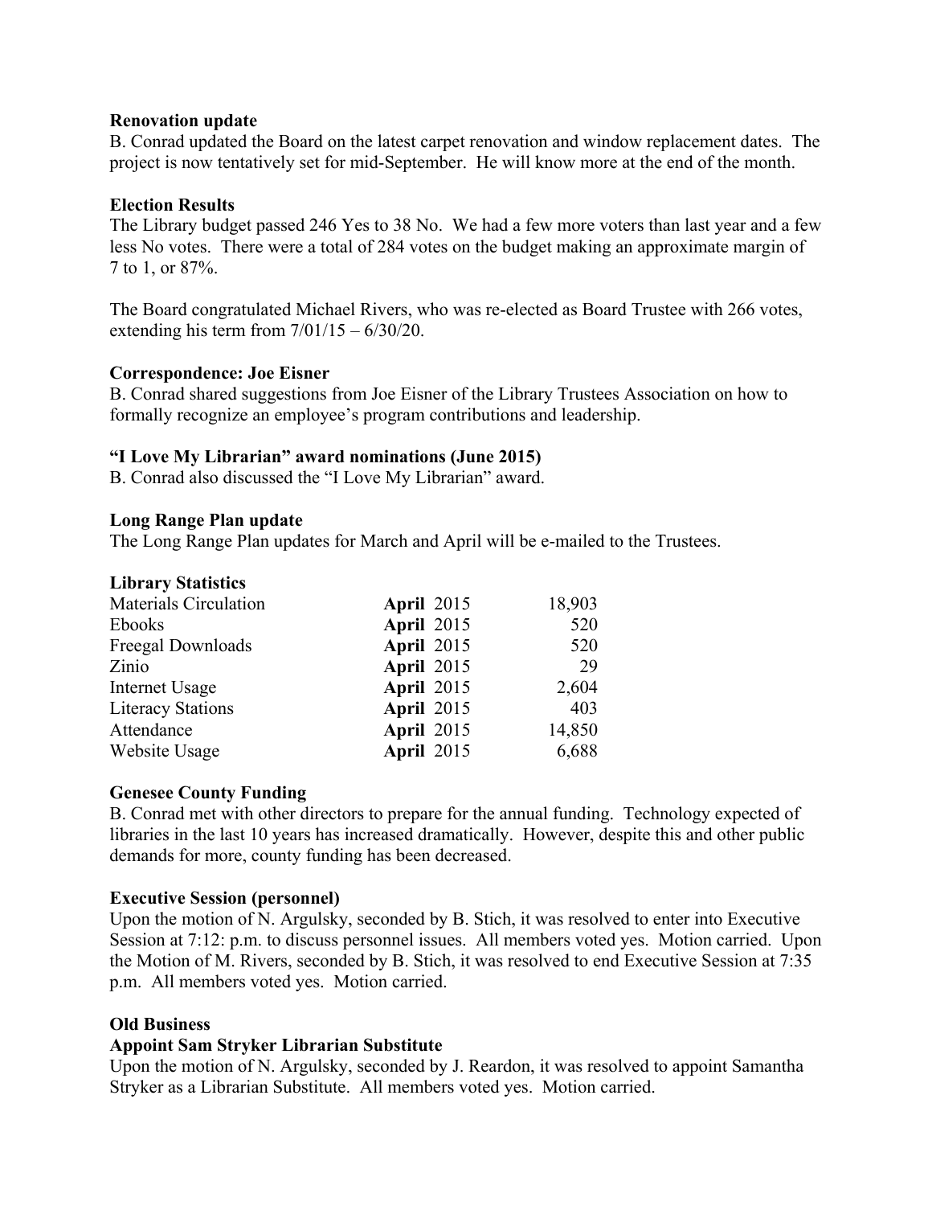**Renovation update**

B. Conrad updated the Board on the latest carpet renovation and window replacement dates. The project is now tentatively set for mid-September. He will know more at the end of the month.

**Election Results**

The Library budget passed 246 Yes to 38 No. We had a few more voters than last year and a few less No votes. There were a total of 284 votes on the budget making an approximate margin of 7 to 1, or 87%.

The Board congratulated Michael Rivers, who was re-elected as Board Trustee with 266 votes, extending his term from 7/01/15 – 6/30/20.

**Correspondence: Joe Eisner**

B. Conrad shared suggestions from Joe Eisner of the Library Trustees Association on how to formally recognize an employee's program contributions and leadership.

**"I Love My Librarian" award nominations (June 2015)**

B. Conrad also discussed the "I Love My Librarian" award.

**Long Range Plan update**

The Long Range Plan updates for March and April will be e-mailed to the Trustees.

**Library Statistics**

| | | |
|---|---|---|
| Materials Circulation | **April** 2015 | 18,903 |
| Ebooks | **April** 2015 | 520 |
| Freegal Downloads | **April** 2015 | 520 |
| Zinio | **April** 2015 | 29 |
| Internet Usage | **April** 2015 | 2,604 |
| Literacy Stations | **April** 2015 | 403 |
| Attendance | **April** 2015 | 14,850 |
| Website Usage | **April** 2015 | 6,688 |

**Genesee County Funding**

B. Conrad met with other directors to prepare for the annual funding. Technology expected of libraries in the last 10 years has increased dramatically. However, despite this and other public demands for more, county funding has been decreased.

**Executive Session (personnel)**

Upon the motion of N. Argulsky, seconded by B. Stich, it was resolved to enter into Executive Session at 7:12: p.m. to discuss personnel issues. All members voted yes. Motion carried. Upon the Motion of M. Rivers, seconded by B. Stich, it was resolved to end Executive Session at 7:35 p.m. All members voted yes. Motion carried.

**Old Business**

**Appoint Sam Stryker Librarian Substitute**

Upon the motion of N. Argulsky, seconded by J. Reardon, it was resolved to appoint Samantha Stryker as a Librarian Substitute. All members voted yes. Motion carried.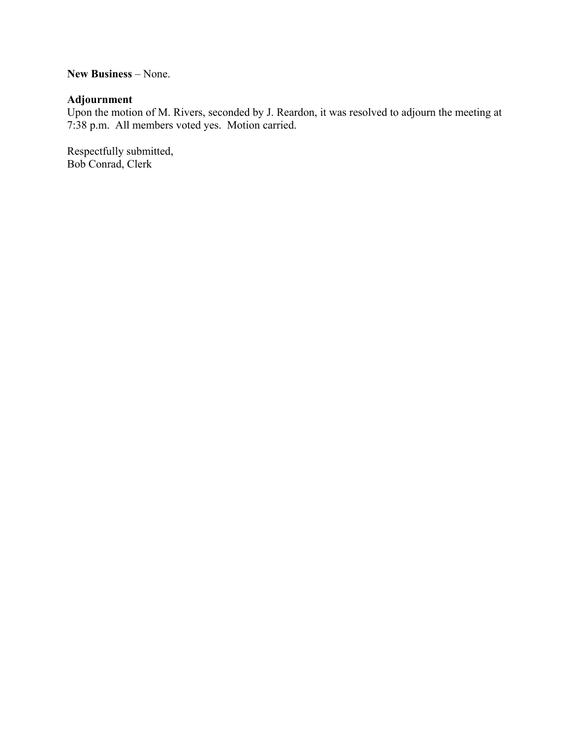**New Business** – None.

**Adjournment**
Upon the motion of M. Rivers, seconded by J. Reardon, it was resolved to adjourn the meeting at 7:38 p.m. All members voted yes. Motion carried.

Respectfully submitted,
Bob Conrad, Clerk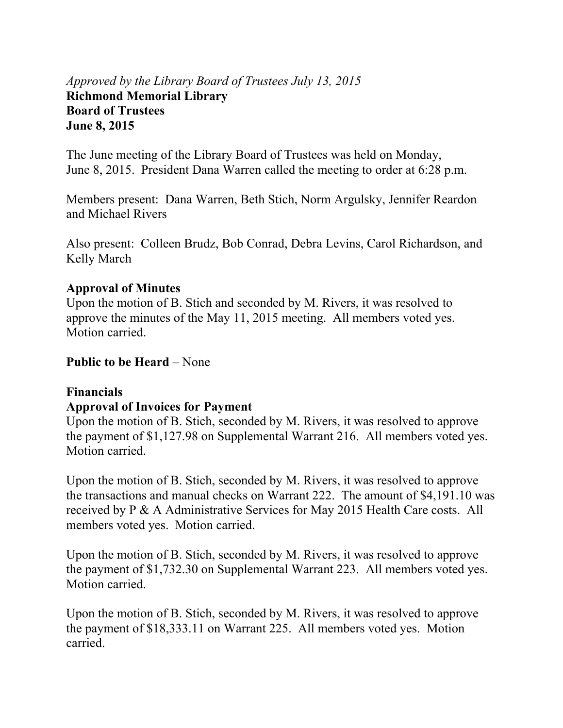*Approved by the Library Board of Trustees July 13, 2015*

**Richmond Memorial Library**
**Board of Trustees**
**June 8, 2015**

The June meeting of the Library Board of Trustees was held on Monday, June 8, 2015. President Dana Warren called the meeting to order at 6:28 p.m.

Members present: Dana Warren, Beth Stich, Norm Argulsky, Jennifer Reardon and Michael Rivers

Also present: Colleen Brudz, Bob Conrad, Debra Levins, Carol Richardson, and Kelly March

**Approval of Minutes**

Upon the motion of B. Stich and seconded by M. Rivers, it was resolved to approve the minutes of the May 11, 2015 meeting. All members voted yes. Motion carried.

**Public to be Heard** – None

**Financials**

**Approval of Invoices for Payment**

Upon the motion of B. Stich, seconded by M. Rivers, it was resolved to approve the payment of $1,127.98 on Supplemental Warrant 216. All members voted yes. Motion carried.

Upon the motion of B. Stich, seconded by M. Rivers, it was resolved to approve the transactions and manual checks on Warrant 222. The amount of $4,191.10 was received by P & A Administrative Services for May 2015 Health Care costs. All members voted yes. Motion carried.

Upon the motion of B. Stich, seconded by M. Rivers, it was resolved to approve the payment of $1,732.30 on Supplemental Warrant 223. All members voted yes. Motion carried.

Upon the motion of B. Stich, seconded by M. Rivers, it was resolved to approve the payment of $18,333.11 on Warrant 225. All members voted yes. Motion carried.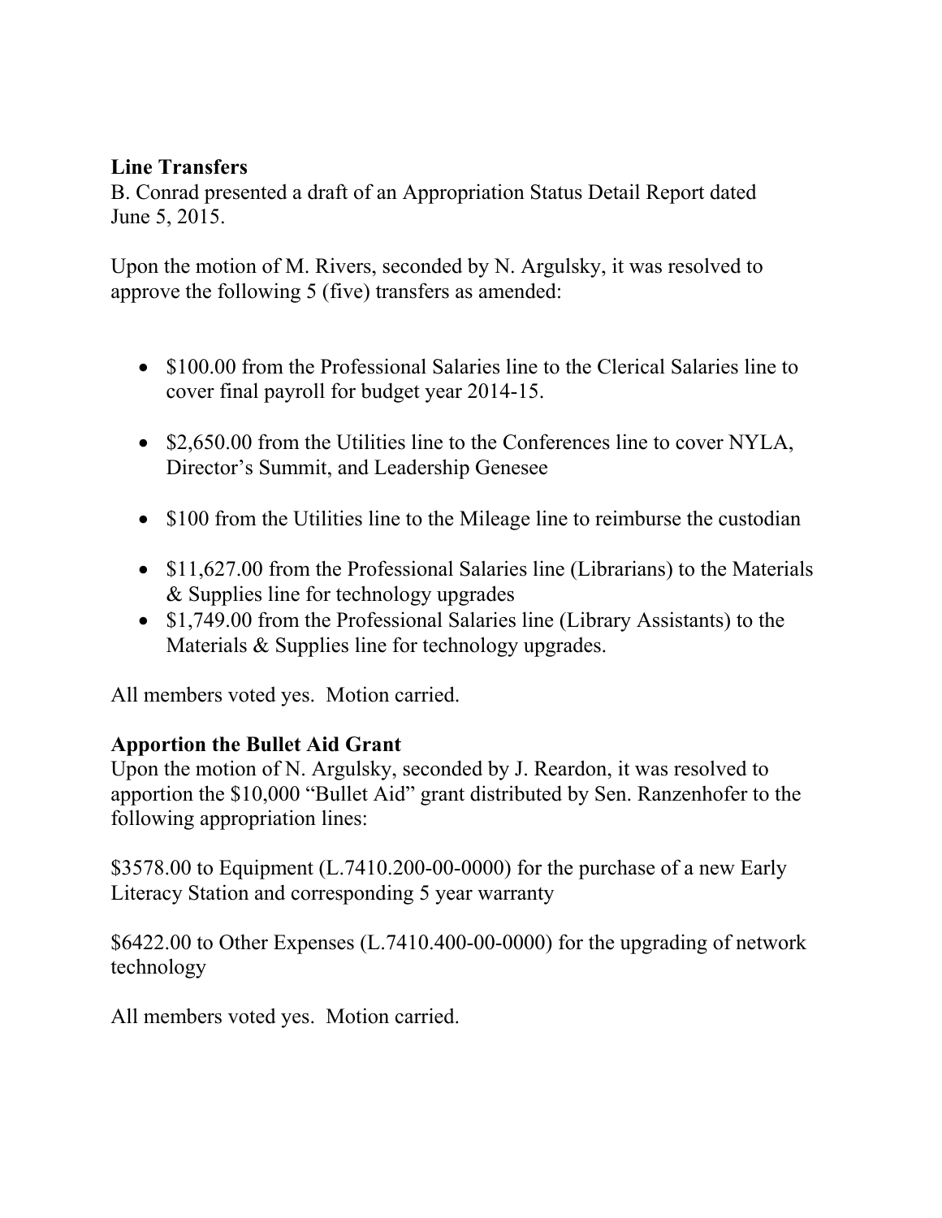**Line Transfers**
B. Conrad presented a draft of an Appropriation Status Detail Report dated June 5, 2015.

Upon the motion of M. Rivers, seconded by N. Argulsky, it was resolved to approve the following 5 (five) transfers as amended:

- $100.00 from the Professional Salaries line to the Clerical Salaries line to cover final payroll for budget year 2014-15.
- $2,650.00 from the Utilities line to the Conferences line to cover NYLA, Director's Summit, and Leadership Genesee
- $100 from the Utilities line to the Mileage line to reimburse the custodian
- $11,627.00 from the Professional Salaries line (Librarians) to the Materials & Supplies line for technology upgrades
- $1,749.00 from the Professional Salaries line (Library Assistants) to the Materials & Supplies line for technology upgrades.

All members voted yes. Motion carried.

**Apportion the Bullet Aid Grant**
Upon the motion of N. Argulsky, seconded by J. Reardon, it was resolved to apportion the $10,000 "Bullet Aid" grant distributed by Sen. Ranzenhofer to the following appropriation lines:

$3578.00 to Equipment (L.7410.200-00-0000) for the purchase of a new Early Literacy Station and corresponding 5 year warranty

$6422.00 to Other Expenses (L.7410.400-00-0000) for the upgrading of network technology

All members voted yes. Motion carried.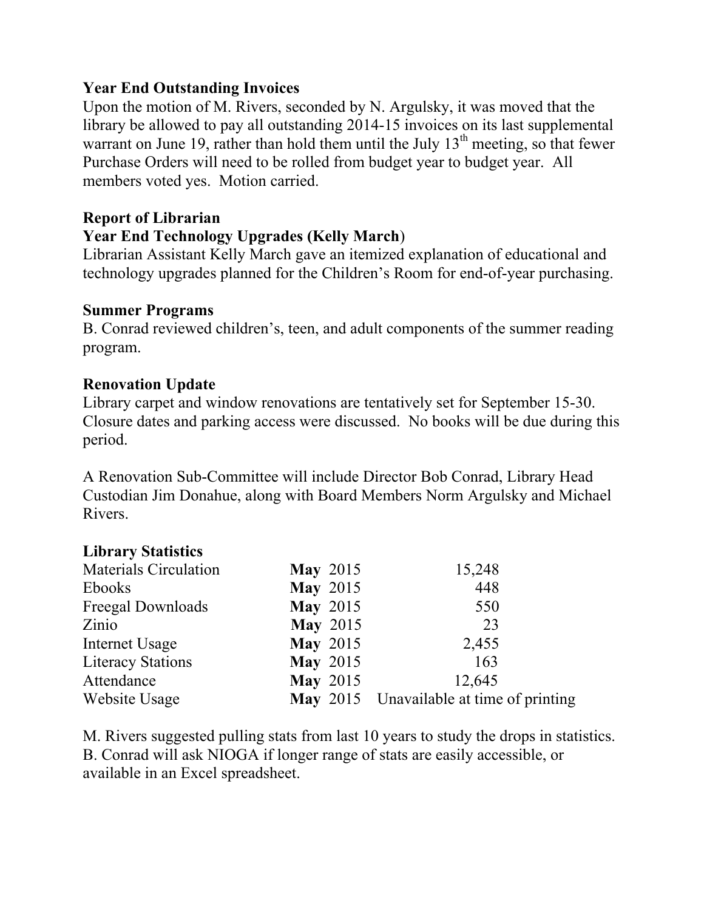**Year End Outstanding Invoices**

Upon the motion of M. Rivers, seconded by N. Argulsky, it was moved that the library be allowed to pay all outstanding 2014-15 invoices on its last supplemental warrant on June 19, rather than hold them until the July 13th meeting, so that fewer Purchase Orders will need to be rolled from budget year to budget year. All members voted yes. Motion carried.

**Report of Librarian**

**Year End Technology Upgrades (Kelly March)**

Librarian Assistant Kelly March gave an itemized explanation of educational and technology upgrades planned for the Children's Room for end-of-year purchasing.

**Summer Programs**

B. Conrad reviewed children's, teen, and adult components of the summer reading program.

**Renovation Update**

Library carpet and window renovations are tentatively set for September 15-30. Closure dates and parking access were discussed. No books will be due during this period.

A Renovation Sub-Committee will include Director Bob Conrad, Library Head Custodian Jim Donahue, along with Board Members Norm Argulsky and Michael Rivers.

**Library Statistics**

| | | |
|---|---|---|
| Materials Circulation | **May** 2015 | 15,248 |
| Ebooks | **May** 2015 | 448 |
| Freegal Downloads | **May** 2015 | 550 |
| Zinio | **May** 2015 | 23 |
| Internet Usage | **May** 2015 | 2,455 |
| Literacy Stations | **May** 2015 | 163 |
| Attendance | **May** 2015 | 12,645 |
| Website Usage | **May** 2015 | Unavailable at time of printing |

M. Rivers suggested pulling stats from last 10 years to study the drops in statistics. B. Conrad will ask NIOGA if longer range of stats are easily accessible, or available in an Excel spreadsheet.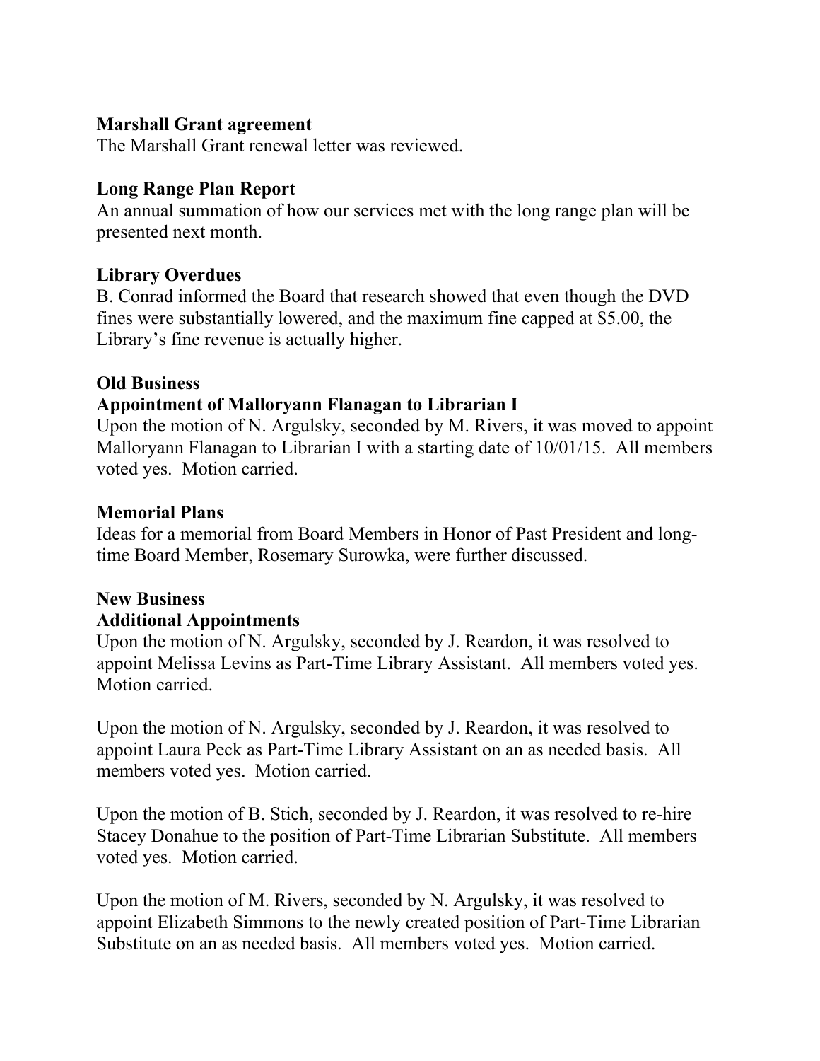**Marshall Grant agreement**
The Marshall Grant renewal letter was reviewed.

**Long Range Plan Report**
An annual summation of how our services met with the long range plan will be presented next month.

**Library Overdues**
B. Conrad informed the Board that research showed that even though the DVD fines were substantially lowered, and the maximum fine capped at $5.00, the Library's fine revenue is actually higher.

**Old Business**
**Appointment of Malloryann Flanagan to Librarian I**
Upon the motion of N. Argulsky, seconded by M. Rivers, it was moved to appoint Malloryann Flanagan to Librarian I with a starting date of 10/01/15. All members voted yes. Motion carried.

**Memorial Plans**
Ideas for a memorial from Board Members in Honor of Past President and long-time Board Member, Rosemary Surowka, were further discussed.

**New Business**
**Additional Appointments**
Upon the motion of N. Argulsky, seconded by J. Reardon, it was resolved to appoint Melissa Levins as Part-Time Library Assistant. All members voted yes. Motion carried.

Upon the motion of N. Argulsky, seconded by J. Reardon, it was resolved to appoint Laura Peck as Part-Time Library Assistant on an as needed basis. All members voted yes. Motion carried.

Upon the motion of B. Stich, seconded by J. Reardon, it was resolved to re-hire Stacey Donahue to the position of Part-Time Librarian Substitute. All members voted yes. Motion carried.

Upon the motion of M. Rivers, seconded by N. Argulsky, it was resolved to appoint Elizabeth Simmons to the newly created position of Part-Time Librarian Substitute on an as needed basis. All members voted yes. Motion carried.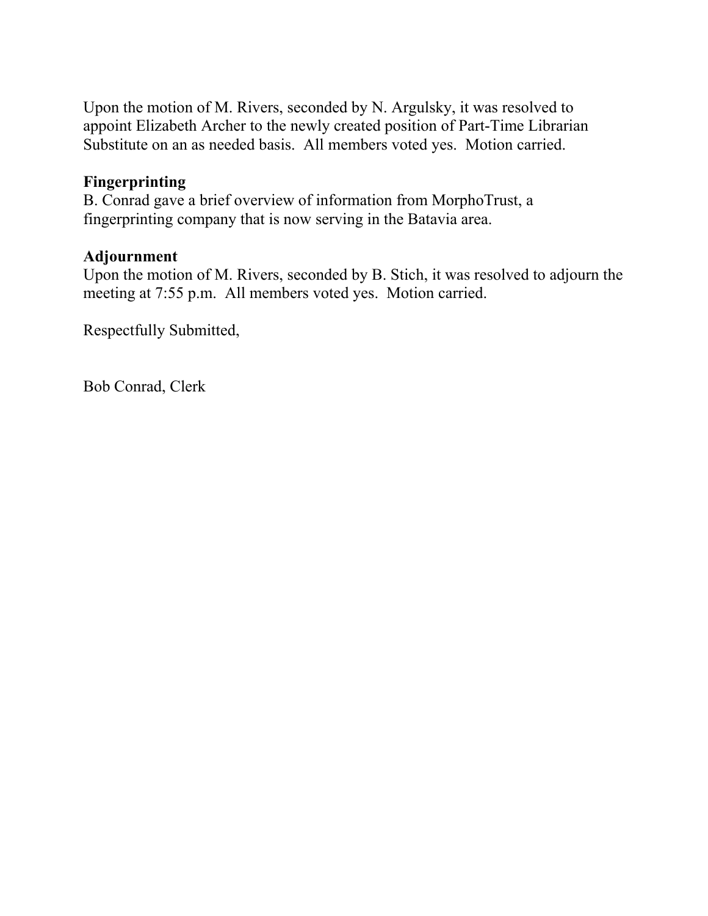Upon the motion of M. Rivers, seconded by N. Argulsky, it was resolved to appoint Elizabeth Archer to the newly created position of Part-Time Librarian Substitute on an as needed basis. All members voted yes. Motion carried.

**Fingerprinting**

B. Conrad gave a brief overview of information from MorphoTrust, a fingerprinting company that is now serving in the Batavia area.

**Adjournment**

Upon the motion of M. Rivers, seconded by B. Stich, it was resolved to adjourn the meeting at 7:55 p.m. All members voted yes. Motion carried.

Respectfully Submitted,

Bob Conrad, Clerk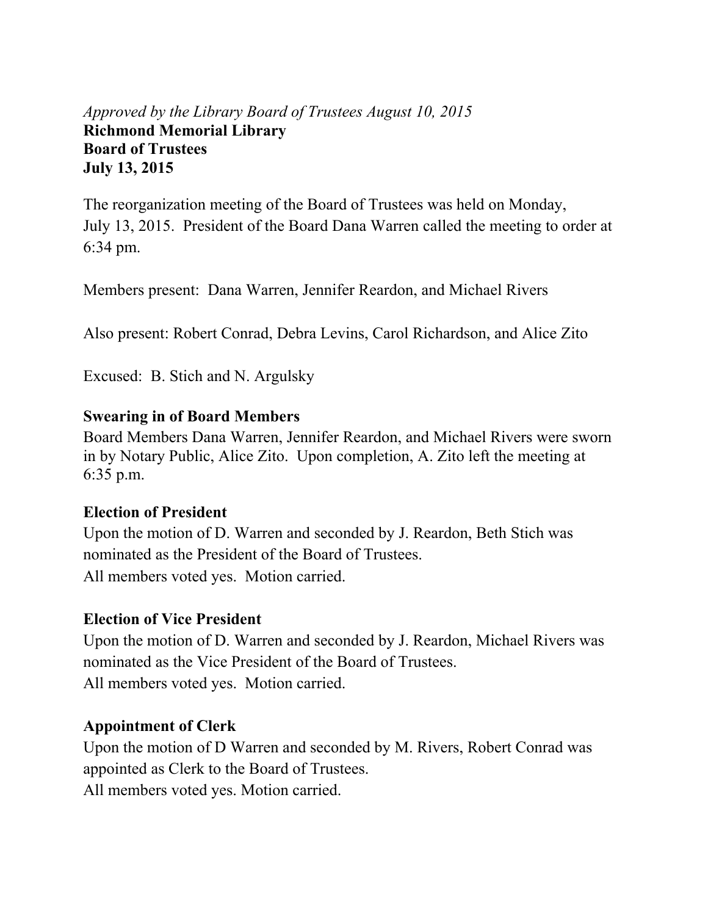*Approved by the Library Board of Trustees August 10, 2015*

**Richmond Memorial Library**
**Board of Trustees**
**July 13, 2015**

The reorganization meeting of the Board of Trustees was held on Monday, July 13, 2015. President of the Board Dana Warren called the meeting to order at 6:34 pm.

Members present: Dana Warren, Jennifer Reardon, and Michael Rivers

Also present: Robert Conrad, Debra Levins, Carol Richardson, and Alice Zito

Excused: B. Stich and N. Argulsky

**Swearing in of Board Members**

Board Members Dana Warren, Jennifer Reardon, and Michael Rivers were sworn in by Notary Public, Alice Zito. Upon completion, A. Zito left the meeting at 6:35 p.m.

**Election of President**

Upon the motion of D. Warren and seconded by J. Reardon, Beth Stich was nominated as the President of the Board of Trustees.
All members voted yes. Motion carried.

**Election of Vice President**

Upon the motion of D. Warren and seconded by J. Reardon, Michael Rivers was nominated as the Vice President of the Board of Trustees.
All members voted yes. Motion carried.

**Appointment of Clerk**

Upon the motion of D Warren and seconded by M. Rivers, Robert Conrad was appointed as Clerk to the Board of Trustees.
All members voted yes. Motion carried.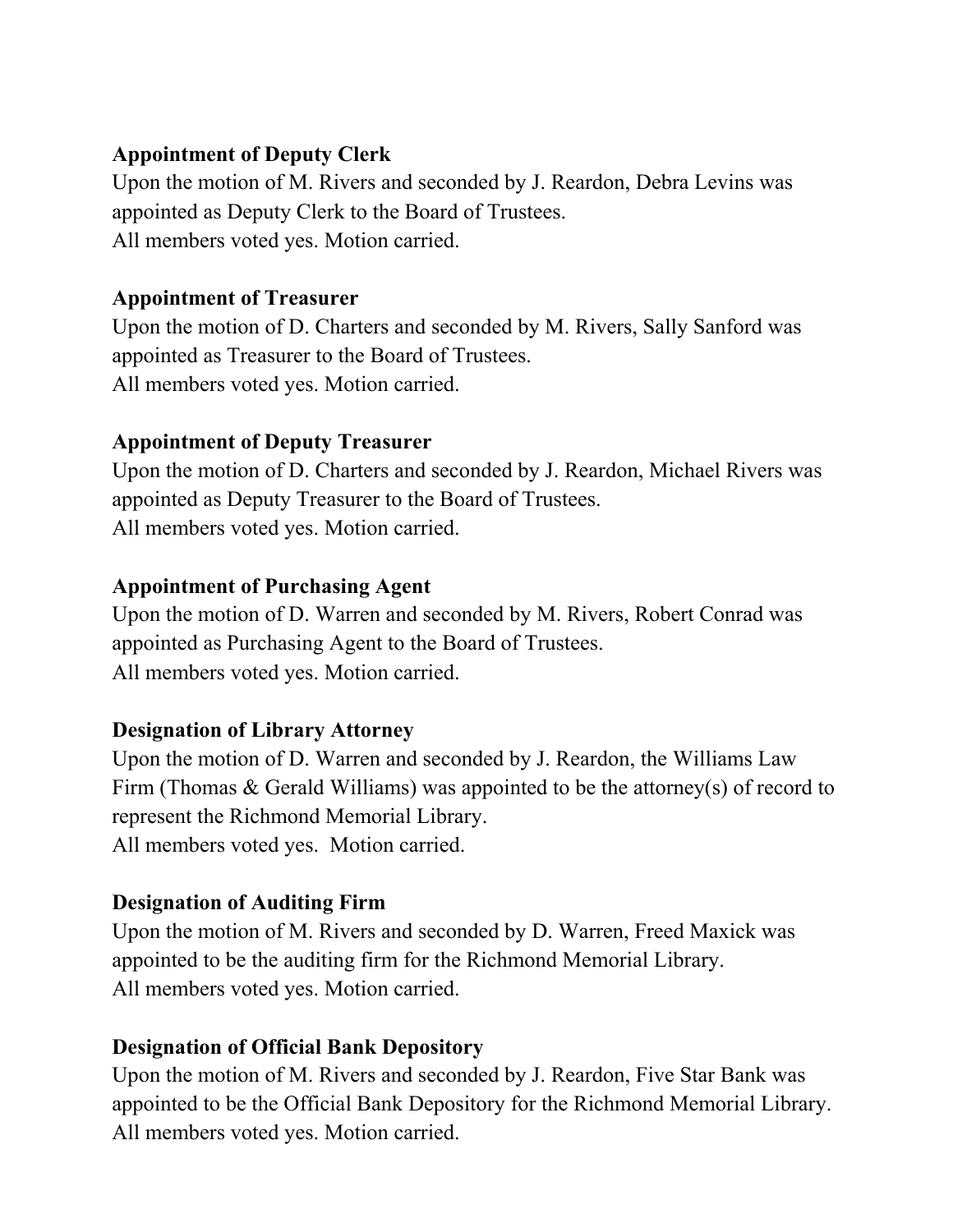**Appointment of Deputy Clerk**

Upon the motion of M. Rivers and seconded by J. Reardon, Debra Levins was appointed as Deputy Clerk to the Board of Trustees.
All members voted yes. Motion carried.

**Appointment of Treasurer**

Upon the motion of D. Charters and seconded by M. Rivers, Sally Sanford was appointed as Treasurer to the Board of Trustees.
All members voted yes. Motion carried.

**Appointment of Deputy Treasurer**

Upon the motion of D. Charters and seconded by J. Reardon, Michael Rivers was appointed as Deputy Treasurer to the Board of Trustees.
All members voted yes. Motion carried.

**Appointment of Purchasing Agent**

Upon the motion of D. Warren and seconded by M. Rivers, Robert Conrad was appointed as Purchasing Agent to the Board of Trustees.
All members voted yes. Motion carried.

**Designation of Library Attorney**

Upon the motion of D. Warren and seconded by J. Reardon, the Williams Law Firm (Thomas & Gerald Williams) was appointed to be the attorney(s) of record to represent the Richmond Memorial Library.
All members voted yes. Motion carried.

**Designation of Auditing Firm**

Upon the motion of M. Rivers and seconded by D. Warren, Freed Maxick was appointed to be the auditing firm for the Richmond Memorial Library.
All members voted yes. Motion carried.

**Designation of Official Bank Depository**

Upon the motion of M. Rivers and seconded by J. Reardon, Five Star Bank was appointed to be the Official Bank Depository for the Richmond Memorial Library.
All members voted yes. Motion carried.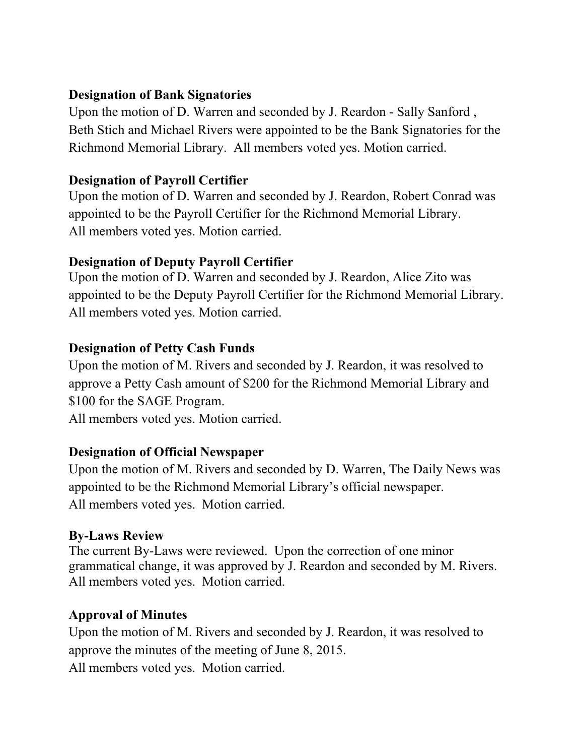**Designation of Bank Signatories**

Upon the motion of D. Warren and seconded by J. Reardon - Sally Sanford , Beth Stich and Michael Rivers were appointed to be the Bank Signatories for the Richmond Memorial Library. All members voted yes. Motion carried.

**Designation of Payroll Certifier**

Upon the motion of D. Warren and seconded by J. Reardon, Robert Conrad was appointed to be the Payroll Certifier for the Richmond Memorial Library. All members voted yes. Motion carried.

**Designation of Deputy Payroll Certifier**

Upon the motion of D. Warren and seconded by J. Reardon, Alice Zito was appointed to be the Deputy Payroll Certifier for the Richmond Memorial Library. All members voted yes. Motion carried.

**Designation of Petty Cash Funds**

Upon the motion of M. Rivers and seconded by J. Reardon, it was resolved to approve a Petty Cash amount of $200 for the Richmond Memorial Library and $100 for the SAGE Program.
All members voted yes. Motion carried.

**Designation of Official Newspaper**

Upon the motion of M. Rivers and seconded by D. Warren, The Daily News was appointed to be the Richmond Memorial Library's official newspaper.
All members voted yes. Motion carried.

**By-Laws Review**

The current By-Laws were reviewed. Upon the correction of one minor grammatical change, it was approved by J. Reardon and seconded by M. Rivers. All members voted yes. Motion carried.

**Approval of Minutes**

Upon the motion of M. Rivers and seconded by J. Reardon, it was resolved to approve the minutes of the meeting of June 8, 2015.
All members voted yes. Motion carried.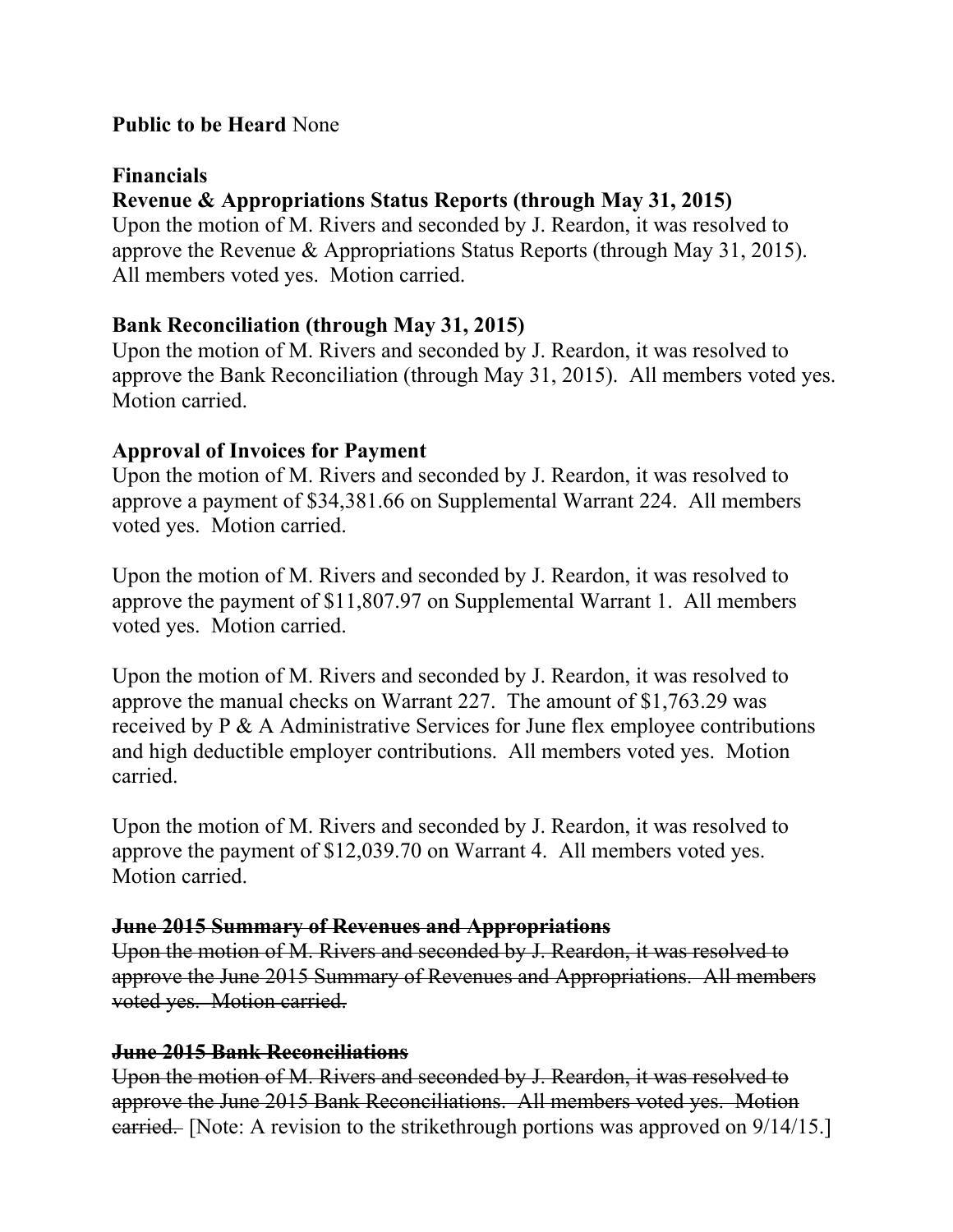**Public to be Heard** None

**Financials**

**Revenue & Appropriations Status Reports (through May 31, 2015)**

Upon the motion of M. Rivers and seconded by J. Reardon, it was resolved to approve the Revenue & Appropriations Status Reports (through May 31, 2015). All members voted yes. Motion carried.

**Bank Reconciliation (through May 31, 2015)**

Upon the motion of M. Rivers and seconded by J. Reardon, it was resolved to approve the Bank Reconciliation (through May 31, 2015). All members voted yes. Motion carried.

**Approval of Invoices for Payment**

Upon the motion of M. Rivers and seconded by J. Reardon, it was resolved to approve a payment of $34,381.66 on Supplemental Warrant 224. All members voted yes. Motion carried.

Upon the motion of M. Rivers and seconded by J. Reardon, it was resolved to approve the payment of $11,807.97 on Supplemental Warrant 1. All members voted yes. Motion carried.

Upon the motion of M. Rivers and seconded by J. Reardon, it was resolved to approve the manual checks on Warrant 227. The amount of $1,763.29 was received by P & A Administrative Services for June flex employee contributions and high deductible employer contributions. All members voted yes. Motion carried.

Upon the motion of M. Rivers and seconded by J. Reardon, it was resolved to approve the payment of $12,039.70 on Warrant 4. All members voted yes. Motion carried.

~~**June 2015 Summary of Revenues and Appropriations**~~

~~Upon the motion of M. Rivers and seconded by J. Reardon, it was resolved to approve the June 2015 Summary of Revenues and Appropriations. All members voted yes. Motion carried.~~

~~**June 2015 Bank Reconciliations**~~

~~Upon the motion of M. Rivers and seconded by J. Reardon, it was resolved to approve the June 2015 Bank Reconciliations. All members voted yes. Motion carried.~~ [Note: A revision to the strikethrough portions was approved on 9/14/15.]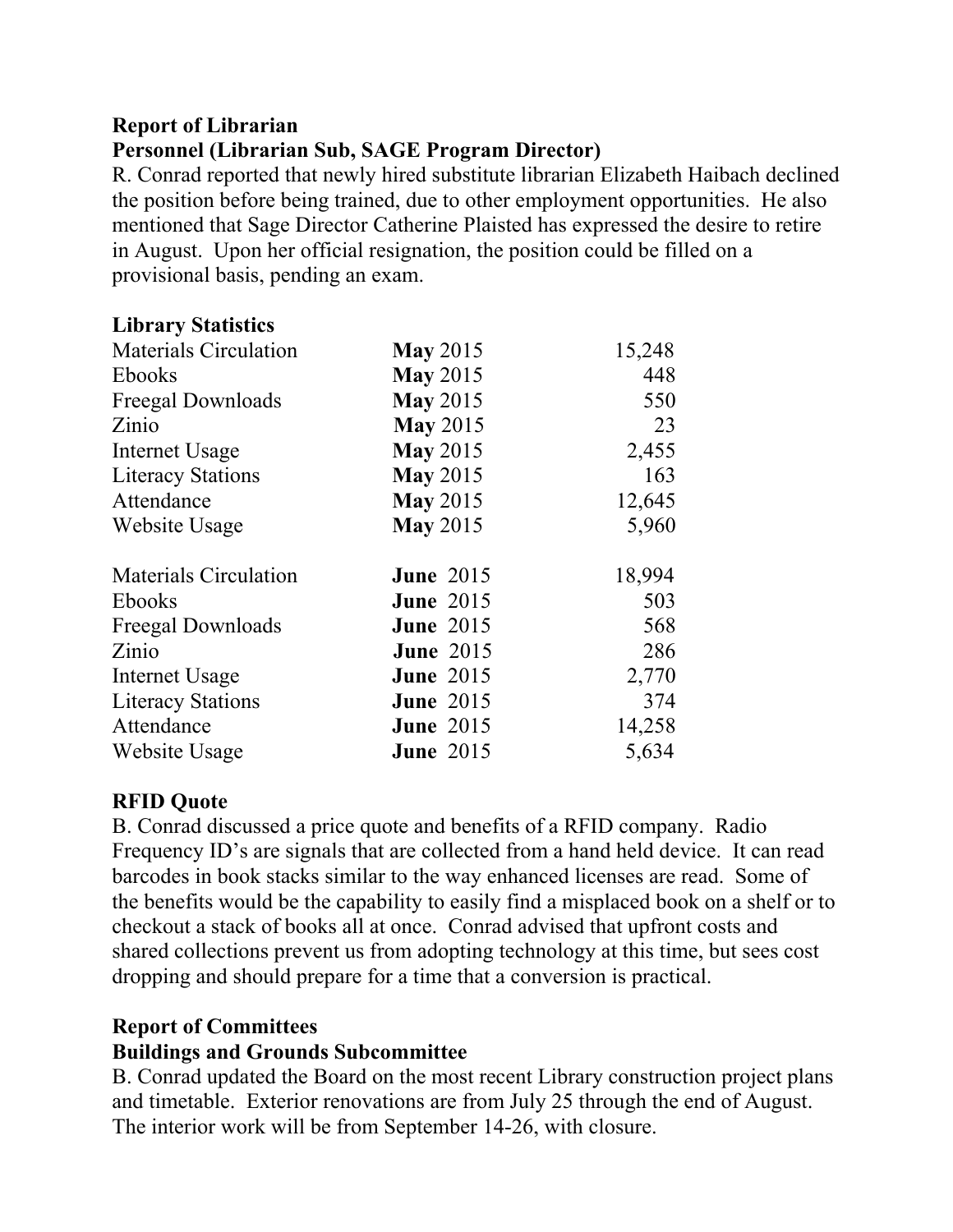**Report of Librarian**

**Personnel (Librarian Sub, SAGE Program Director)**

R. Conrad reported that newly hired substitute librarian Elizabeth Haibach declined the position before being trained, due to other employment opportunities. He also mentioned that Sage Director Catherine Plaisted has expressed the desire to retire in August. Upon her official resignation, the position could be filled on a provisional basis, pending an exam.

**Library Statistics**

| | | |
|---|---|---:|
| Materials Circulation | **May** 2015 | 15,248 |
| Ebooks | **May** 2015 | 448 |
| Freegal Downloads | **May** 2015 | 550 |
| Zinio | **May** 2015 | 23 |
| Internet Usage | **May** 2015 | 2,455 |
| Literacy Stations | **May** 2015 | 163 |
| Attendance | **May** 2015 | 12,645 |
| Website Usage | **May** 2015 | 5,960 |
| | | |
| Materials Circulation | **June** 2015 | 18,994 |
| Ebooks | **June** 2015 | 503 |
| Freegal Downloads | **June** 2015 | 568 |
| Zinio | **June** 2015 | 286 |
| Internet Usage | **June** 2015 | 2,770 |
| Literacy Stations | **June** 2015 | 374 |
| Attendance | **June** 2015 | 14,258 |
| Website Usage | **June** 2015 | 5,634 |

**RFID Quote**

B. Conrad discussed a price quote and benefits of a RFID company. Radio Frequency ID's are signals that are collected from a hand held device. It can read barcodes in book stacks similar to the way enhanced licenses are read. Some of the benefits would be the capability to easily find a misplaced book on a shelf or to checkout a stack of books all at once. Conrad advised that upfront costs and shared collections prevent us from adopting technology at this time, but sees cost dropping and should prepare for a time that a conversion is practical.

**Report of Committees**

**Buildings and Grounds Subcommittee**

B. Conrad updated the Board on the most recent Library construction project plans and timetable. Exterior renovations are from July 25 through the end of August. The interior work will be from September 14-26, with closure.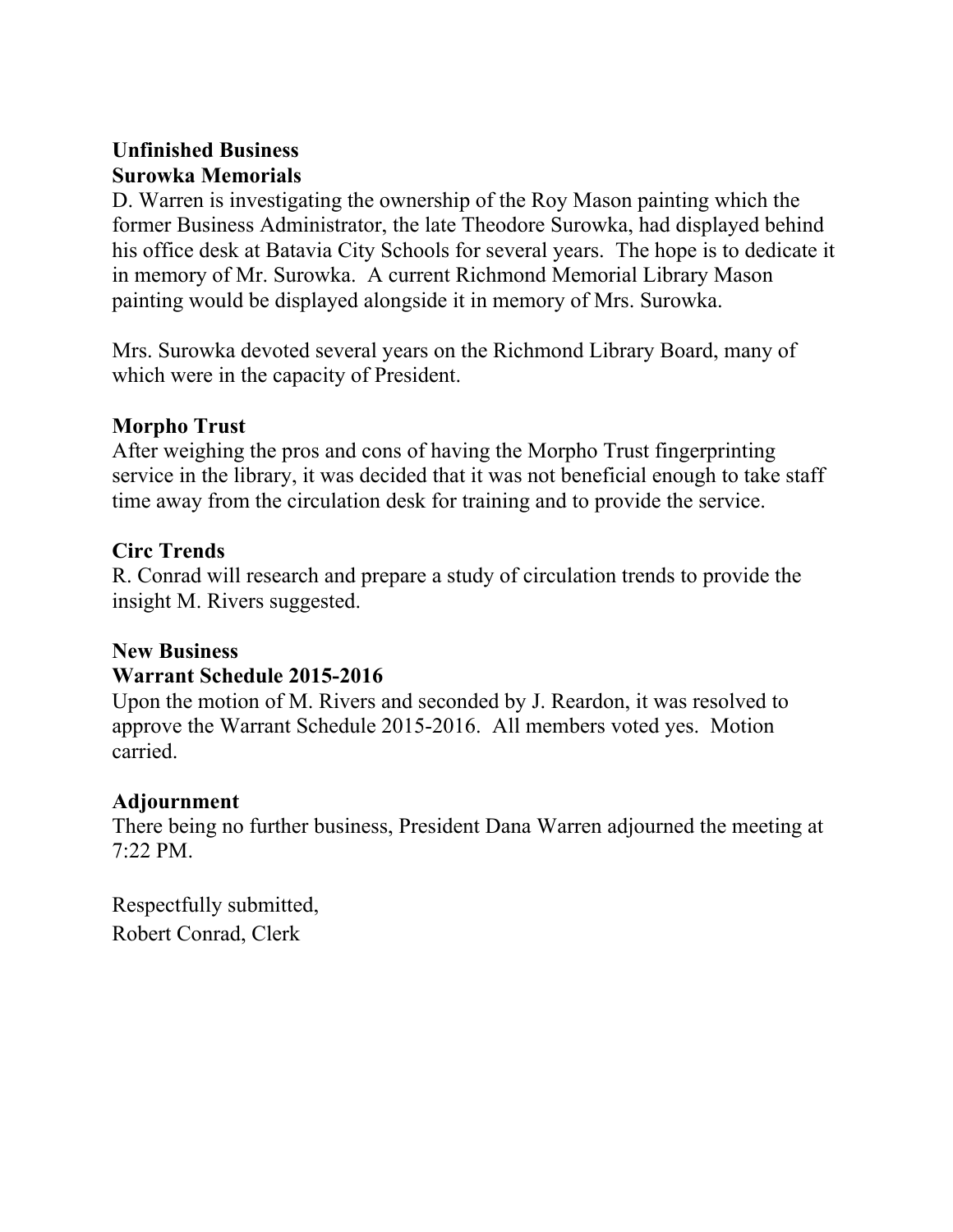**Unfinished Business**
**Surowka Memorials**
D. Warren is investigating the ownership of the Roy Mason painting which the former Business Administrator, the late Theodore Surowka, had displayed behind his office desk at Batavia City Schools for several years. The hope is to dedicate it in memory of Mr. Surowka. A current Richmond Memorial Library Mason painting would be displayed alongside it in memory of Mrs. Surowka.

Mrs. Surowka devoted several years on the Richmond Library Board, many of which were in the capacity of President.

**Morpho Trust**
After weighing the pros and cons of having the Morpho Trust fingerprinting service in the library, it was decided that it was not beneficial enough to take staff time away from the circulation desk for training and to provide the service.

**Circ Trends**
R. Conrad will research and prepare a study of circulation trends to provide the insight M. Rivers suggested.

**New Business**
**Warrant Schedule 2015-2016**
Upon the motion of M. Rivers and seconded by J. Reardon, it was resolved to approve the Warrant Schedule 2015-2016. All members voted yes. Motion carried.

**Adjournment**
There being no further business, President Dana Warren adjourned the meeting at 7:22 PM.

Respectfully submitted,
Robert Conrad, Clerk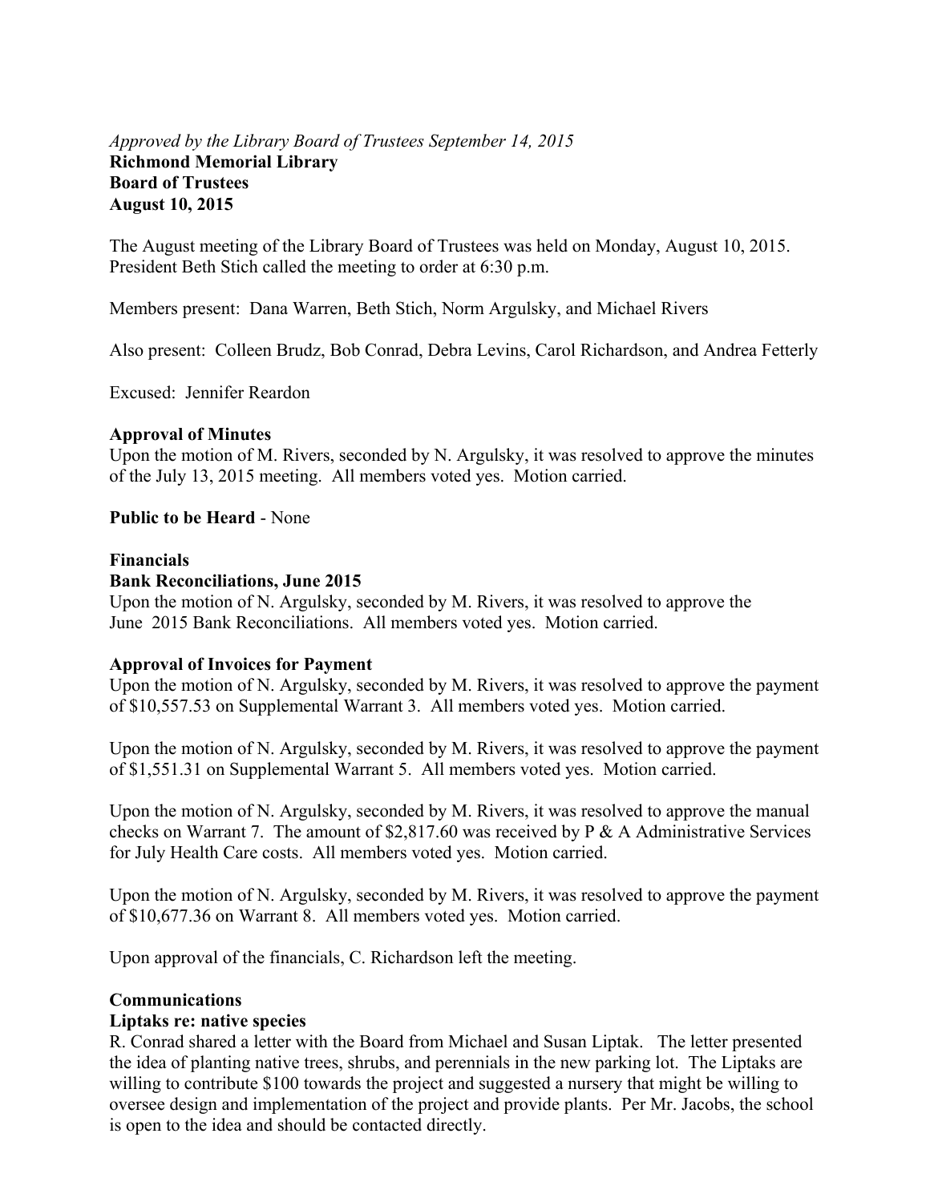*Approved by the Library Board of Trustees September 14, 2015*

**Richmond Memorial Library**
**Board of Trustees**
**August 10, 2015**

The August meeting of the Library Board of Trustees was held on Monday, August 10, 2015. President Beth Stich called the meeting to order at 6:30 p.m.

Members present: Dana Warren, Beth Stich, Norm Argulsky, and Michael Rivers

Also present: Colleen Brudz, Bob Conrad, Debra Levins, Carol Richardson, and Andrea Fetterly

Excused: Jennifer Reardon

**Approval of Minutes**
Upon the motion of M. Rivers, seconded by N. Argulsky, it was resolved to approve the minutes of the July 13, 2015 meeting. All members voted yes. Motion carried.

**Public to be Heard** - None

**Financials**
**Bank Reconciliations, June 2015**
Upon the motion of N. Argulsky, seconded by M. Rivers, it was resolved to approve the June 2015 Bank Reconciliations. All members voted yes. Motion carried.

**Approval of Invoices for Payment**
Upon the motion of N. Argulsky, seconded by M. Rivers, it was resolved to approve the payment of $10,557.53 on Supplemental Warrant 3. All members voted yes. Motion carried.

Upon the motion of N. Argulsky, seconded by M. Rivers, it was resolved to approve the payment of $1,551.31 on Supplemental Warrant 5. All members voted yes. Motion carried.

Upon the motion of N. Argulsky, seconded by M. Rivers, it was resolved to approve the manual checks on Warrant 7. The amount of $2,817.60 was received by P & A Administrative Services for July Health Care costs. All members voted yes. Motion carried.

Upon the motion of N. Argulsky, seconded by M. Rivers, it was resolved to approve the payment of $10,677.36 on Warrant 8. All members voted yes. Motion carried.

Upon approval of the financials, C. Richardson left the meeting.

**Communications**
**Liptaks re: native species**
R. Conrad shared a letter with the Board from Michael and Susan Liptak. The letter presented the idea of planting native trees, shrubs, and perennials in the new parking lot. The Liptaks are willing to contribute $100 towards the project and suggested a nursery that might be willing to oversee design and implementation of the project and provide plants. Per Mr. Jacobs, the school is open to the idea and should be contacted directly.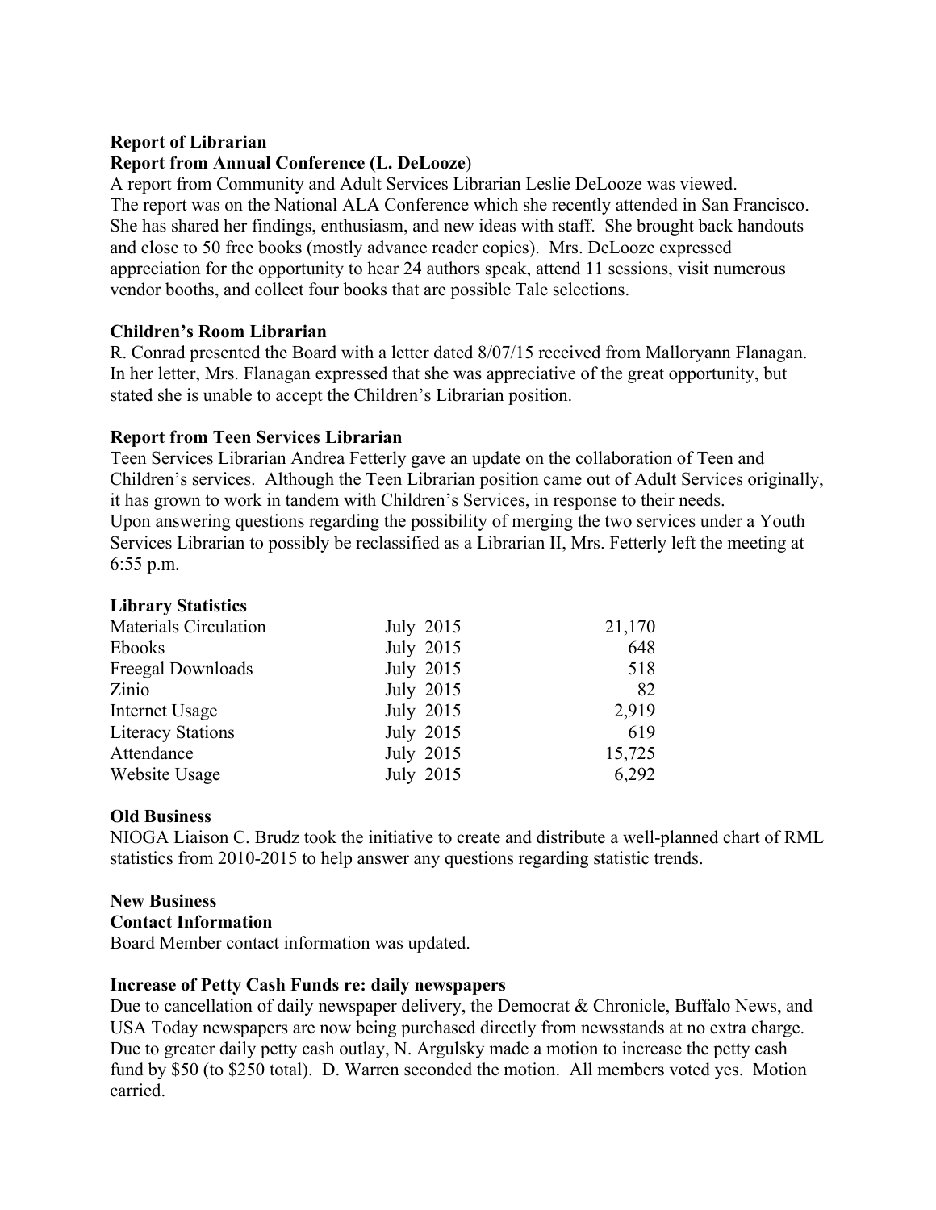**Report of Librarian**

**Report from Annual Conference (L. DeLooze)**

A report from Community and Adult Services Librarian Leslie DeLooze was viewed. The report was on the National ALA Conference which she recently attended in San Francisco. She has shared her findings, enthusiasm, and new ideas with staff. She brought back handouts and close to 50 free books (mostly advance reader copies). Mrs. DeLooze expressed appreciation for the opportunity to hear 24 authors speak, attend 11 sessions, visit numerous vendor booths, and collect four books that are possible Tale selections.

**Children's Room Librarian**

R. Conrad presented the Board with a letter dated 8/07/15 received from Malloryann Flanagan. In her letter, Mrs. Flanagan expressed that she was appreciative of the great opportunity, but stated she is unable to accept the Children's Librarian position.

**Report from Teen Services Librarian**

Teen Services Librarian Andrea Fetterly gave an update on the collaboration of Teen and Children's services. Although the Teen Librarian position came out of Adult Services originally, it has grown to work in tandem with Children's Services, in response to their needs. Upon answering questions regarding the possibility of merging the two services under a Youth Services Librarian to possibly be reclassified as a Librarian II, Mrs. Fetterly left the meeting at 6:55 p.m.

**Library Statistics**

| | | |
|---|---|---|
| Materials Circulation | July 2015 | 21,170 |
| Ebooks | July 2015 | 648 |
| Freegal Downloads | July 2015 | 518 |
| Zinio | July 2015 | 82 |
| Internet Usage | July 2015 | 2,919 |
| Literacy Stations | July 2015 | 619 |
| Attendance | July 2015 | 15,725 |
| Website Usage | July 2015 | 6,292 |

**Old Business**

NIOGA Liaison C. Brudz took the initiative to create and distribute a well-planned chart of RML statistics from 2010-2015 to help answer any questions regarding statistic trends.

**New Business**

**Contact Information**

Board Member contact information was updated.

**Increase of Petty Cash Funds re: daily newspapers**

Due to cancellation of daily newspaper delivery, the Democrat & Chronicle, Buffalo News, and USA Today newspapers are now being purchased directly from newsstands at no extra charge. Due to greater daily petty cash outlay, N. Argulsky made a motion to increase the petty cash fund by $50 (to $250 total). D. Warren seconded the motion. All members voted yes. Motion carried.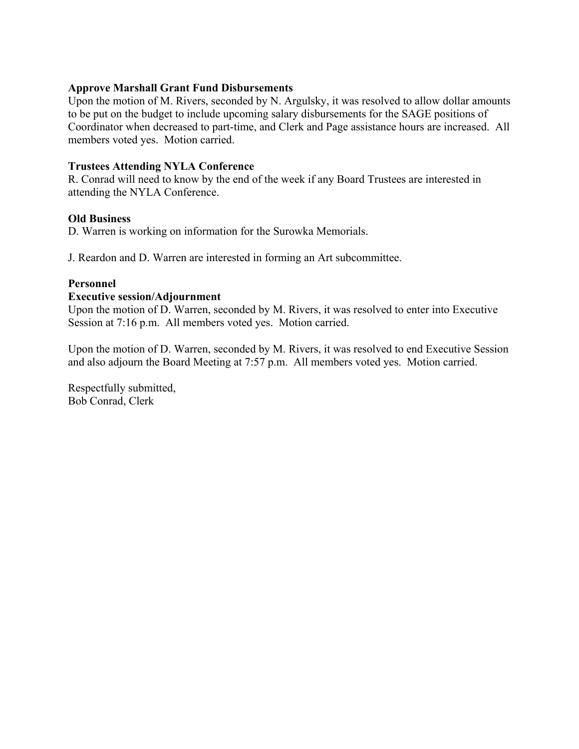**Approve Marshall Grant Fund Disbursements**
Upon the motion of M. Rivers, seconded by N. Argulsky, it was resolved to allow dollar amounts to be put on the budget to include upcoming salary disbursements for the SAGE positions of Coordinator when decreased to part-time, and Clerk and Page assistance hours are increased. All members voted yes. Motion carried.

**Trustees Attending NYLA Conference**
R. Conrad will need to know by the end of the week if any Board Trustees are interested in attending the NYLA Conference.

**Old Business**
D. Warren is working on information for the Surowka Memorials.

J. Reardon and D. Warren are interested in forming an Art subcommittee.

**Personnel**
**Executive session/Adjournment**
Upon the motion of D. Warren, seconded by M. Rivers, it was resolved to enter into Executive Session at 7:16 p.m. All members voted yes. Motion carried.

Upon the motion of D. Warren, seconded by M. Rivers, it was resolved to end Executive Session and also adjourn the Board Meeting at 7:57 p.m. All members voted yes. Motion carried.

Respectfully submitted,
Bob Conrad, Clerk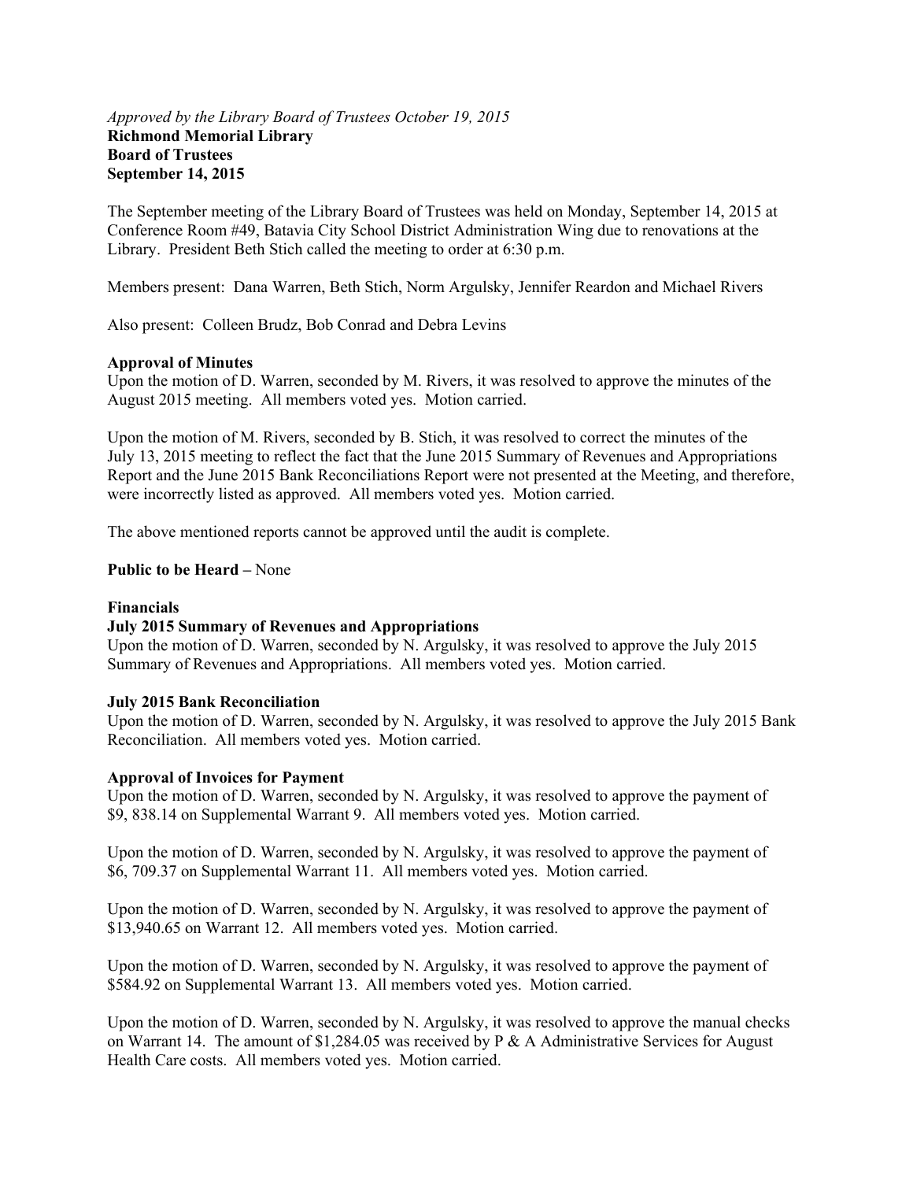*Approved by the Library Board of Trustees October 19, 2015*
**Richmond Memorial Library**
**Board of Trustees**
**September 14, 2015**

The September meeting of the Library Board of Trustees was held on Monday, September 14, 2015 at Conference Room #49, Batavia City School District Administration Wing due to renovations at the Library. President Beth Stich called the meeting to order at 6:30 p.m.

Members present: Dana Warren, Beth Stich, Norm Argulsky, Jennifer Reardon and Michael Rivers

Also present: Colleen Brudz, Bob Conrad and Debra Levins

**Approval of Minutes**
Upon the motion of D. Warren, seconded by M. Rivers, it was resolved to approve the minutes of the August 2015 meeting. All members voted yes. Motion carried.

Upon the motion of M. Rivers, seconded by B. Stich, it was resolved to correct the minutes of the July 13, 2015 meeting to reflect the fact that the June 2015 Summary of Revenues and Appropriations Report and the June 2015 Bank Reconciliations Report were not presented at the Meeting, and therefore, were incorrectly listed as approved. All members voted yes. Motion carried.

The above mentioned reports cannot be approved until the audit is complete.

**Public to be Heard –** None

**Financials**

**July 2015 Summary of Revenues and Appropriations**
Upon the motion of D. Warren, seconded by N. Argulsky, it was resolved to approve the July 2015 Summary of Revenues and Appropriations. All members voted yes. Motion carried.

**July 2015 Bank Reconciliation**
Upon the motion of D. Warren, seconded by N. Argulsky, it was resolved to approve the July 2015 Bank Reconciliation. All members voted yes. Motion carried.

**Approval of Invoices for Payment**
Upon the motion of D. Warren, seconded by N. Argulsky, it was resolved to approve the payment of $9, 838.14 on Supplemental Warrant 9. All members voted yes. Motion carried.

Upon the motion of D. Warren, seconded by N. Argulsky, it was resolved to approve the payment of $6, 709.37 on Supplemental Warrant 11. All members voted yes. Motion carried.

Upon the motion of D. Warren, seconded by N. Argulsky, it was resolved to approve the payment of $13,940.65 on Warrant 12. All members voted yes. Motion carried.

Upon the motion of D. Warren, seconded by N. Argulsky, it was resolved to approve the payment of $584.92 on Supplemental Warrant 13. All members voted yes. Motion carried.

Upon the motion of D. Warren, seconded by N. Argulsky, it was resolved to approve the manual checks on Warrant 14. The amount of $1,284.05 was received by P & A Administrative Services for August Health Care costs. All members voted yes. Motion carried.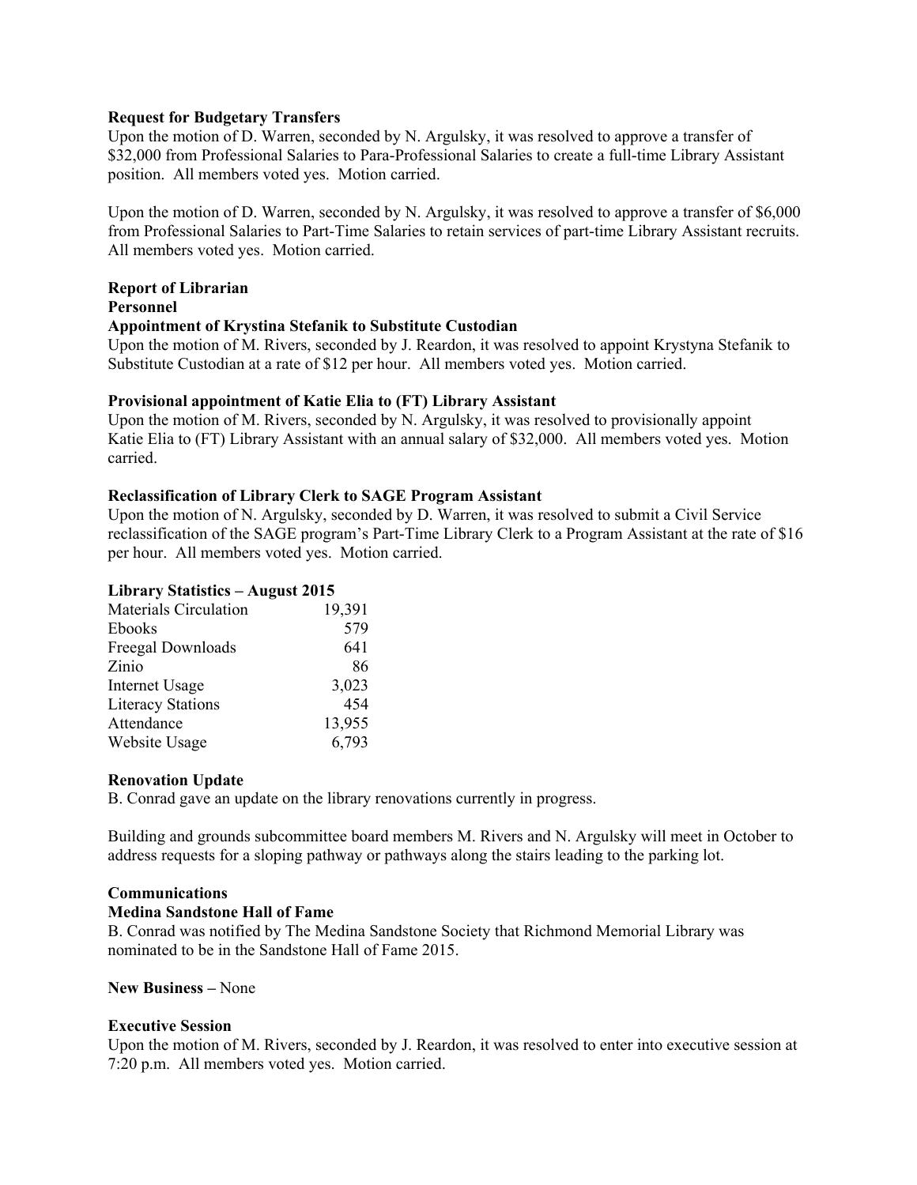**Request for Budgetary Transfers**

Upon the motion of D. Warren, seconded by N. Argulsky, it was resolved to approve a transfer of $32,000 from Professional Salaries to Para-Professional Salaries to create a full-time Library Assistant position. All members voted yes. Motion carried.

Upon the motion of D. Warren, seconded by N. Argulsky, it was resolved to approve a transfer of $6,000 from Professional Salaries to Part-Time Salaries to retain services of part-time Library Assistant recruits. All members voted yes. Motion carried.

**Report of Librarian**

**Personnel**

**Appointment of Krystina Stefanik to Substitute Custodian**

Upon the motion of M. Rivers, seconded by J. Reardon, it was resolved to appoint Krystyna Stefanik to Substitute Custodian at a rate of $12 per hour. All members voted yes. Motion carried.

**Provisional appointment of Katie Elia to (FT) Library Assistant**

Upon the motion of M. Rivers, seconded by N. Argulsky, it was resolved to provisionally appoint Katie Elia to (FT) Library Assistant with an annual salary of $32,000. All members voted yes. Motion carried.

**Reclassification of Library Clerk to SAGE Program Assistant**

Upon the motion of N. Argulsky, seconded by D. Warren, it was resolved to submit a Civil Service reclassification of the SAGE program's Part-Time Library Clerk to a Program Assistant at the rate of $16 per hour. All members voted yes. Motion carried.

**Library Statistics – August 2015**

| | |
|---|---|
| Materials Circulation | 19,391 |
| Ebooks | 579 |
| Freegal Downloads | 641 |
| Zinio | 86 |
| Internet Usage | 3,023 |
| Literacy Stations | 454 |
| Attendance | 13,955 |
| Website Usage | 6,793 |

**Renovation Update**

B. Conrad gave an update on the library renovations currently in progress.

Building and grounds subcommittee board members M. Rivers and N. Argulsky will meet in October to address requests for a sloping pathway or pathways along the stairs leading to the parking lot.

**Communications**

**Medina Sandstone Hall of Fame**

B. Conrad was notified by The Medina Sandstone Society that Richmond Memorial Library was nominated to be in the Sandstone Hall of Fame 2015.

**New Business –** None

**Executive Session**

Upon the motion of M. Rivers, seconded by J. Reardon, it was resolved to enter into executive session at 7:20 p.m. All members voted yes. Motion carried.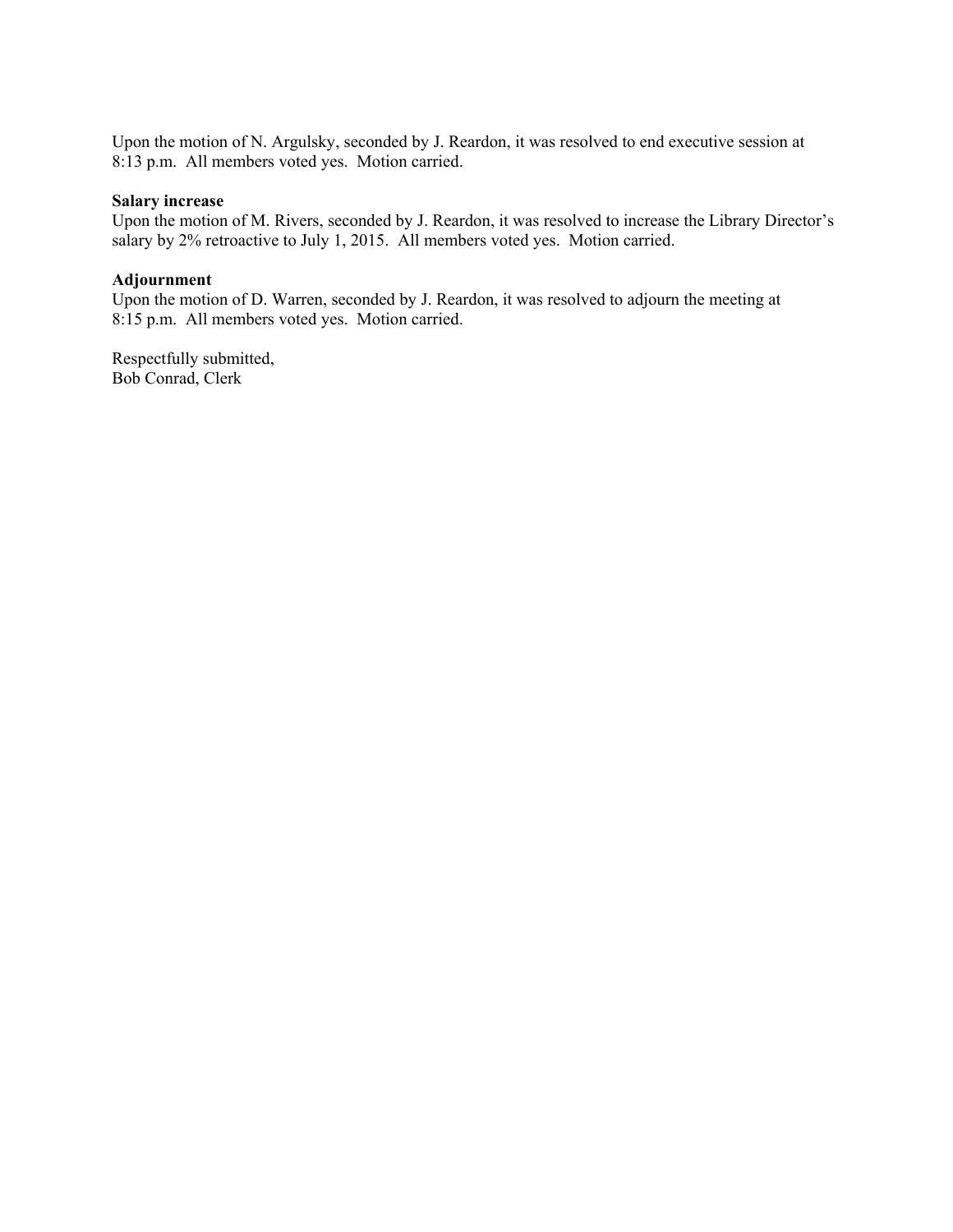Upon the motion of N. Argulsky, seconded by J. Reardon, it was resolved to end executive session at 8:13 p.m. All members voted yes. Motion carried.

**Salary increase**

Upon the motion of M. Rivers, seconded by J. Reardon, it was resolved to increase the Library Director's salary by 2% retroactive to July 1, 2015. All members voted yes. Motion carried.

**Adjournment**

Upon the motion of D. Warren, seconded by J. Reardon, it was resolved to adjourn the meeting at 8:15 p.m. All members voted yes. Motion carried.

Respectfully submitted,
Bob Conrad, Clerk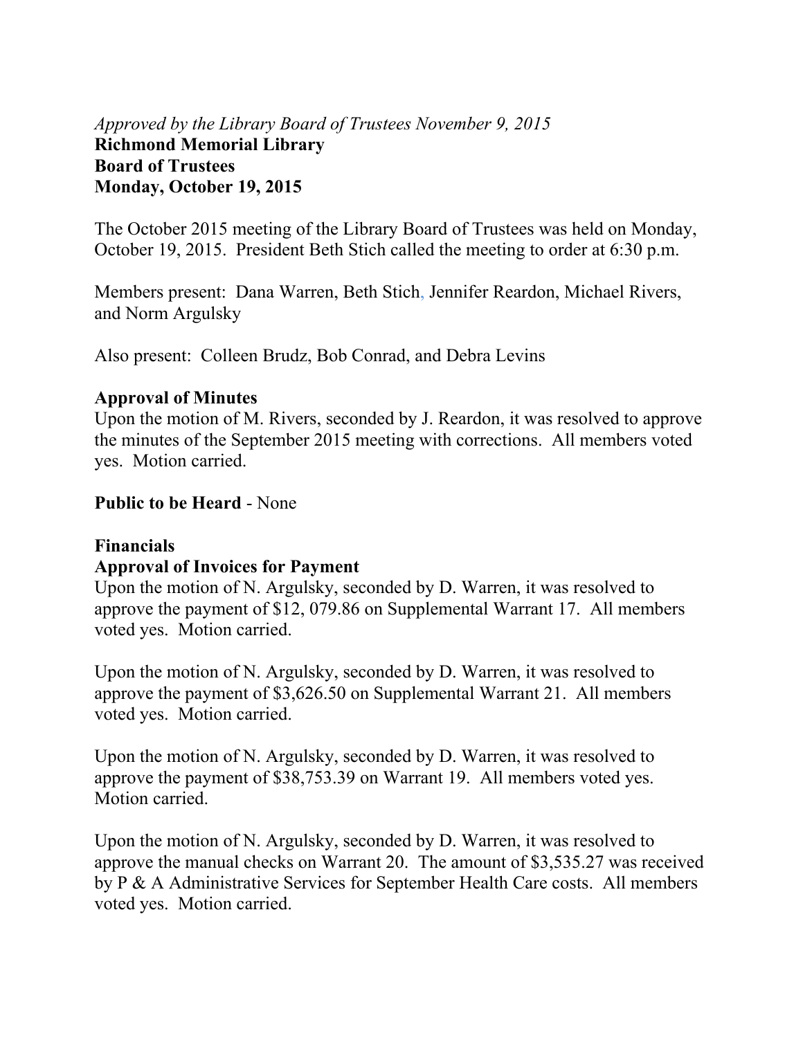*Approved by the Library Board of Trustees November 9, 2015*

**Richmond Memorial Library**
**Board of Trustees**
**Monday, October 19, 2015**

The October 2015 meeting of the Library Board of Trustees was held on Monday, October 19, 2015. President Beth Stich called the meeting to order at 6:30 p.m.

Members present: Dana Warren, Beth Stich, Jennifer Reardon, Michael Rivers, and Norm Argulsky

Also present: Colleen Brudz, Bob Conrad, and Debra Levins

**Approval of Minutes**
Upon the motion of M. Rivers, seconded by J. Reardon, it was resolved to approve the minutes of the September 2015 meeting with corrections. All members voted yes. Motion carried.

**Public to be Heard** - None

**Financials**
**Approval of Invoices for Payment**
Upon the motion of N. Argulsky, seconded by D. Warren, it was resolved to approve the payment of $12, 079.86 on Supplemental Warrant 17. All members voted yes. Motion carried.

Upon the motion of N. Argulsky, seconded by D. Warren, it was resolved to approve the payment of $3,626.50 on Supplemental Warrant 21. All members voted yes. Motion carried.

Upon the motion of N. Argulsky, seconded by D. Warren, it was resolved to approve the payment of $38,753.39 on Warrant 19. All members voted yes. Motion carried.

Upon the motion of N. Argulsky, seconded by D. Warren, it was resolved to approve the manual checks on Warrant 20. The amount of $3,535.27 was received by P & A Administrative Services for September Health Care costs. All members voted yes. Motion carried.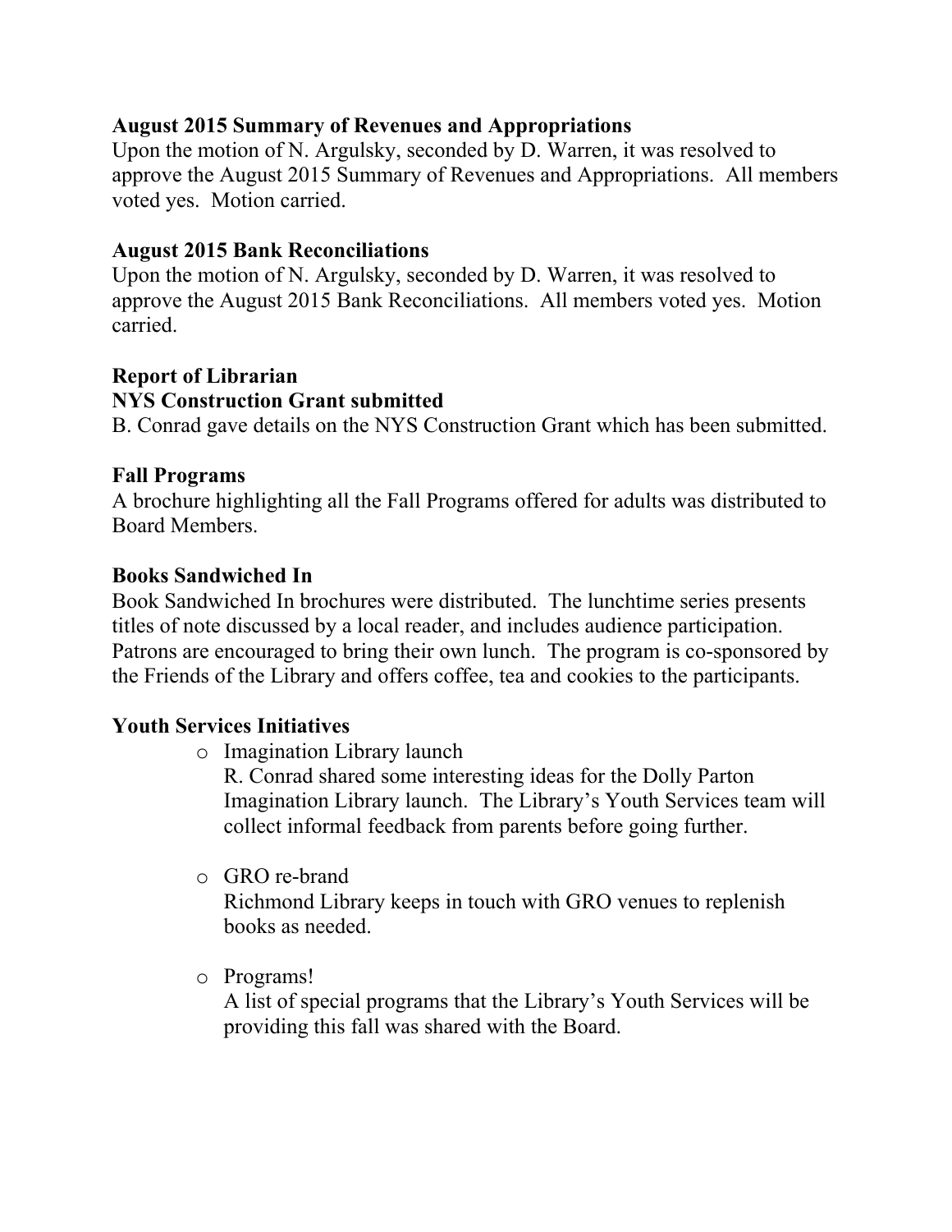**August 2015 Summary of Revenues and Appropriations**

Upon the motion of N. Argulsky, seconded by D. Warren, it was resolved to approve the August 2015 Summary of Revenues and Appropriations. All members voted yes. Motion carried.

**August 2015 Bank Reconciliations**

Upon the motion of N. Argulsky, seconded by D. Warren, it was resolved to approve the August 2015 Bank Reconciliations. All members voted yes. Motion carried.

**Report of Librarian**

**NYS Construction Grant submitted**

B. Conrad gave details on the NYS Construction Grant which has been submitted.

**Fall Programs**

A brochure highlighting all the Fall Programs offered for adults was distributed to Board Members.

**Books Sandwiched In**

Book Sandwiched In brochures were distributed. The lunchtime series presents titles of note discussed by a local reader, and includes audience participation. Patrons are encouraged to bring their own lunch. The program is co-sponsored by the Friends of the Library and offers coffee, tea and cookies to the participants.

**Youth Services Initiatives**

- Imagination Library launch

  R. Conrad shared some interesting ideas for the Dolly Parton Imagination Library launch. The Library's Youth Services team will collect informal feedback from parents before going further.

- GRO re-brand

  Richmond Library keeps in touch with GRO venues to replenish books as needed.

- Programs!

  A list of special programs that the Library's Youth Services will be providing this fall was shared with the Board.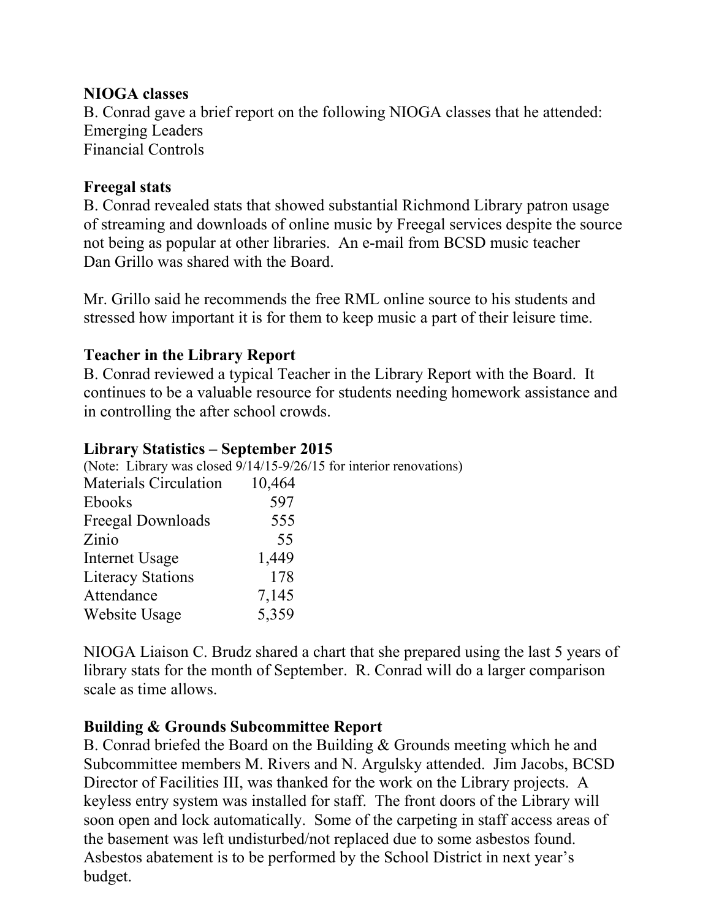**NIOGA classes**
B. Conrad gave a brief report on the following NIOGA classes that he attended:
Emerging Leaders
Financial Controls

**Freegal stats**
B. Conrad revealed stats that showed substantial Richmond Library patron usage of streaming and downloads of online music by Freegal services despite the source not being as popular at other libraries. An e-mail from BCSD music teacher Dan Grillo was shared with the Board.

Mr. Grillo said he recommends the free RML online source to his students and stressed how important it is for them to keep music a part of their leisure time.

**Teacher in the Library Report**
B. Conrad reviewed a typical Teacher in the Library Report with the Board. It continues to be a valuable resource for students needing homework assistance and in controlling the after school crowds.

**Library Statistics – September 2015**
(Note: Library was closed 9/14/15-9/26/15 for interior renovations)

| | |
|---|---|
| Materials Circulation | 10,464 |
| Ebooks | 597 |
| Freegal Downloads | 555 |
| Zinio | 55 |
| Internet Usage | 1,449 |
| Literacy Stations | 178 |
| Attendance | 7,145 |
| Website Usage | 5,359 |

NIOGA Liaison C. Brudz shared a chart that she prepared using the last 5 years of library stats for the month of September. R. Conrad will do a larger comparison scale as time allows.

**Building & Grounds Subcommittee Report**
B. Conrad briefed the Board on the Building & Grounds meeting which he and Subcommittee members M. Rivers and N. Argulsky attended. Jim Jacobs, BCSD Director of Facilities III, was thanked for the work on the Library projects. A keyless entry system was installed for staff. The front doors of the Library will soon open and lock automatically. Some of the carpeting in staff access areas of the basement was left undisturbed/not replaced due to some asbestos found. Asbestos abatement is to be performed by the School District in next year's budget.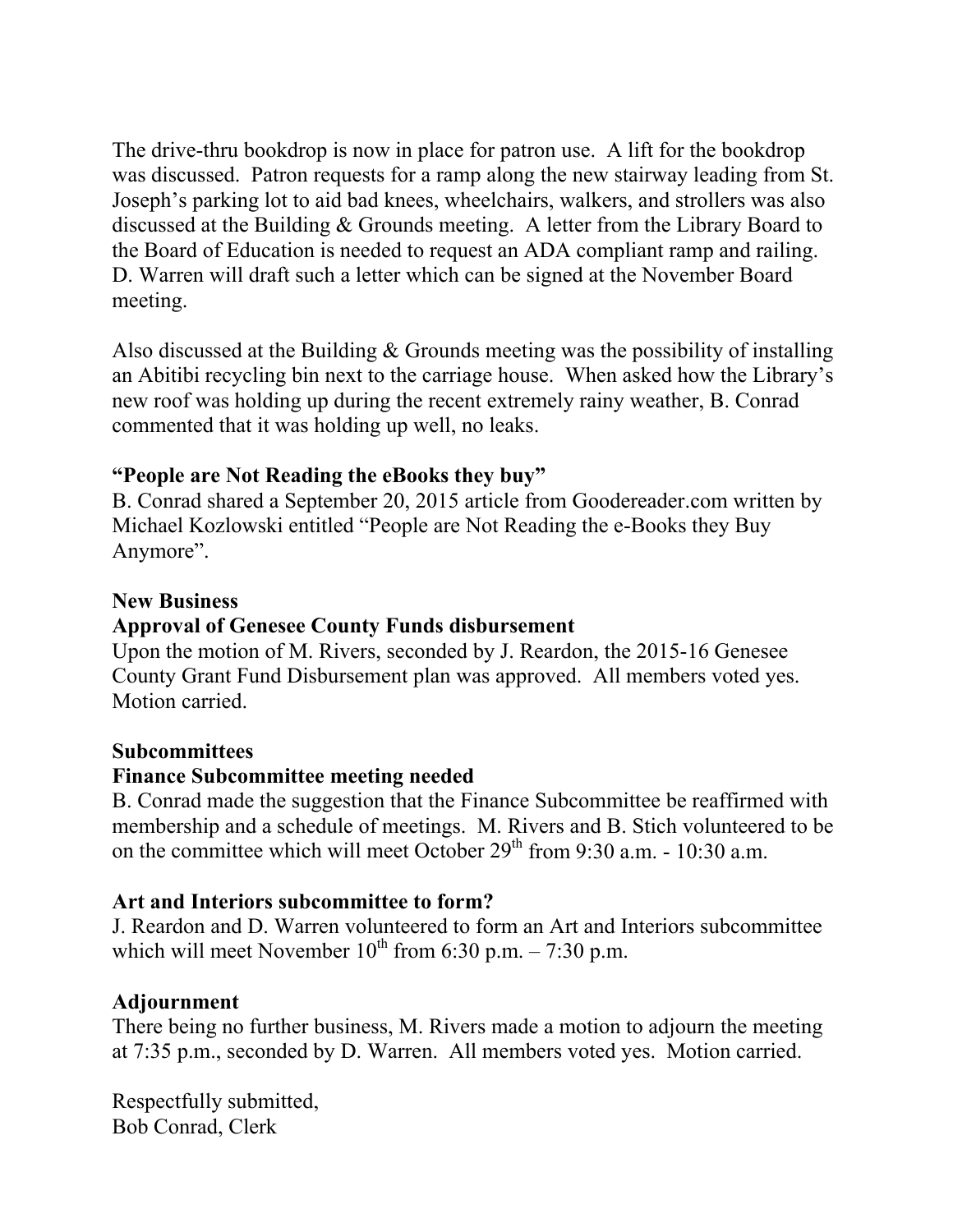The drive-thru bookdrop is now in place for patron use. A lift for the bookdrop was discussed. Patron requests for a ramp along the new stairway leading from St. Joseph's parking lot to aid bad knees, wheelchairs, walkers, and strollers was also discussed at the Building & Grounds meeting. A letter from the Library Board to the Board of Education is needed to request an ADA compliant ramp and railing. D. Warren will draft such a letter which can be signed at the November Board meeting.

Also discussed at the Building & Grounds meeting was the possibility of installing an Abitibi recycling bin next to the carriage house. When asked how the Library's new roof was holding up during the recent extremely rainy weather, B. Conrad commented that it was holding up well, no leaks.

**"People are Not Reading the eBooks they buy"**

B. Conrad shared a September 20, 2015 article from Goodereader.com written by Michael Kozlowski entitled "People are Not Reading the e-Books they Buy Anymore".

**New Business**

**Approval of Genesee County Funds disbursement**

Upon the motion of M. Rivers, seconded by J. Reardon, the 2015-16 Genesee County Grant Fund Disbursement plan was approved. All members voted yes. Motion carried.

**Subcommittees**

**Finance Subcommittee meeting needed**

B. Conrad made the suggestion that the Finance Subcommittee be reaffirmed with membership and a schedule of meetings. M. Rivers and B. Stich volunteered to be on the committee which will meet October 29th from 9:30 a.m. - 10:30 a.m.

**Art and Interiors subcommittee to form?**

J. Reardon and D. Warren volunteered to form an Art and Interiors subcommittee which will meet November 10th from 6:30 p.m. – 7:30 p.m.

**Adjournment**

There being no further business, M. Rivers made a motion to adjourn the meeting at 7:35 p.m., seconded by D. Warren. All members voted yes. Motion carried.

Respectfully submitted,
Bob Conrad, Clerk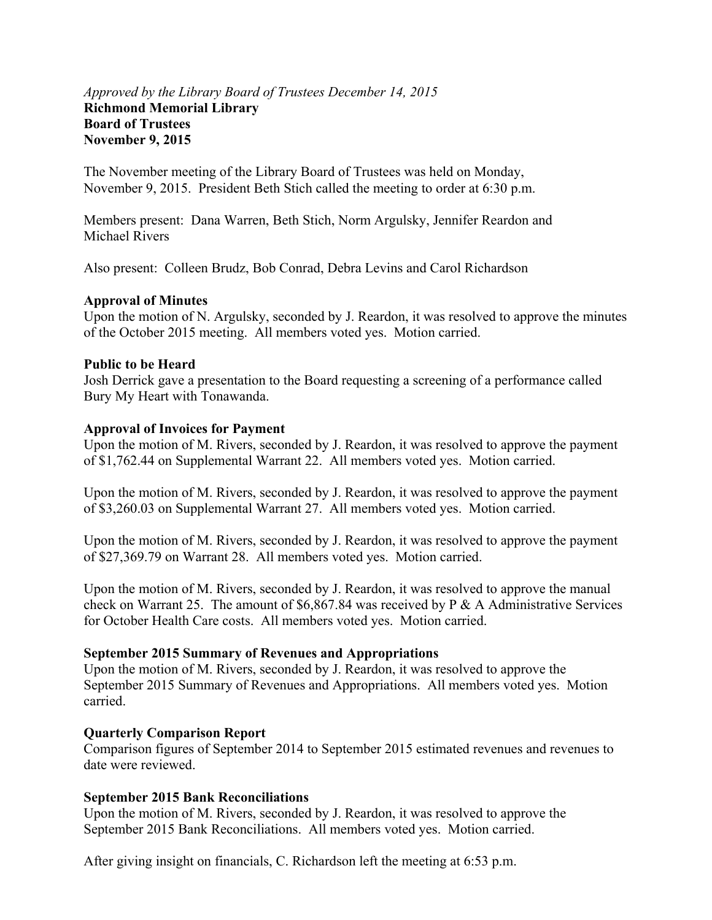*Approved by the Library Board of Trustees December 14, 2015*

**Richmond Memorial Library**
**Board of Trustees**
**November 9, 2015**

The November meeting of the Library Board of Trustees was held on Monday, November 9, 2015. President Beth Stich called the meeting to order at 6:30 p.m.

Members present: Dana Warren, Beth Stich, Norm Argulsky, Jennifer Reardon and Michael Rivers

Also present: Colleen Brudz, Bob Conrad, Debra Levins and Carol Richardson

**Approval of Minutes**
Upon the motion of N. Argulsky, seconded by J. Reardon, it was resolved to approve the minutes of the October 2015 meeting. All members voted yes. Motion carried.

**Public to be Heard**
Josh Derrick gave a presentation to the Board requesting a screening of a performance called Bury My Heart with Tonawanda.

**Approval of Invoices for Payment**
Upon the motion of M. Rivers, seconded by J. Reardon, it was resolved to approve the payment of $1,762.44 on Supplemental Warrant 22. All members voted yes. Motion carried.

Upon the motion of M. Rivers, seconded by J. Reardon, it was resolved to approve the payment of $3,260.03 on Supplemental Warrant 27. All members voted yes. Motion carried.

Upon the motion of M. Rivers, seconded by J. Reardon, it was resolved to approve the payment of $27,369.79 on Warrant 28. All members voted yes. Motion carried.

Upon the motion of M. Rivers, seconded by J. Reardon, it was resolved to approve the manual check on Warrant 25. The amount of $6,867.84 was received by P & A Administrative Services for October Health Care costs. All members voted yes. Motion carried.

**September 2015 Summary of Revenues and Appropriations**
Upon the motion of M. Rivers, seconded by J. Reardon, it was resolved to approve the September 2015 Summary of Revenues and Appropriations. All members voted yes. Motion carried.

**Quarterly Comparison Report**
Comparison figures of September 2014 to September 2015 estimated revenues and revenues to date were reviewed.

**September 2015 Bank Reconciliations**
Upon the motion of M. Rivers, seconded by J. Reardon, it was resolved to approve the September 2015 Bank Reconciliations. All members voted yes. Motion carried.

After giving insight on financials, C. Richardson left the meeting at 6:53 p.m.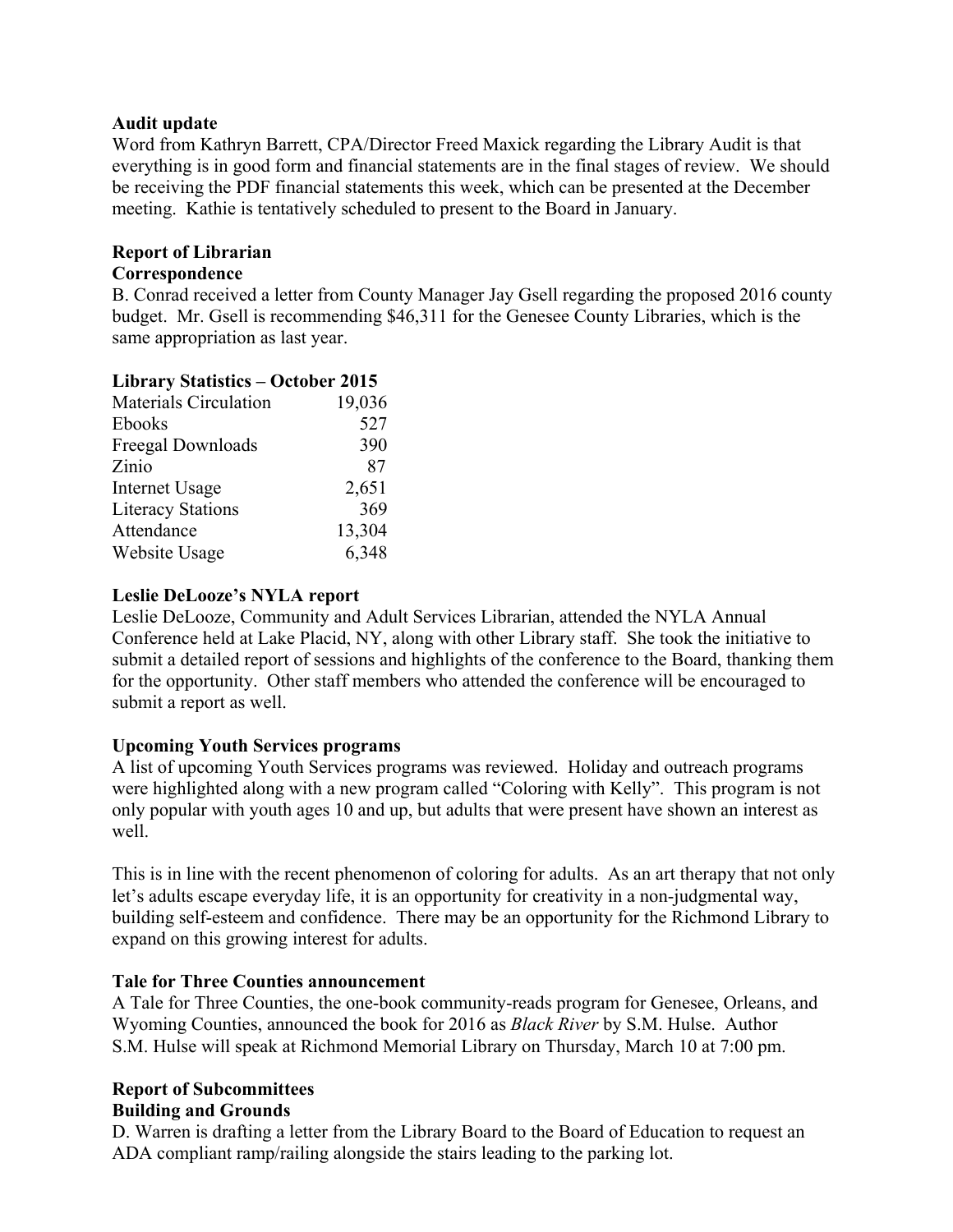**Audit update**

Word from Kathryn Barrett, CPA/Director Freed Maxick regarding the Library Audit is that everything is in good form and financial statements are in the final stages of review. We should be receiving the PDF financial statements this week, which can be presented at the December meeting. Kathie is tentatively scheduled to present to the Board in January.

**Report of Librarian**

**Correspondence**

B. Conrad received a letter from County Manager Jay Gsell regarding the proposed 2016 county budget. Mr. Gsell is recommending $46,311 for the Genesee County Libraries, which is the same appropriation as last year.

**Library Statistics – October 2015**

| | |
|---|---|
| Materials Circulation | 19,036 |
| Ebooks | 527 |
| Freegal Downloads | 390 |
| Zinio | 87 |
| Internet Usage | 2,651 |
| Literacy Stations | 369 |
| Attendance | 13,304 |
| Website Usage | 6,348 |

**Leslie DeLooze's NYLA report**

Leslie DeLooze, Community and Adult Services Librarian, attended the NYLA Annual Conference held at Lake Placid, NY, along with other Library staff. She took the initiative to submit a detailed report of sessions and highlights of the conference to the Board, thanking them for the opportunity. Other staff members who attended the conference will be encouraged to submit a report as well.

**Upcoming Youth Services programs**

A list of upcoming Youth Services programs was reviewed. Holiday and outreach programs were highlighted along with a new program called "Coloring with Kelly". This program is not only popular with youth ages 10 and up, but adults that were present have shown an interest as well.

This is in line with the recent phenomenon of coloring for adults. As an art therapy that not only let's adults escape everyday life, it is an opportunity for creativity in a non-judgmental way, building self-esteem and confidence. There may be an opportunity for the Richmond Library to expand on this growing interest for adults.

**Tale for Three Counties announcement**

A Tale for Three Counties, the one-book community-reads program for Genesee, Orleans, and Wyoming Counties, announced the book for 2016 as *Black River* by S.M. Hulse. Author S.M. Hulse will speak at Richmond Memorial Library on Thursday, March 10 at 7:00 pm.

**Report of Subcommittees**

**Building and Grounds**

D. Warren is drafting a letter from the Library Board to the Board of Education to request an ADA compliant ramp/railing alongside the stairs leading to the parking lot.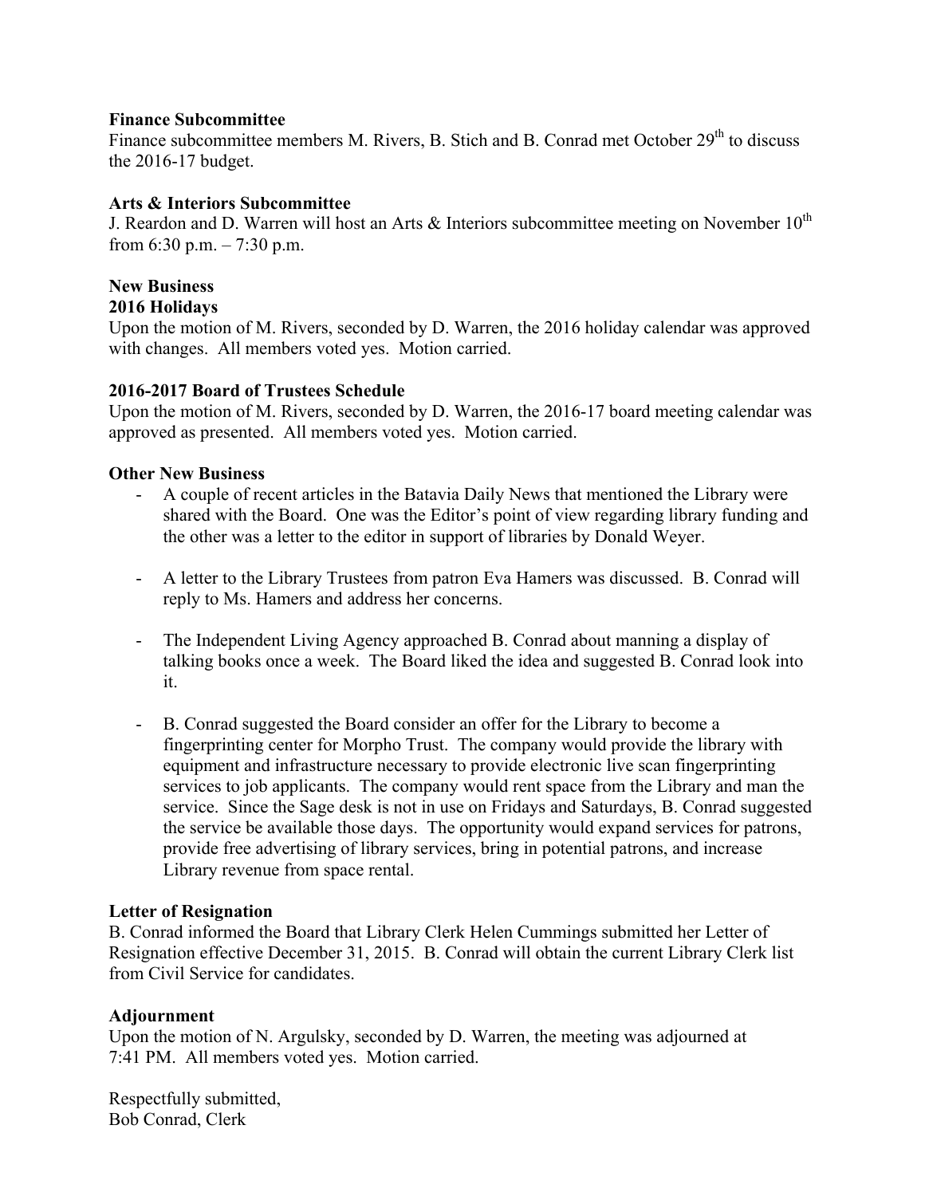**Finance Subcommittee**
Finance subcommittee members M. Rivers, B. Stich and B. Conrad met October 29th to discuss the 2016-17 budget.

**Arts & Interiors Subcommittee**
J. Reardon and D. Warren will host an Arts & Interiors subcommittee meeting on November 10th from 6:30 p.m. – 7:30 p.m.

**New Business**
**2016 Holidays**
Upon the motion of M. Rivers, seconded by D. Warren, the 2016 holiday calendar was approved with changes. All members voted yes. Motion carried.

**2016-2017 Board of Trustees Schedule**
Upon the motion of M. Rivers, seconded by D. Warren, the 2016-17 board meeting calendar was approved as presented. All members voted yes. Motion carried.

**Other New Business**

- A couple of recent articles in the Batavia Daily News that mentioned the Library were shared with the Board. One was the Editor's point of view regarding library funding and the other was a letter to the editor in support of libraries by Donald Weyer.

- A letter to the Library Trustees from patron Eva Hamers was discussed. B. Conrad will reply to Ms. Hamers and address her concerns.

- The Independent Living Agency approached B. Conrad about manning a display of talking books once a week. The Board liked the idea and suggested B. Conrad look into it.

- B. Conrad suggested the Board consider an offer for the Library to become a fingerprinting center for Morpho Trust. The company would provide the library with equipment and infrastructure necessary to provide electronic live scan fingerprinting services to job applicants. The company would rent space from the Library and man the service. Since the Sage desk is not in use on Fridays and Saturdays, B. Conrad suggested the service be available those days. The opportunity would expand services for patrons, provide free advertising of library services, bring in potential patrons, and increase Library revenue from space rental.

**Letter of Resignation**
B. Conrad informed the Board that Library Clerk Helen Cummings submitted her Letter of Resignation effective December 31, 2015. B. Conrad will obtain the current Library Clerk list from Civil Service for candidates.

**Adjournment**
Upon the motion of N. Argulsky, seconded by D. Warren, the meeting was adjourned at 7:41 PM. All members voted yes. Motion carried.

Respectfully submitted,
Bob Conrad, Clerk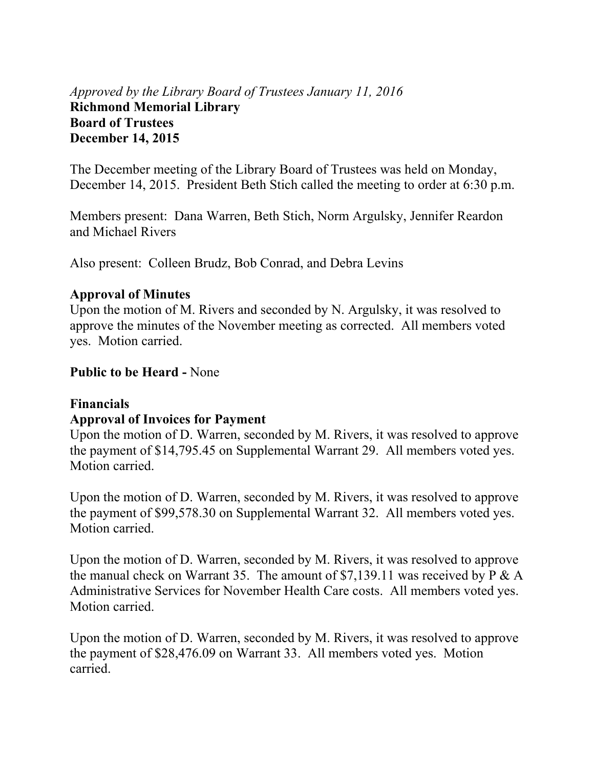*Approved by the Library Board of Trustees January 11, 2016*

**Richmond Memorial Library**
**Board of Trustees**
**December 14, 2015**

The December meeting of the Library Board of Trustees was held on Monday, December 14, 2015. President Beth Stich called the meeting to order at 6:30 p.m.

Members present: Dana Warren, Beth Stich, Norm Argulsky, Jennifer Reardon and Michael Rivers

Also present: Colleen Brudz, Bob Conrad, and Debra Levins

**Approval of Minutes**

Upon the motion of M. Rivers and seconded by N. Argulsky, it was resolved to approve the minutes of the November meeting as corrected. All members voted yes. Motion carried.

**Public to be Heard -** None

**Financials**

**Approval of Invoices for Payment**

Upon the motion of D. Warren, seconded by M. Rivers, it was resolved to approve the payment of $14,795.45 on Supplemental Warrant 29. All members voted yes. Motion carried.

Upon the motion of D. Warren, seconded by M. Rivers, it was resolved to approve the payment of $99,578.30 on Supplemental Warrant 32. All members voted yes. Motion carried.

Upon the motion of D. Warren, seconded by M. Rivers, it was resolved to approve the manual check on Warrant 35. The amount of $7,139.11 was received by P & A Administrative Services for November Health Care costs. All members voted yes. Motion carried.

Upon the motion of D. Warren, seconded by M. Rivers, it was resolved to approve the payment of $28,476.09 on Warrant 33. All members voted yes. Motion carried.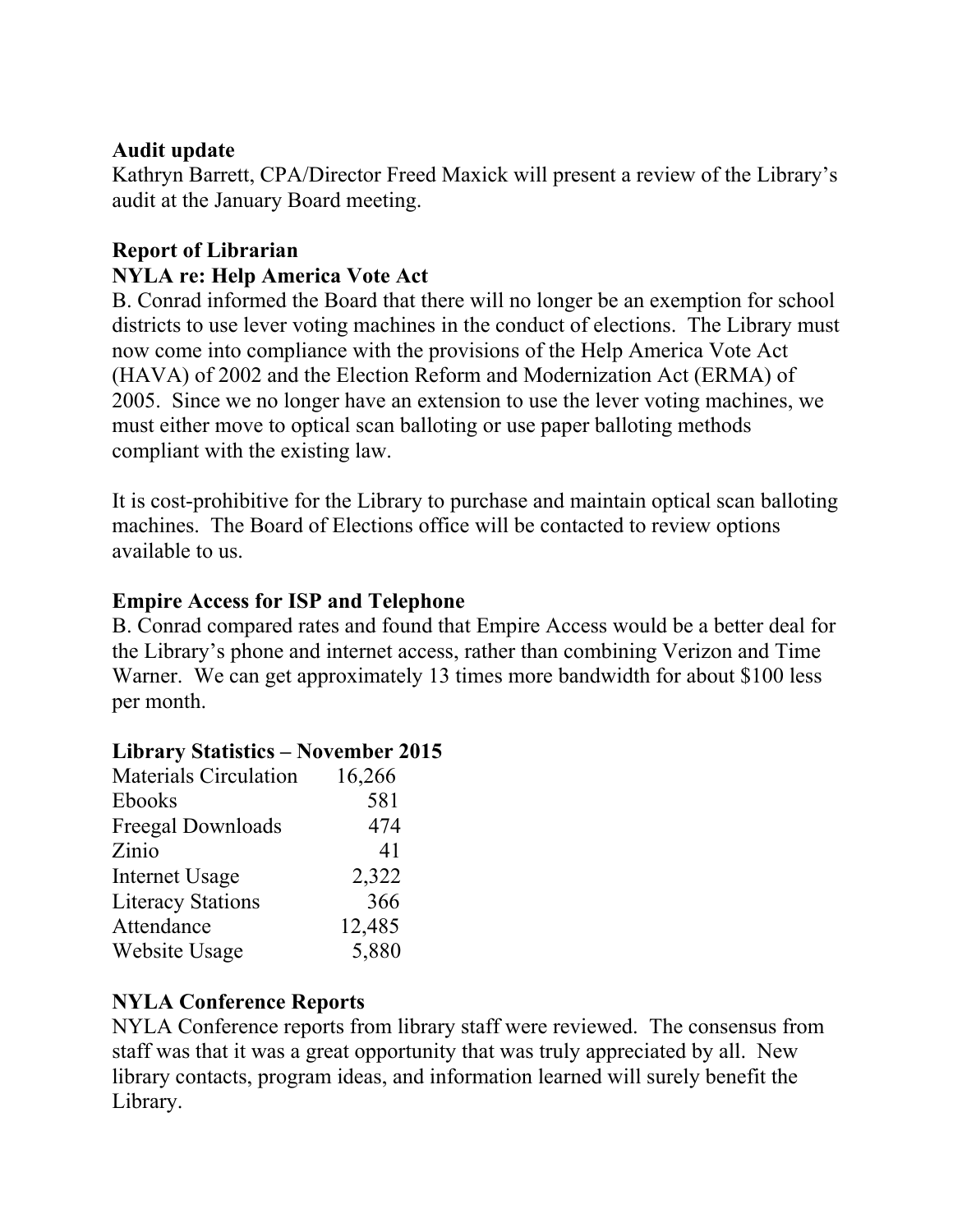**Audit update**
Kathryn Barrett, CPA/Director Freed Maxick will present a review of the Library's audit at the January Board meeting.

**Report of Librarian**
**NYLA re: Help America Vote Act**
B. Conrad informed the Board that there will no longer be an exemption for school districts to use lever voting machines in the conduct of elections. The Library must now come into compliance with the provisions of the Help America Vote Act (HAVA) of 2002 and the Election Reform and Modernization Act (ERMA) of 2005. Since we no longer have an extension to use the lever voting machines, we must either move to optical scan balloting or use paper balloting methods compliant with the existing law.

It is cost-prohibitive for the Library to purchase and maintain optical scan balloting machines. The Board of Elections office will be contacted to review options available to us.

**Empire Access for ISP and Telephone**
B. Conrad compared rates and found that Empire Access would be a better deal for the Library's phone and internet access, rather than combining Verizon and Time Warner. We can get approximately 13 times more bandwidth for about $100 less per month.

**Library Statistics – November 2015**

| | |
|---|---|
| Materials Circulation | 16,266 |
| Ebooks | 581 |
| Freegal Downloads | 474 |
| Zinio | 41 |
| Internet Usage | 2,322 |
| Literacy Stations | 366 |
| Attendance | 12,485 |
| Website Usage | 5,880 |

**NYLA Conference Reports**
NYLA Conference reports from library staff were reviewed. The consensus from staff was that it was a great opportunity that was truly appreciated by all. New library contacts, program ideas, and information learned will surely benefit the Library.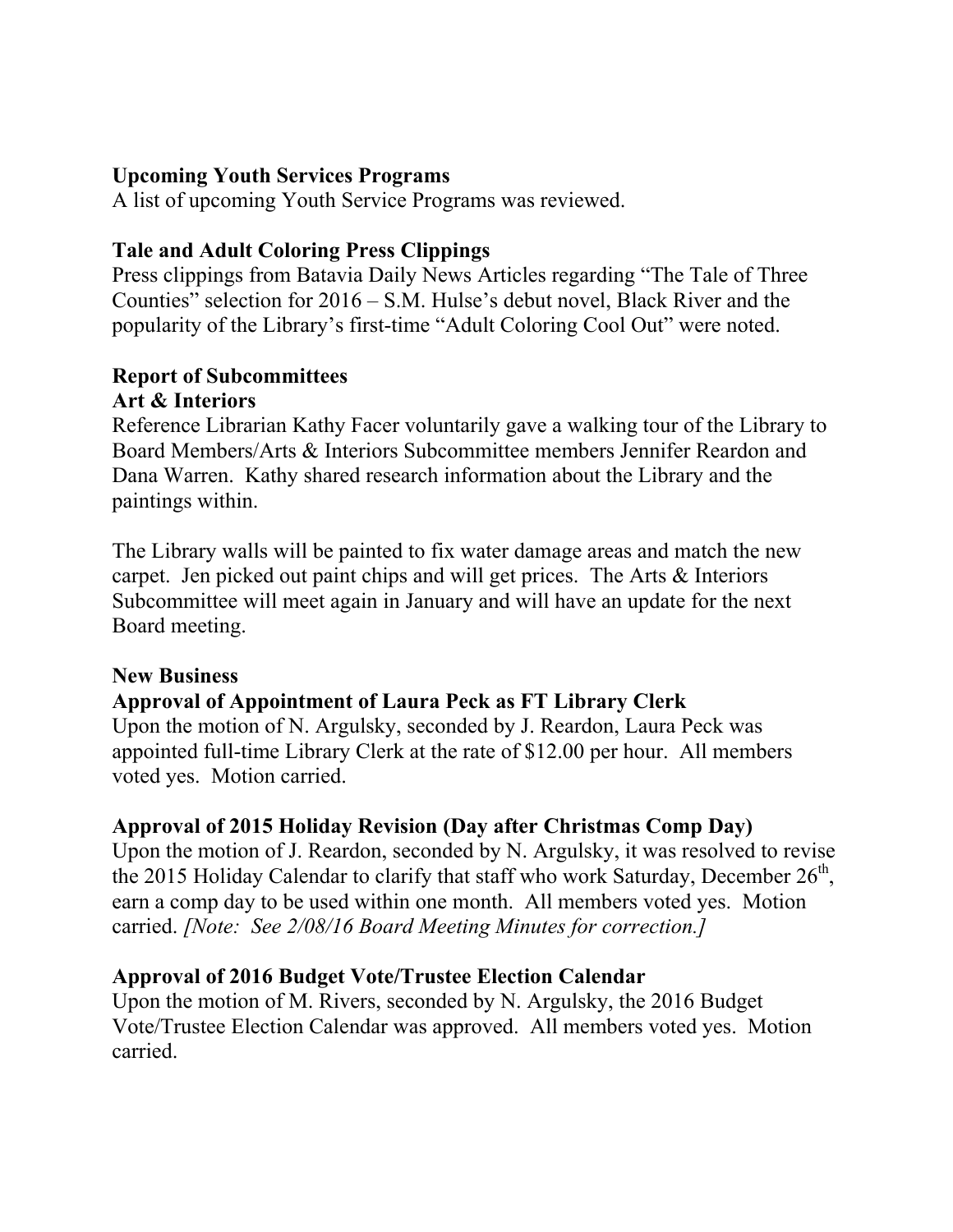**Upcoming Youth Services Programs**
A list of upcoming Youth Service Programs was reviewed.

**Tale and Adult Coloring Press Clippings**
Press clippings from Batavia Daily News Articles regarding "The Tale of Three Counties" selection for 2016 – S.M. Hulse's debut novel, Black River and the popularity of the Library's first-time "Adult Coloring Cool Out" were noted.

**Report of Subcommittees**
**Art & Interiors**
Reference Librarian Kathy Facer voluntarily gave a walking tour of the Library to Board Members/Arts & Interiors Subcommittee members Jennifer Reardon and Dana Warren. Kathy shared research information about the Library and the paintings within.

The Library walls will be painted to fix water damage areas and match the new carpet. Jen picked out paint chips and will get prices. The Arts & Interiors Subcommittee will meet again in January and will have an update for the next Board meeting.

**New Business**
**Approval of Appointment of Laura Peck as FT Library Clerk**
Upon the motion of N. Argulsky, seconded by J. Reardon, Laura Peck was appointed full-time Library Clerk at the rate of $12.00 per hour. All members voted yes. Motion carried.

**Approval of 2015 Holiday Revision (Day after Christmas Comp Day)**
Upon the motion of J. Reardon, seconded by N. Argulsky, it was resolved to revise the 2015 Holiday Calendar to clarify that staff who work Saturday, December 26th, earn a comp day to be used within one month. All members voted yes. Motion carried. *[Note: See 2/08/16 Board Meeting Minutes for correction.]*

**Approval of 2016 Budget Vote/Trustee Election Calendar**
Upon the motion of M. Rivers, seconded by N. Argulsky, the 2016 Budget Vote/Trustee Election Calendar was approved. All members voted yes. Motion carried.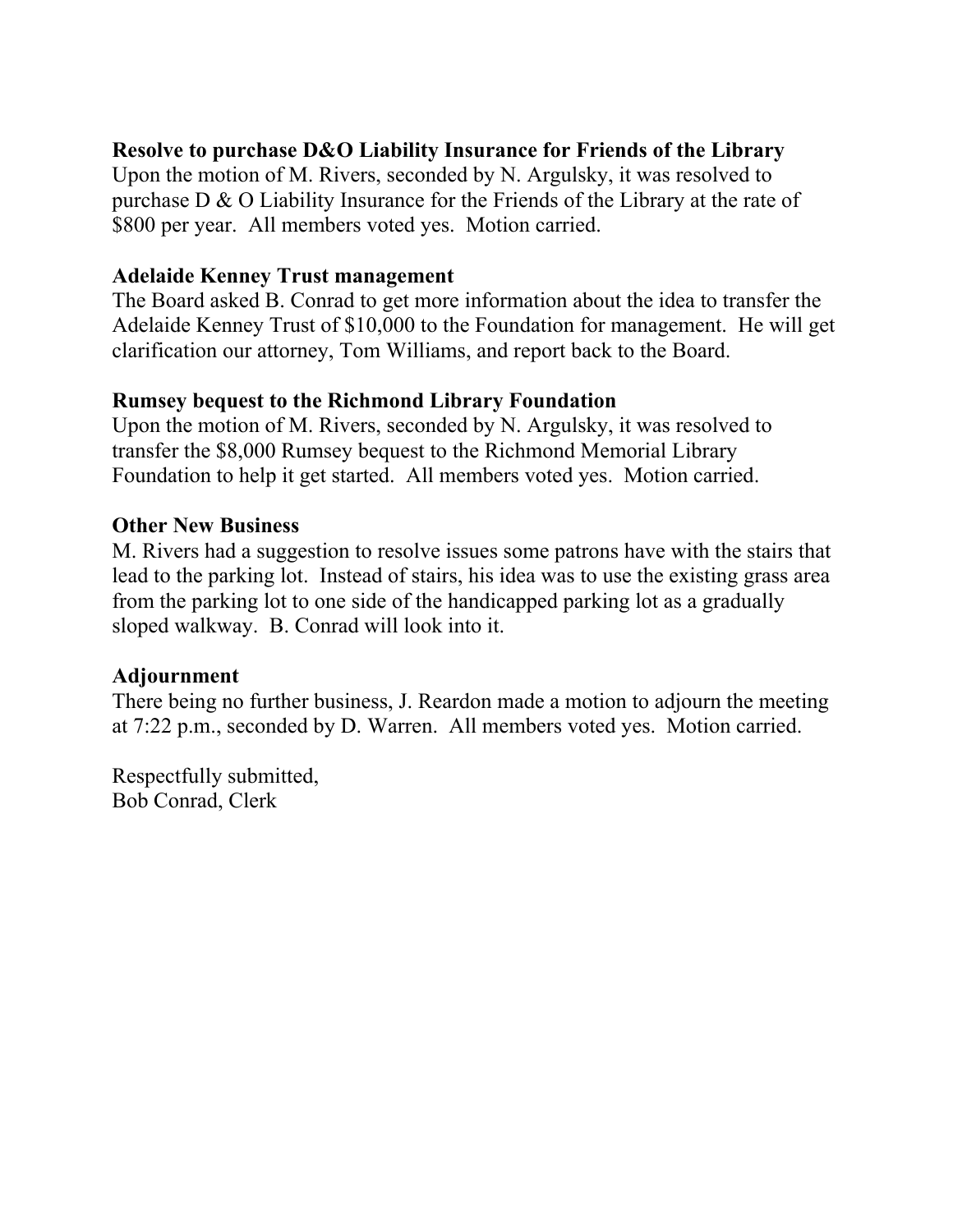**Resolve to purchase D&O Liability Insurance for Friends of the Library**
Upon the motion of M. Rivers, seconded by N. Argulsky, it was resolved to purchase D & O Liability Insurance for the Friends of the Library at the rate of $800 per year. All members voted yes. Motion carried.

**Adelaide Kenney Trust management**
The Board asked B. Conrad to get more information about the idea to transfer the Adelaide Kenney Trust of $10,000 to the Foundation for management. He will get clarification our attorney, Tom Williams, and report back to the Board.

**Rumsey bequest to the Richmond Library Foundation**
Upon the motion of M. Rivers, seconded by N. Argulsky, it was resolved to transfer the $8,000 Rumsey bequest to the Richmond Memorial Library Foundation to help it get started. All members voted yes. Motion carried.

**Other New Business**
M. Rivers had a suggestion to resolve issues some patrons have with the stairs that lead to the parking lot. Instead of stairs, his idea was to use the existing grass area from the parking lot to one side of the handicapped parking lot as a gradually sloped walkway. B. Conrad will look into it.

**Adjournment**
There being no further business, J. Reardon made a motion to adjourn the meeting at 7:22 p.m., seconded by D. Warren. All members voted yes. Motion carried.

Respectfully submitted,
Bob Conrad, Clerk